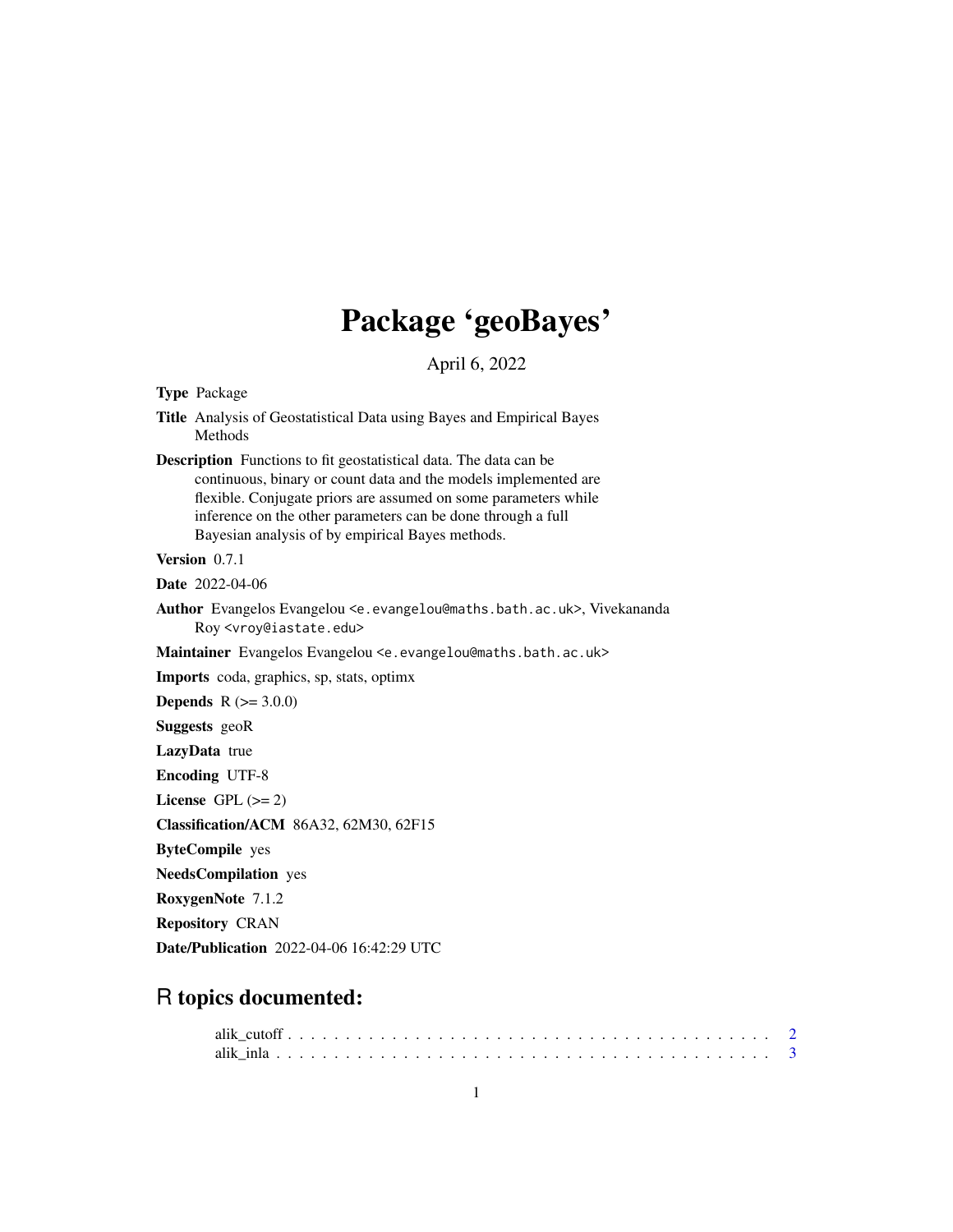# Package 'geoBayes'

April 6, 2022

**Type** Package

**Title** Analysis of Geostatistical Data using Bayes and Empirical Bayes Methods

**Description** Functions to fit geostatistical data. The data can be continuous, binary or count data and the models implemented are flexible. Conjugate priors are assumed on some parameters while inference on the other parameters can be done through a full Bayesian analysis of by empirical Bayes methods.

**Version** 0.7.1

**Date** 2022-04-06

**Author** Evangelos Evangelou <e.evangelou@maths.bath.ac.uk>, Vivekananda Roy <vroy@iastate.edu>

**Maintainer** Evangelos Evangelou <e.evangelou@maths.bath.ac.uk>

**Imports** coda, graphics, sp, stats, optimx

**Depends** R (>= 3.0.0)

**Suggests** geoR

**LazyData** true

**Encoding** UTF-8

**License** GPL (>= 2)

**Classification/ACM** 86A32, 62M30, 62F15

**ByteCompile** yes

**NeedsCompilation** yes

**RoxygenNote** 7.1.2

**Repository** CRAN

**Date/Publication** 2022-04-06 16:42:29 UTC

## R topics documented:

alik_cutoff . . . . . . . . . . . . . . . . . . . . . . . . . . . . . . . . . . . . . . . . 2
alik_inla . . . . . . . . . . . . . . . . . . . . . . . . . . . . . . . . . . . . . . . . . 3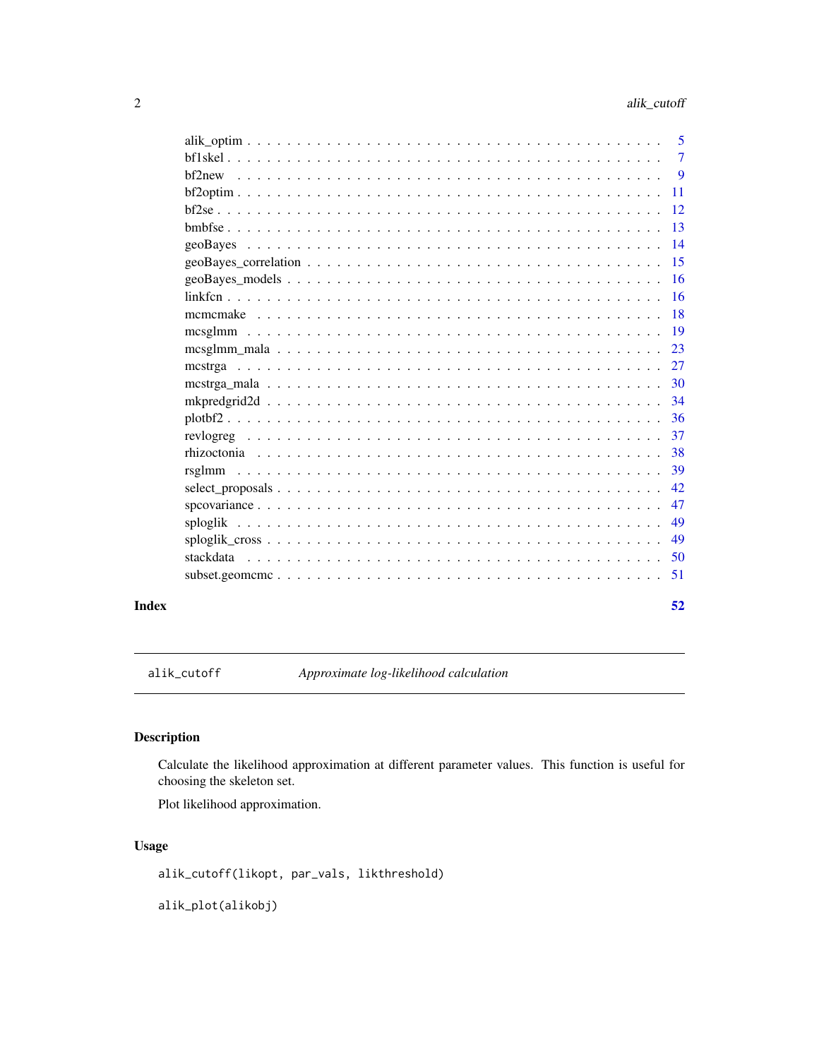alik_optim . . . . . . . . . . . . . . . . . . . . . . . . . . . . . . . . . . . . . . 5
bf1skel . . . . . . . . . . . . . . . . . . . . . . . . . . . . . . . . . . . . . . . . 7
bf2new . . . . . . . . . . . . . . . . . . . . . . . . . . . . . . . . . . . . . . . . 9
bf2optim . . . . . . . . . . . . . . . . . . . . . . . . . . . . . . . . . . . . . . . 11
bf2se . . . . . . . . . . . . . . . . . . . . . . . . . . . . . . . . . . . . . . . . . 12
bmbfse . . . . . . . . . . . . . . . . . . . . . . . . . . . . . . . . . . . . . . . . 13
geoBayes . . . . . . . . . . . . . . . . . . . . . . . . . . . . . . . . . . . . . . . 14
geoBayes_correlation . . . . . . . . . . . . . . . . . . . . . . . . . . . . . . . . 15
geoBayes_models . . . . . . . . . . . . . . . . . . . . . . . . . . . . . . . . . . . 16
linkfcn . . . . . . . . . . . . . . . . . . . . . . . . . . . . . . . . . . . . . . . . 16
mcmcmake . . . . . . . . . . . . . . . . . . . . . . . . . . . . . . . . . . . . . . 18
mcsglmm . . . . . . . . . . . . . . . . . . . . . . . . . . . . . . . . . . . . . . . 19
mcsglmm_mala . . . . . . . . . . . . . . . . . . . . . . . . . . . . . . . . . . . . 23
mcstrga . . . . . . . . . . . . . . . . . . . . . . . . . . . . . . . . . . . . . . . . 27
mcstrga_mala . . . . . . . . . . . . . . . . . . . . . . . . . . . . . . . . . . . . . 30
mkpredgrid2d . . . . . . . . . . . . . . . . . . . . . . . . . . . . . . . . . . . . . 34
plotbf2 . . . . . . . . . . . . . . . . . . . . . . . . . . . . . . . . . . . . . . . . 36
revlogreg . . . . . . . . . . . . . . . . . . . . . . . . . . . . . . . . . . . . . . . 37
rhizoctonia . . . . . . . . . . . . . . . . . . . . . . . . . . . . . . . . . . . . . . 38
rsglmm . . . . . . . . . . . . . . . . . . . . . . . . . . . . . . . . . . . . . . . . 39
select_proposals . . . . . . . . . . . . . . . . . . . . . . . . . . . . . . . . . . . 42
spcovariance . . . . . . . . . . . . . . . . . . . . . . . . . . . . . . . . . . . . . 47
sploglik . . . . . . . . . . . . . . . . . . . . . . . . . . . . . . . . . . . . . . . . 49
sploglik_cross . . . . . . . . . . . . . . . . . . . . . . . . . . . . . . . . . . . . . 49
stackdata . . . . . . . . . . . . . . . . . . . . . . . . . . . . . . . . . . . . . . . 50
subset.geomcmc . . . . . . . . . . . . . . . . . . . . . . . . . . . . . . . . . . . . 51

**Index** **52**

---

`alik_cutoff` *Approximate log-likelihood calculation*

---

## Description

Calculate the likelihood approximation at different parameter values. This function is useful for choosing the skeleton set.

Plot likelihood approximation.

## Usage

```
alik_cutoff(likopt, par_vals, likthreshold)

alik_plot(alikobj)
```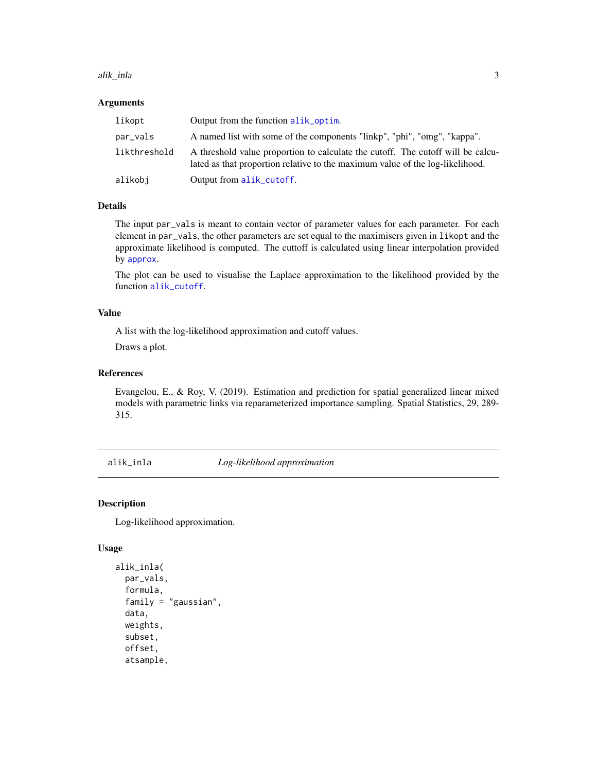### Arguments

| | |
|---|---|
| likopt | Output from the function alik_optim. |
| par_vals | A named list with some of the components "linkp", "phi", "omg", "kappa". |
| likthreshold | A threshold value proportion to calculate the cutoff. The cutoff will be calculated as that proportion relative to the maximum value of the log-likelihood. |
| alikobj | Output from alik_cutoff. |

### Details

The input par_vals is meant to contain vector of parameter values for each parameter. For each element in par_vals, the other parameters are set equal to the maximisers given in likopt and the approximate likelihood is computed. The cuttoff is calculated using linear interpolation provided by approx.

The plot can be used to visualise the Laplace approximation to the likelihood provided by the function alik_cutoff.

### Value

A list with the log-likelihood approximation and cutoff values.

Draws a plot.

### References

Evangelou, E., & Roy, V. (2019). Estimation and prediction for spatial generalized linear mixed models with parametric links via reparameterized importance sampling. Spatial Statistics, 29, 289-315.

---

## alik_inla    *Log-likelihood approximation*

### Description

Log-likelihood approximation.

### Usage

```
alik_inla(
  par_vals,
  formula,
  family = "gaussian",
  data,
  weights,
  subset,
  offset,
  atsample,
```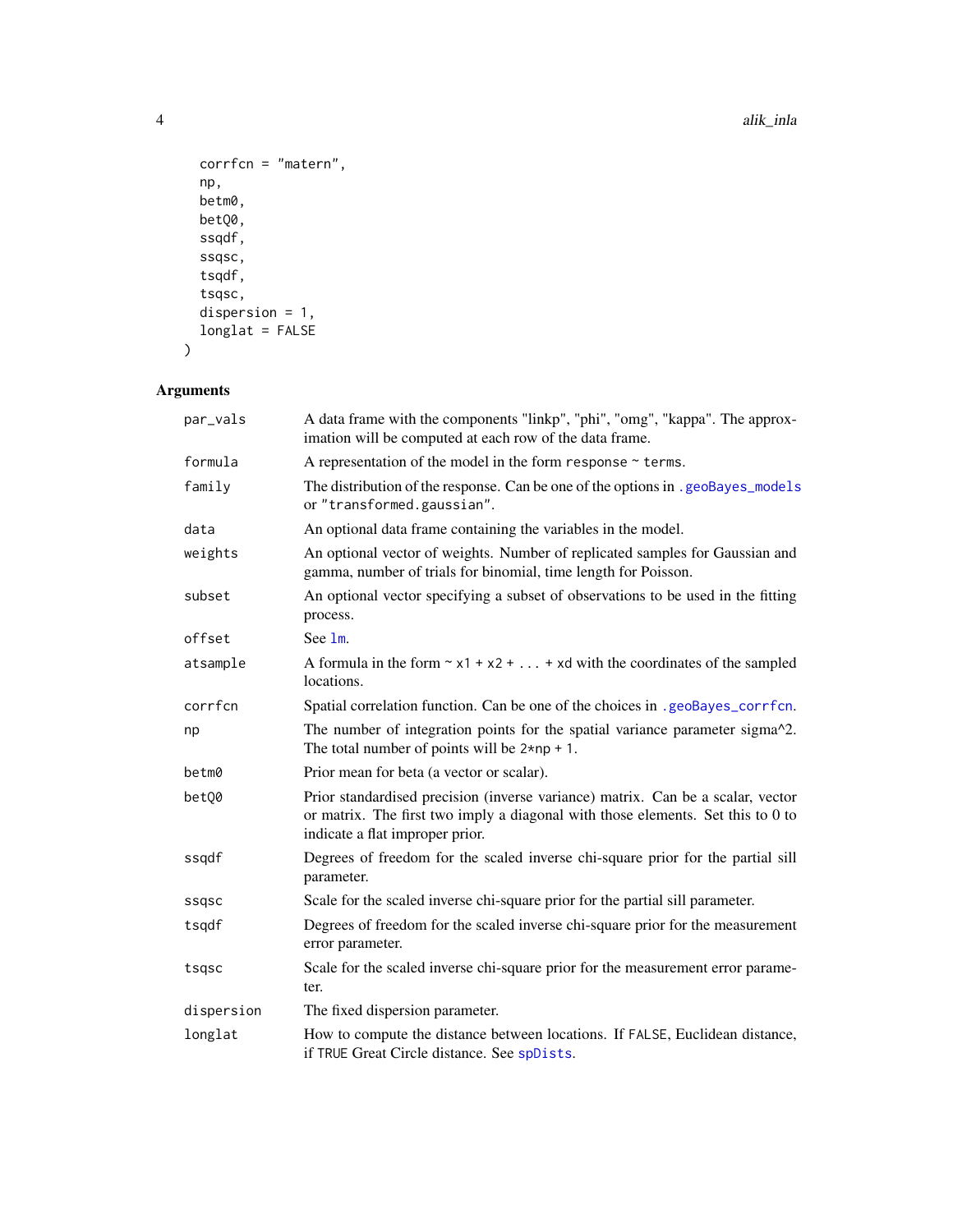```
  corrfcn = "matern",
  np,
  betm0,
  betQ0,
  ssqdf,
  ssqsc,
  tsqdf,
  tsqsc,
  dispersion = 1,
  longlat = FALSE
)
```

## Arguments

| | |
|---|---|
| par_vals | A data frame with the components "linkp", "phi", "omg", "kappa". The approximation will be computed at each row of the data frame. |
| formula | A representation of the model in the form `response ~ terms`. |
| family | The distribution of the response. Can be one of the options in `.geoBayes_models` or `"transformed.gaussian"`. |
| data | An optional data frame containing the variables in the model. |
| weights | An optional vector of weights. Number of replicated samples for Gaussian and gamma, number of trials for binomial, time length for Poisson. |
| subset | An optional vector specifying a subset of observations to be used in the fitting process. |
| offset | See `lm`. |
| atsample | A formula in the form `~ x1 + x2 + ... + xd` with the coordinates of the sampled locations. |
| corrfcn | Spatial correlation function. Can be one of the choices in `.geoBayes_corrfcn`. |
| np | The number of integration points for the spatial variance parameter sigma^2. The total number of points will be `2*np + 1`. |
| betm0 | Prior mean for beta (a vector or scalar). |
| betQ0 | Prior standardised precision (inverse variance) matrix. Can be a scalar, vector or matrix. The first two imply a diagonal with those elements. Set this to 0 to indicate a flat improper prior. |
| ssqdf | Degrees of freedom for the scaled inverse chi-square prior for the partial sill parameter. |
| ssqsc | Scale for the scaled inverse chi-square prior for the partial sill parameter. |
| tsqdf | Degrees of freedom for the scaled inverse chi-square prior for the measurement error parameter. |
| tsqsc | Scale for the scaled inverse chi-square prior for the measurement error parameter. |
| dispersion | The fixed dispersion parameter. |
| longlat | How to compute the distance between locations. If `FALSE`, Euclidean distance, if `TRUE` Great Circle distance. See `spDists`. |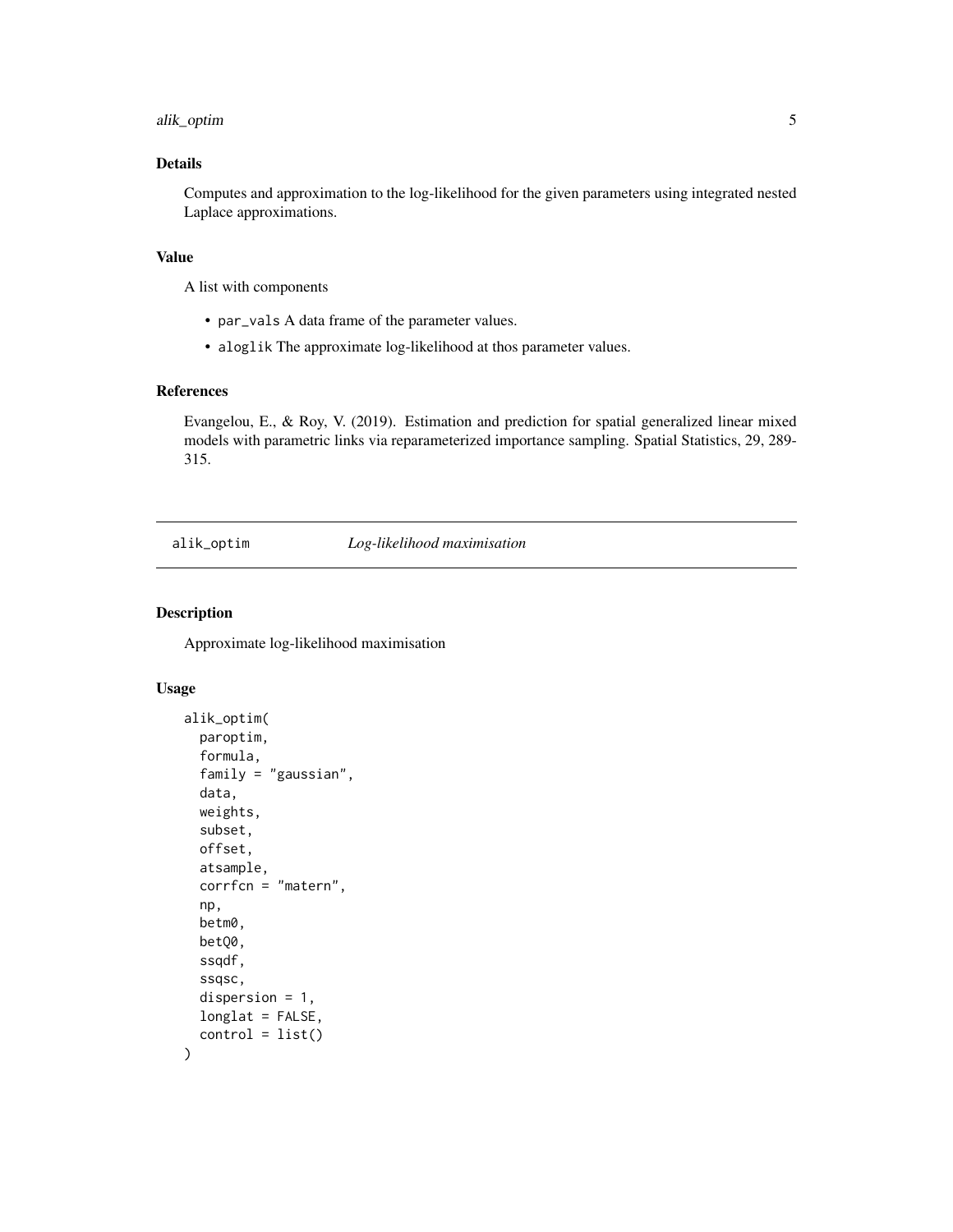## Details

Computes and approximation to the log-likelihood for the given parameters using integrated nested Laplace approximations.

## Value

A list with components

- `par_vals` A data frame of the parameter values.
- `aloglik` The approximate log-likelihood at thos parameter values.

## References

Evangelou, E., & Roy, V. (2019). Estimation and prediction for spatial generalized linear mixed models with parametric links via reparameterized importance sampling. Spatial Statistics, 29, 289-315.

---

# alik_optim *Log-likelihood maximisation*

## Description

Approximate log-likelihood maximisation

## Usage

```
alik_optim(
  paroptim,
  formula,
  family = "gaussian",
  data,
  weights,
  subset,
  offset,
  atsample,
  corrfcn = "matern",
  np,
  betm0,
  betQ0,
  ssqdf,
  ssqsc,
  dispersion = 1,
  longlat = FALSE,
  control = list()
)
```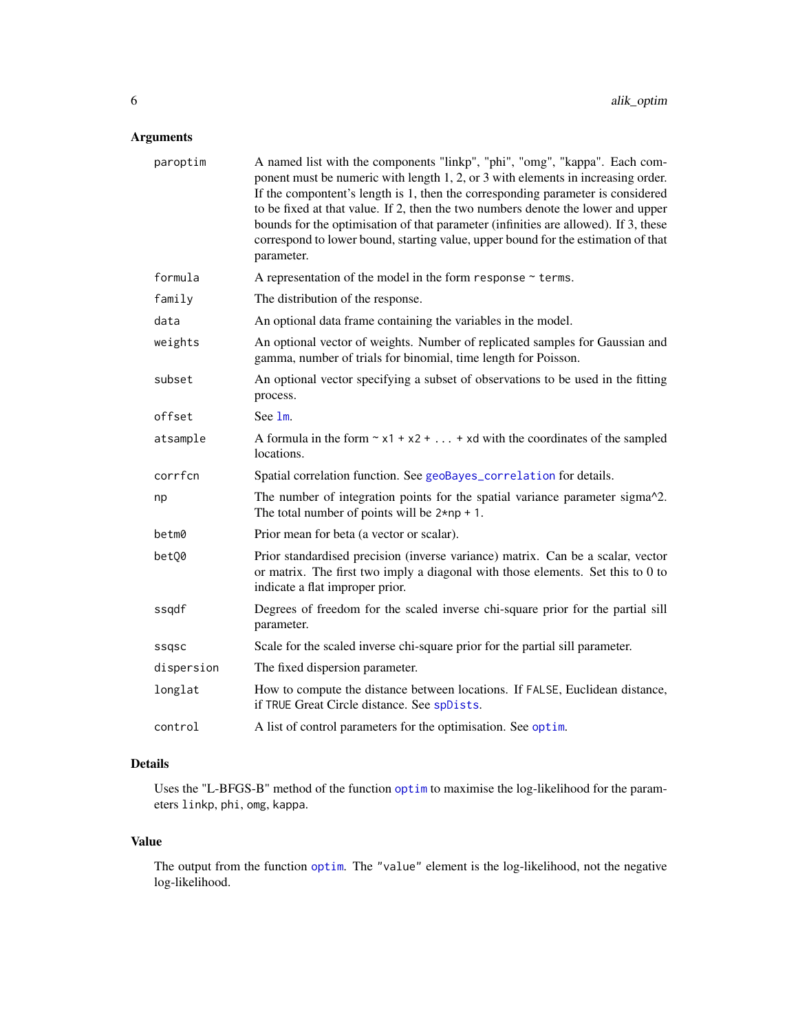### Arguments

| | |
|---|---|
| paroptim | A named list with the components "linkp", "phi", "omg", "kappa". Each component must be numeric with length 1, 2, or 3 with elements in increasing order. If the compontent's length is 1, then the corresponding parameter is considered to be fixed at that value. If 2, then the two numbers denote the lower and upper bounds for the optimisation of that parameter (infinities are allowed). If 3, these correspond to lower bound, starting value, upper bound for the estimation of that parameter. |
| formula | A representation of the model in the form `response ~ terms`. |
| family | The distribution of the response. |
| data | An optional data frame containing the variables in the model. |
| weights | An optional vector of weights. Number of replicated samples for Gaussian and gamma, number of trials for binomial, time length for Poisson. |
| subset | An optional vector specifying a subset of observations to be used in the fitting process. |
| offset | See `lm`. |
| atsample | A formula in the form `~ x1 + x2 + ... + xd` with the coordinates of the sampled locations. |
| corrfcn | Spatial correlation function. See `geoBayes_correlation` for details. |
| np | The number of integration points for the spatial variance parameter sigma^2. The total number of points will be `2*np + 1`. |
| betm0 | Prior mean for beta (a vector or scalar). |
| betQ0 | Prior standardised precision (inverse variance) matrix. Can be a scalar, vector or matrix. The first two imply a diagonal with those elements. Set this to 0 to indicate a flat improper prior. |
| ssqdf | Degrees of freedom for the scaled inverse chi-square prior for the partial sill parameter. |
| ssqsc | Scale for the scaled inverse chi-square prior for the partial sill parameter. |
| dispersion | The fixed dispersion parameter. |
| longlat | How to compute the distance between locations. If `FALSE`, Euclidean distance, if `TRUE` Great Circle distance. See `spDists`. |
| control | A list of control parameters for the optimisation. See `optim`. |

### Details

Uses the "L-BFGS-B" method of the function `optim` to maximise the log-likelihood for the parameters `linkp`, `phi`, `omg`, `kappa`.

### Value

The output from the function `optim`. The `"value"` element is the log-likelihood, not the negative log-likelihood.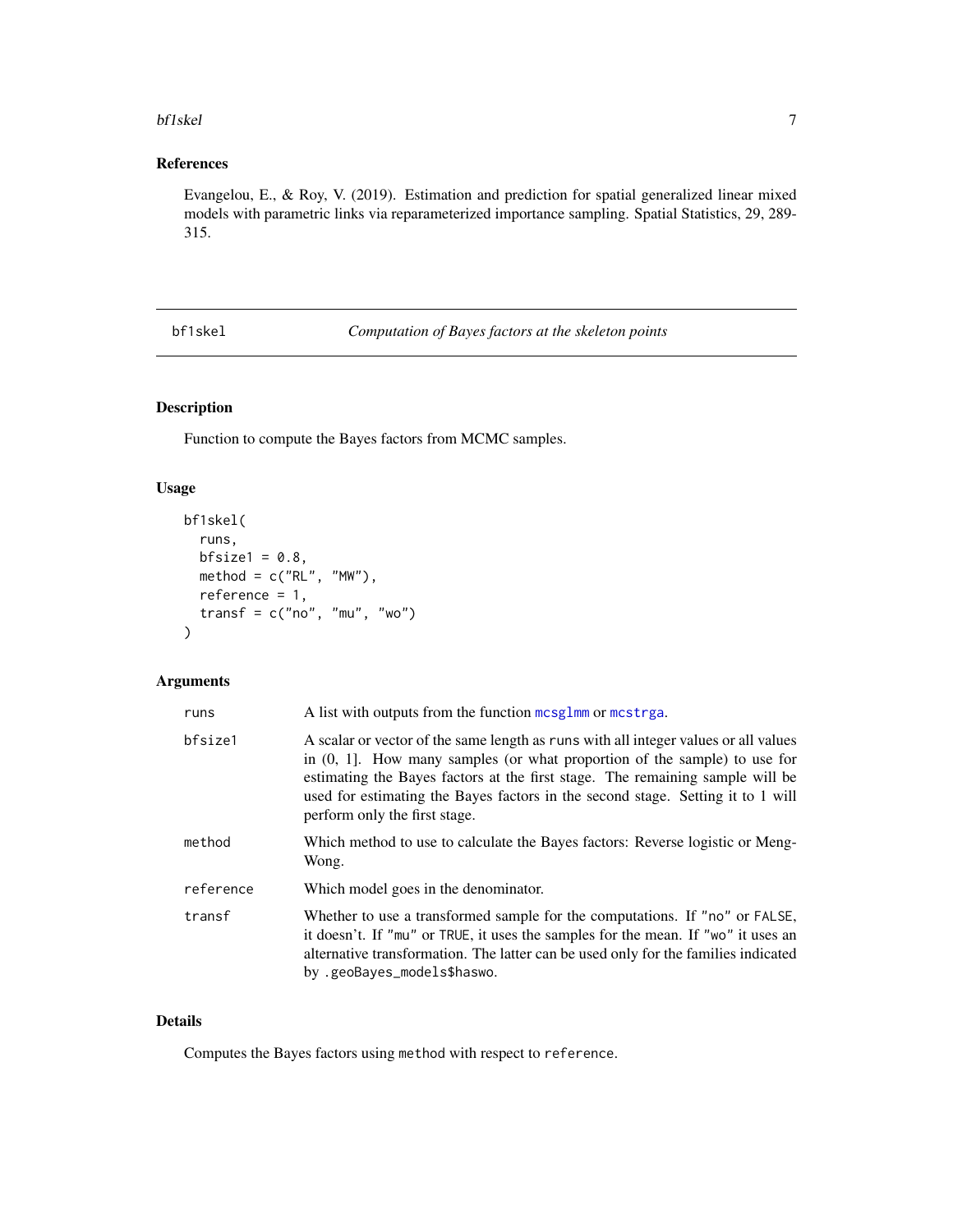## References

Evangelou, E., & Roy, V. (2019). Estimation and prediction for spatial generalized linear mixed models with parametric links via reparameterized importance sampling. Spatial Statistics, 29, 289-315.

---

# bf1skel — *Computation of Bayes factors at the skeleton points*

## Description

Function to compute the Bayes factors from MCMC samples.

## Usage

```
bf1skel(
  runs,
  bfsize1 = 0.8,
  method = c("RL", "MW"),
  reference = 1,
  transf = c("no", "mu", "wo")
)
```

## Arguments

| | |
|---|---|
| runs | A list with outputs from the function mcsglmm or mcstrga. |
| bfsize1 | A scalar or vector of the same length as runs with all integer values or all values in (0, 1]. How many samples (or what proportion of the sample) to use for estimating the Bayes factors at the first stage. The remaining sample will be used for estimating the Bayes factors in the second stage. Setting it to 1 will perform only the first stage. |
| method | Which method to use to calculate the Bayes factors: Reverse logistic or Meng-Wong. |
| reference | Which model goes in the denominator. |
| transf | Whether to use a transformed sample for the computations. If "no" or FALSE, it doesn't. If "mu" or TRUE, it uses the samples for the mean. If "wo" it uses an alternative transformation. The latter can be used only for the families indicated by .geoBayes_models$haswo. |

## Details

Computes the Bayes factors using method with respect to reference.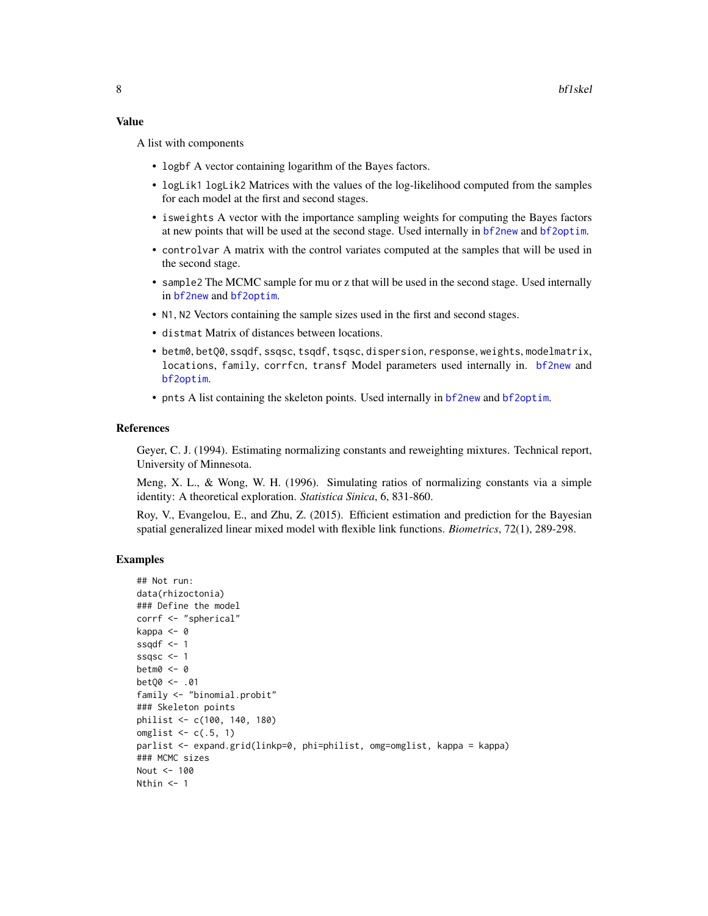### Value

A list with components

- logbf A vector containing logarithm of the Bayes factors.
- logLik1 logLik2 Matrices with the values of the log-likelihood computed from the samples for each model at the first and second stages.
- isweights A vector with the importance sampling weights for computing the Bayes factors at new points that will be used at the second stage. Used internally in bf2new and bf2optim.
- controlvar A matrix with the control variates computed at the samples that will be used in the second stage.
- sample2 The MCMC sample for mu or z that will be used in the second stage. Used internally in bf2new and bf2optim.
- N1, N2 Vectors containing the sample sizes used in the first and second stages.
- distmat Matrix of distances between locations.
- betm0, betQ0, ssqdf, ssqsc, tsqdf, tsqsc, dispersion, response, weights, modelmatrix, locations, family, corrfcn, transf Model parameters used internally in. bf2new and bf2optim.
- pnts A list containing the skeleton points. Used internally in bf2new and bf2optim.

### References

Geyer, C. J. (1994). Estimating normalizing constants and reweighting mixtures. Technical report, University of Minnesota.

Meng, X. L., & Wong, W. H. (1996). Simulating ratios of normalizing constants via a simple identity: A theoretical exploration. *Statistica Sinica*, 6, 831-860.

Roy, V., Evangelou, E., and Zhu, Z. (2015). Efficient estimation and prediction for the Bayesian spatial generalized linear mixed model with flexible link functions. *Biometrics*, 72(1), 289-298.

### Examples

```
## Not run:
data(rhizoctonia)
### Define the model
corrf <- "spherical"
kappa <- 0
ssqdf <- 1
ssqsc <- 1
betm0 <- 0
betQ0 <- .01
family <- "binomial.probit"
### Skeleton points
philist <- c(100, 140, 180)
omglist <- c(.5, 1)
parlist <- expand.grid(linkp=0, phi=philist, omg=omglist, kappa = kappa)
### MCMC sizes
Nout <- 100
Nthin <- 1
```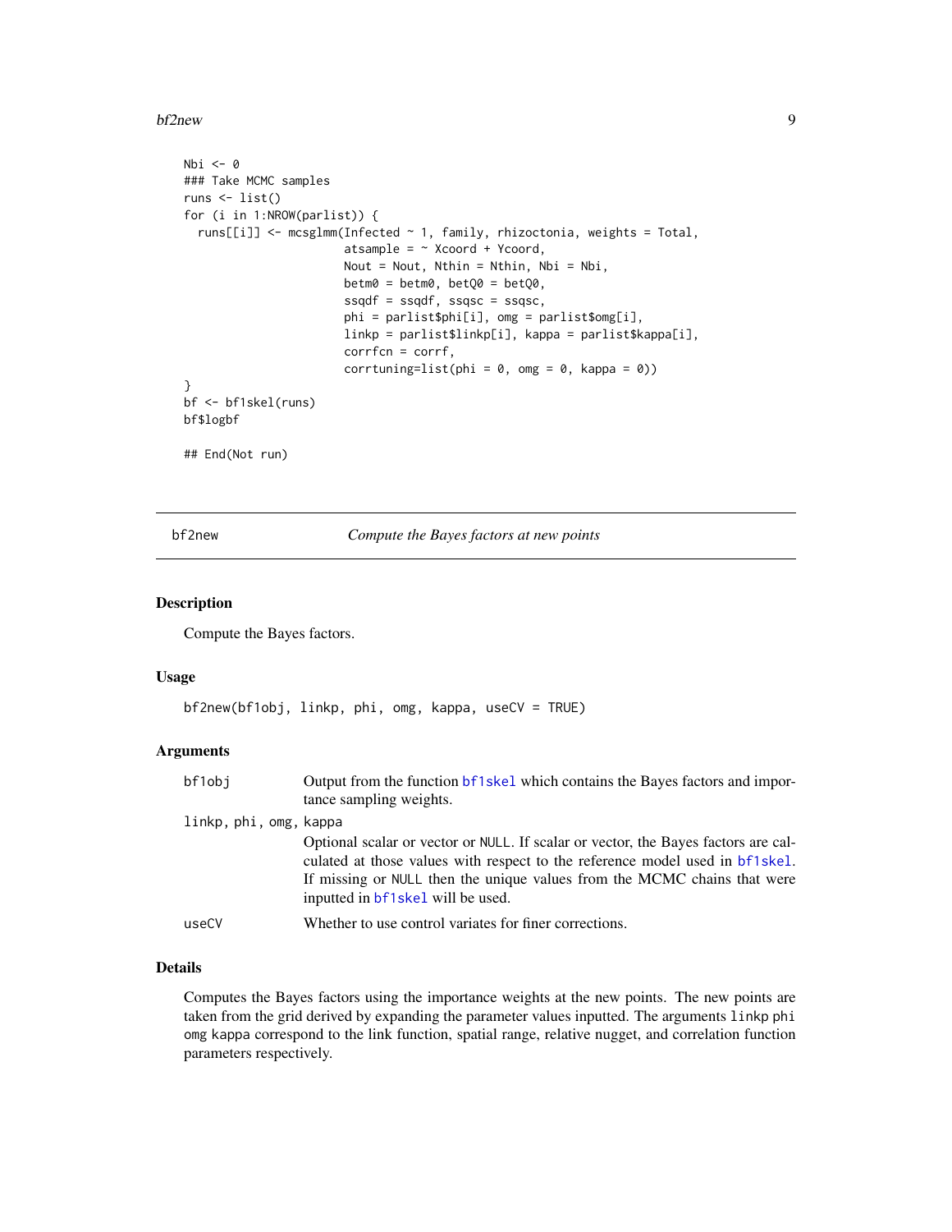```
Nbi <- 0
### Take MCMC samples
runs <- list()
for (i in 1:NROW(parlist)) {
  runs[[i]] <- mcsglmm(Infected ~ 1, family, rhizoctonia, weights = Total,
                       atsample = ~ Xcoord + Ycoord,
                       Nout = Nout, Nthin = Nthin, Nbi = Nbi,
                       betm0 = betm0, betQ0 = betQ0,
                       ssqdf = ssqdf, ssqsc = ssqsc,
                       phi = parlist$phi[i], omg = parlist$omg[i],
                       linkp = parlist$linkp[i], kappa = parlist$kappa[i],
                       corrfcn = corrf,
                       corrtuning=list(phi = 0, omg = 0, kappa = 0))
}
bf <- bf1skel(runs)
bf$logbf

## End(Not run)
```

---

## bf2new — *Compute the Bayes factors at new points*

### Description

Compute the Bayes factors.

### Usage

```
bf2new(bf1obj, linkp, phi, omg, kappa, useCV = TRUE)
```

### Arguments

| | |
|---|---|
| `bf1obj` | Output from the function `bf1skel` which contains the Bayes factors and importance sampling weights. |
| `linkp, phi, omg, kappa` | Optional scalar or vector or `NULL`. If scalar or vector, the Bayes factors are calculated at those values with respect to the reference model used in `bf1skel`. If missing or `NULL` then the unique values from the MCMC chains that were inputted in `bf1skel` will be used. |
| `useCV` | Whether to use control variates for finer corrections. |

### Details

Computes the Bayes factors using the importance weights at the new points. The new points are taken from the grid derived by expanding the parameter values inputted. The arguments `linkp` `phi` `omg` `kappa` correspond to the link function, spatial range, relative nugget, and correlation function parameters respectively.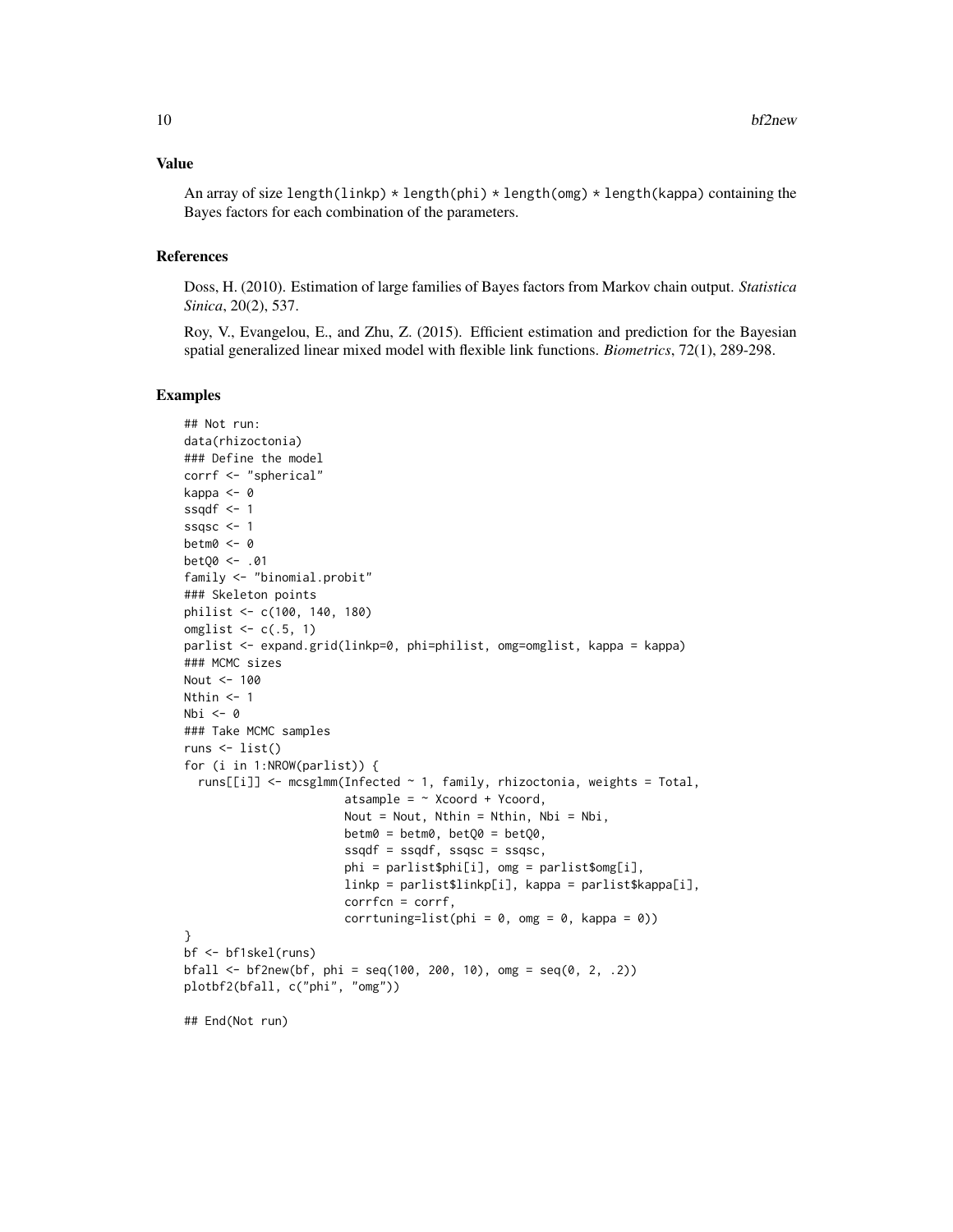## Value

An array of size `length(linkp) * length(phi) * length(omg) * length(kappa)` containing the Bayes factors for each combination of the parameters.

## References

Doss, H. (2010). Estimation of large families of Bayes factors from Markov chain output. *Statistica Sinica*, 20(2), 537.

Roy, V., Evangelou, E., and Zhu, Z. (2015). Efficient estimation and prediction for the Bayesian spatial generalized linear mixed model with flexible link functions. *Biometrics*, 72(1), 289-298.

## Examples

```
## Not run:
data(rhizoctonia)
### Define the model
corrf <- "spherical"
kappa <- 0
ssqdf <- 1
ssqsc <- 1
betm0 <- 0
betQ0 <- .01
family <- "binomial.probit"
### Skeleton points
philist <- c(100, 140, 180)
omglist <- c(.5, 1)
parlist <- expand.grid(linkp=0, phi=philist, omg=omglist, kappa = kappa)
### MCMC sizes
Nout <- 100
Nthin <- 1
Nbi <- 0
### Take MCMC samples
runs <- list()
for (i in 1:NROW(parlist)) {
  runs[[i]] <- mcsglmm(Infected ~ 1, family, rhizoctonia, weights = Total,
                       atsample = ~ Xcoord + Ycoord,
                       Nout = Nout, Nthin = Nthin, Nbi = Nbi,
                       betm0 = betm0, betQ0 = betQ0,
                       ssqdf = ssqdf, ssqsc = ssqsc,
                       phi = parlist$phi[i], omg = parlist$omg[i],
                       linkp = parlist$linkp[i], kappa = parlist$kappa[i],
                       corrfcn = corrf,
                       corrtuning=list(phi = 0, omg = 0, kappa = 0))
}
bf <- bf1skel(runs)
bfall <- bf2new(bf, phi = seq(100, 200, 10), omg = seq(0, 2, .2))
plotbf2(bfall, c("phi", "omg"))

## End(Not run)
```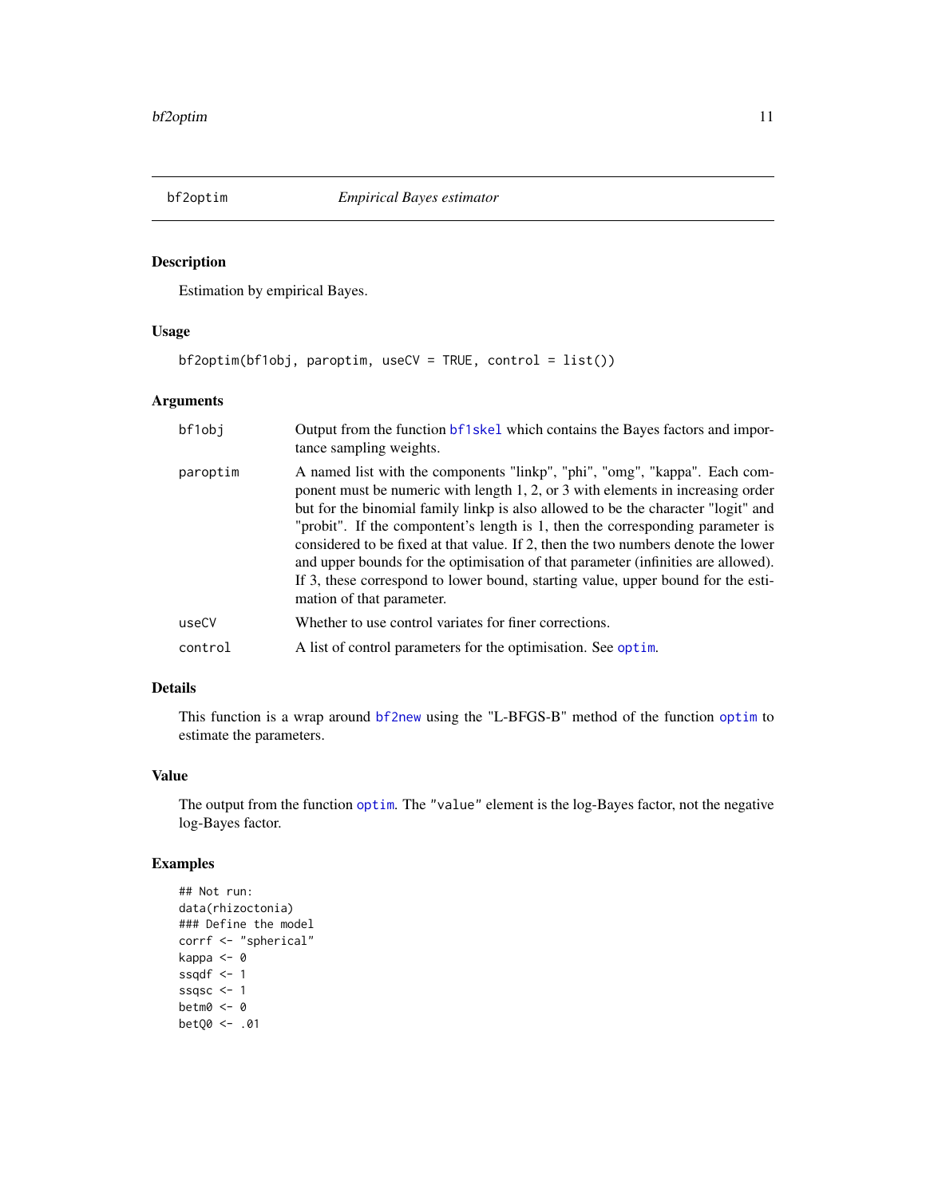# bf2optim — *Empirical Bayes estimator*

## Description

Estimation by empirical Bayes.

## Usage

```
bf2optim(bf1obj, paroptim, useCV = TRUE, control = list())
```

## Arguments

| | |
|---|---|
| bf1obj | Output from the function bf1skel which contains the Bayes factors and importance sampling weights. |
| paroptim | A named list with the components "linkp", "phi", "omg", "kappa". Each component must be numeric with length 1, 2, or 3 with elements in increasing order but for the binomial family linkp is also allowed to be the character "logit" and "probit". If the compontent's length is 1, then the corresponding parameter is considered to be fixed at that value. If 2, then the two numbers denote the lower and upper bounds for the optimisation of that parameter (infinities are allowed). If 3, these correspond to lower bound, starting value, upper bound for the estimation of that parameter. |
| useCV | Whether to use control variates for finer corrections. |
| control | A list of control parameters for the optimisation. See optim. |

## Details

This function is a wrap around bf2new using the "L-BFGS-B" method of the function optim to estimate the parameters.

## Value

The output from the function optim. The "value" element is the log-Bayes factor, not the negative log-Bayes factor.

## Examples

```
## Not run:
data(rhizoctonia)
### Define the model
corrf <- "spherical"
kappa <- 0
ssqdf <- 1
ssqsc <- 1
betm0 <- 0
betQ0 <- .01
```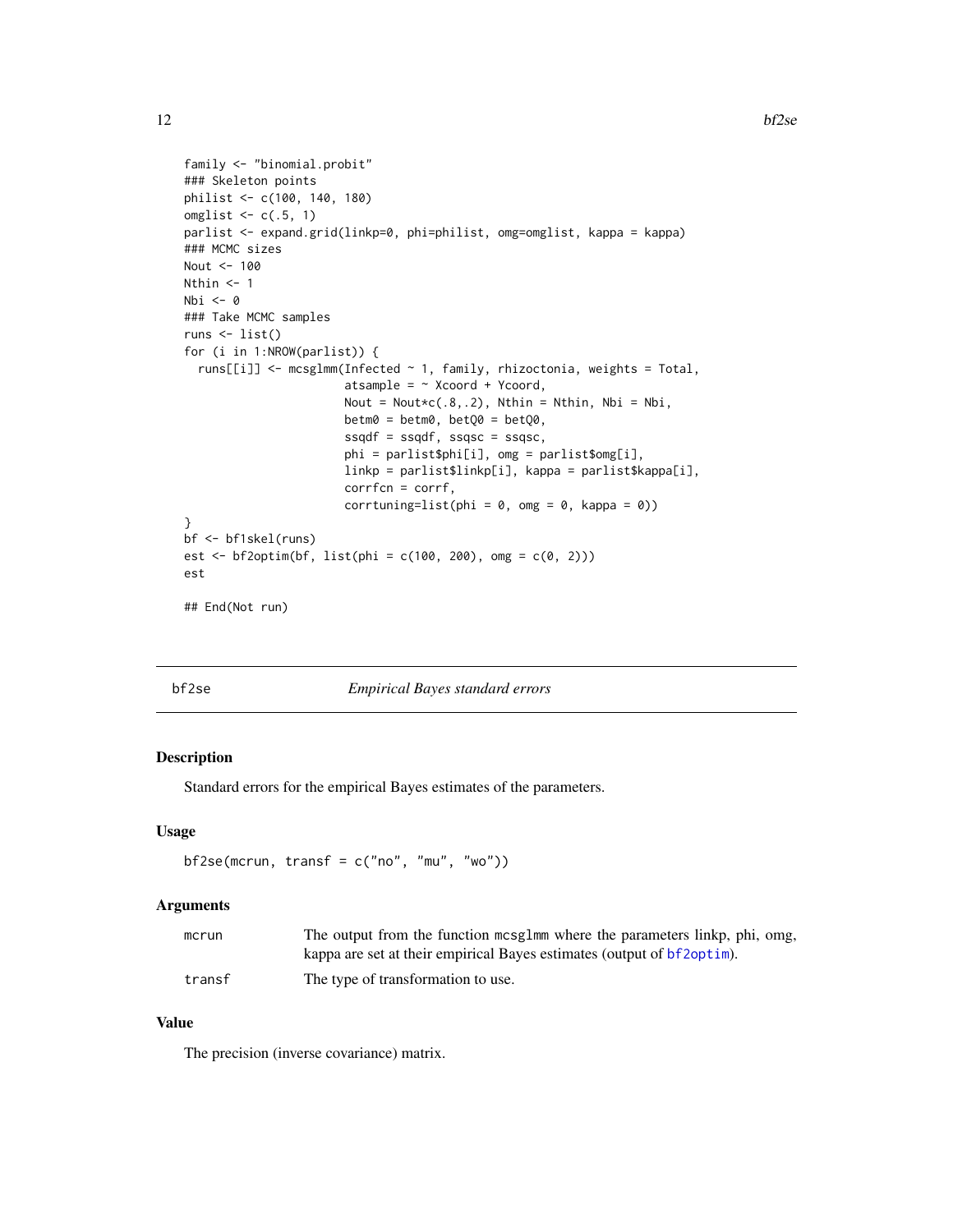```
family <- "binomial.probit"
### Skeleton points
philist <- c(100, 140, 180)
omglist <- c(.5, 1)
parlist <- expand.grid(linkp=0, phi=philist, omg=omglist, kappa = kappa)
### MCMC sizes
Nout <- 100
Nthin <- 1
Nbi <- 0
### Take MCMC samples
runs <- list()
for (i in 1:NROW(parlist)) {
  runs[[i]] <- mcsglmm(Infected ~ 1, family, rhizoctonia, weights = Total,
                       atsample = ~ Xcoord + Ycoord,
                       Nout = Nout*c(.8,.2), Nthin = Nthin, Nbi = Nbi,
                       betm0 = betm0, betQ0 = betQ0,
                       ssqdf = ssqdf, ssqsc = ssqsc,
                       phi = parlist$phi[i], omg = parlist$omg[i],
                       linkp = parlist$linkp[i], kappa = parlist$kappa[i],
                       corrfcn = corrf,
                       corrtuning=list(phi = 0, omg = 0, kappa = 0))
}
bf <- bf1skel(runs)
est <- bf2optim(bf, list(phi = c(100, 200), omg = c(0, 2)))
est

## End(Not run)
```

---

## bf2se — *Empirical Bayes standard errors*

### Description

Standard errors for the empirical Bayes estimates of the parameters.

### Usage

```
bf2se(mcrun, transf = c("no", "mu", "wo"))
```

### Arguments

| | |
|---|---|
| mcrun | The output from the function mcsglmm where the parameters linkp, phi, omg, kappa are set at their empirical Bayes estimates (output of bf2optim). |
| transf | The type of transformation to use. |

### Value

The precision (inverse covariance) matrix.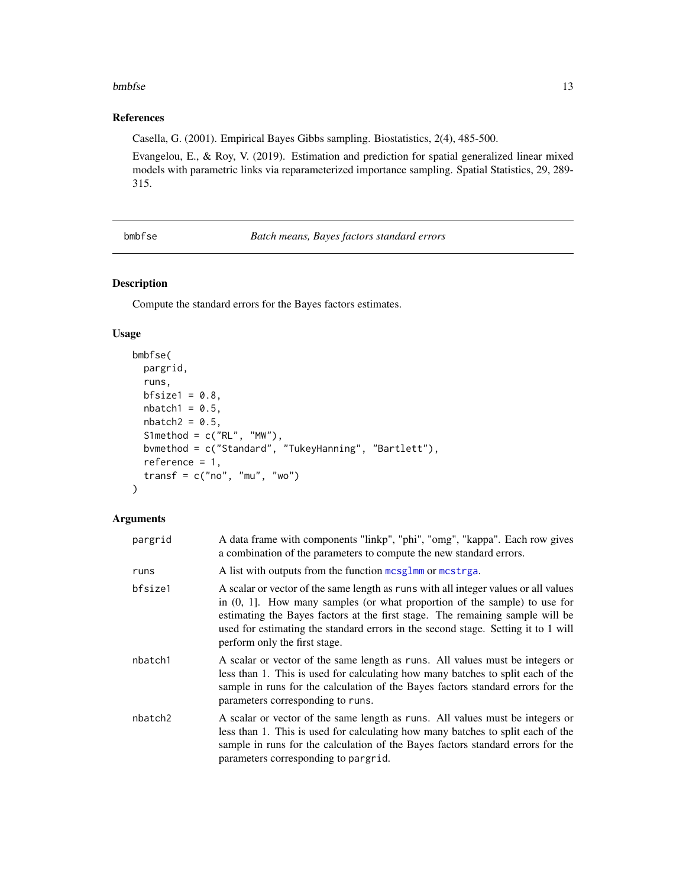## References

Casella, G. (2001). Empirical Bayes Gibbs sampling. Biostatistics, 2(4), 485-500.

Evangelou, E., & Roy, V. (2019). Estimation and prediction for spatial generalized linear mixed models with parametric links via reparameterized importance sampling. Spatial Statistics, 29, 289-315.

---

# bmbfse — *Batch means, Bayes factors standard errors*

## Description

Compute the standard errors for the Bayes factors estimates.

## Usage

```
bmbfse(
  pargrid,
  runs,
  bfsize1 = 0.8,
  nbatch1 = 0.5,
  nbatch2 = 0.5,
  S1method = c("RL", "MW"),
  bvmethod = c("Standard", "TukeyHanning", "Bartlett"),
  reference = 1,
  transf = c("no", "mu", "wo")
)
```

## Arguments

| | |
|---|---|
| pargrid | A data frame with components "linkp", "phi", "omg", "kappa". Each row gives a combination of the parameters to compute the new standard errors. |
| runs | A list with outputs from the function mcsglmm or mcstrga. |
| bfsize1 | A scalar or vector of the same length as runs with all integer values or all values in (0, 1]. How many samples (or what proportion of the sample) to use for estimating the Bayes factors at the first stage. The remaining sample will be used for estimating the standard errors in the second stage. Setting it to 1 will perform only the first stage. |
| nbatch1 | A scalar or vector of the same length as runs. All values must be integers or less than 1. This is used for calculating how many batches to split each of the sample in runs for the calculation of the Bayes factors standard errors for the parameters corresponding to runs. |
| nbatch2 | A scalar or vector of the same length as runs. All values must be integers or less than 1. This is used for calculating how many batches to split each of the sample in runs for the calculation of the Bayes factors standard errors for the parameters corresponding to pargrid. |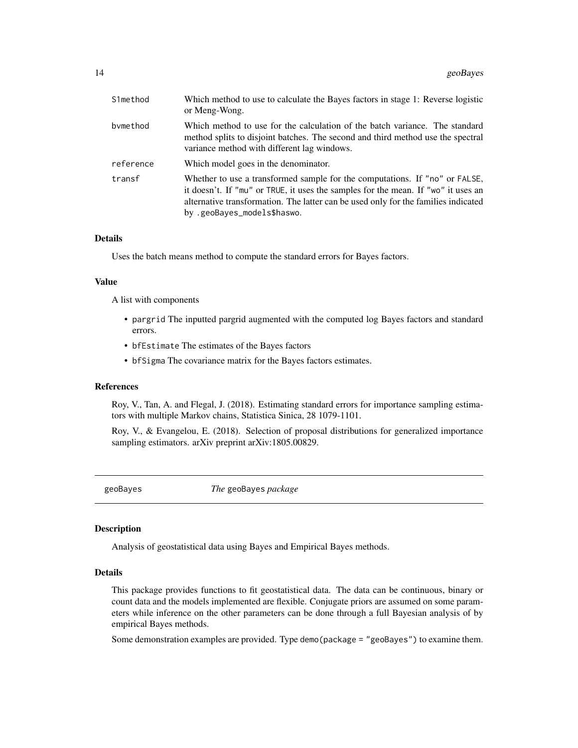| | |
|---|---|
| `S1method` | Which method to use to calculate the Bayes factors in stage 1: Reverse logistic or Meng-Wong. |
| `bvmethod` | Which method to use for the calculation of the batch variance. The standard method splits to disjoint batches. The second and third method use the spectral variance method with different lag windows. |
| `reference` | Which model goes in the denominator. |
| `transf` | Whether to use a transformed sample for the computations. If `"no"` or `FALSE`, it doesn't. If `"mu"` or `TRUE`, it uses the samples for the mean. If `"wo"` it uses an alternative transformation. The latter can be used only for the families indicated by `.geoBayes_models$haswo`. |

### Details

Uses the batch means method to compute the standard errors for Bayes factors.

### Value

A list with components

- `pargrid` The inputted pargrid augmented with the computed log Bayes factors and standard errors.
- `bfEstimate` The estimates of the Bayes factors
- `bfSigma` The covariance matrix for the Bayes factors estimates.

### References

Roy, V., Tan, A. and Flegal, J. (2018). Estimating standard errors for importance sampling estimators with multiple Markov chains, Statistica Sinica, 28 1079-1101.

Roy, V., & Evangelou, E. (2018). Selection of proposal distributions for generalized importance sampling estimators. arXiv preprint arXiv:1805.00829.

---

## `geoBayes` — *The* `geoBayes` *package*

---

### Description

Analysis of geostatistical data using Bayes and Empirical Bayes methods.

### Details

This package provides functions to fit geostatistical data. The data can be continuous, binary or count data and the models implemented are flexible. Conjugate priors are assumed on some parameters while inference on the other parameters can be done through a full Bayesian analysis of by empirical Bayes methods.

Some demonstration examples are provided. Type `demo(package = "geoBayes")` to examine them.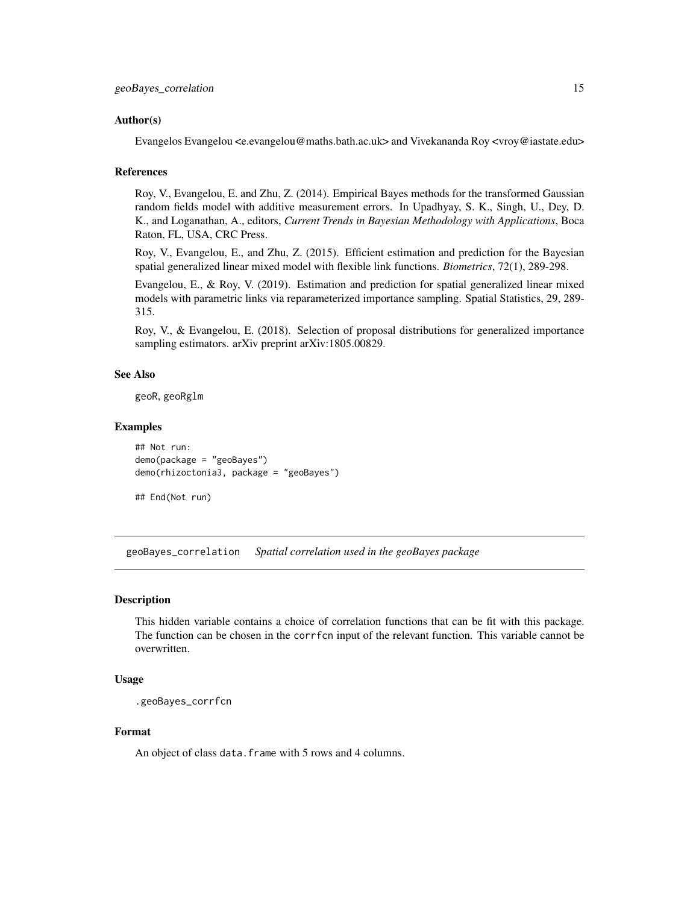### Author(s)

Evangelos Evangelou <e.evangelou@maths.bath.ac.uk> and Vivekananda Roy <vroy@iastate.edu>

### References

Roy, V., Evangelou, E. and Zhu, Z. (2014). Empirical Bayes methods for the transformed Gaussian random fields model with additive measurement errors. In Upadhyay, S. K., Singh, U., Dey, D. K., and Loganathan, A., editors, *Current Trends in Bayesian Methodology with Applications*, Boca Raton, FL, USA, CRC Press.

Roy, V., Evangelou, E., and Zhu, Z. (2015). Efficient estimation and prediction for the Bayesian spatial generalized linear mixed model with flexible link functions. *Biometrics*, 72(1), 289-298.

Evangelou, E., & Roy, V. (2019). Estimation and prediction for spatial generalized linear mixed models with parametric links via reparameterized importance sampling. Spatial Statistics, 29, 289-315.

Roy, V., & Evangelou, E. (2018). Selection of proposal distributions for generalized importance sampling estimators. arXiv preprint arXiv:1805.00829.

### See Also

geoR, geoRglm

### Examples

```
## Not run:
demo(package = "geoBayes")
demo(rhizoctonia3, package = "geoBayes")

## End(Not run)
```

---

## geoBayes_correlation *Spatial correlation used in the geoBayes package*

### Description

This hidden variable contains a choice of correlation functions that can be fit with this package. The function can be chosen in the corrfcn input of the relevant function. This variable cannot be overwritten.

### Usage

```
.geoBayes_corrfcn
```

### Format

An object of class data.frame with 5 rows and 4 columns.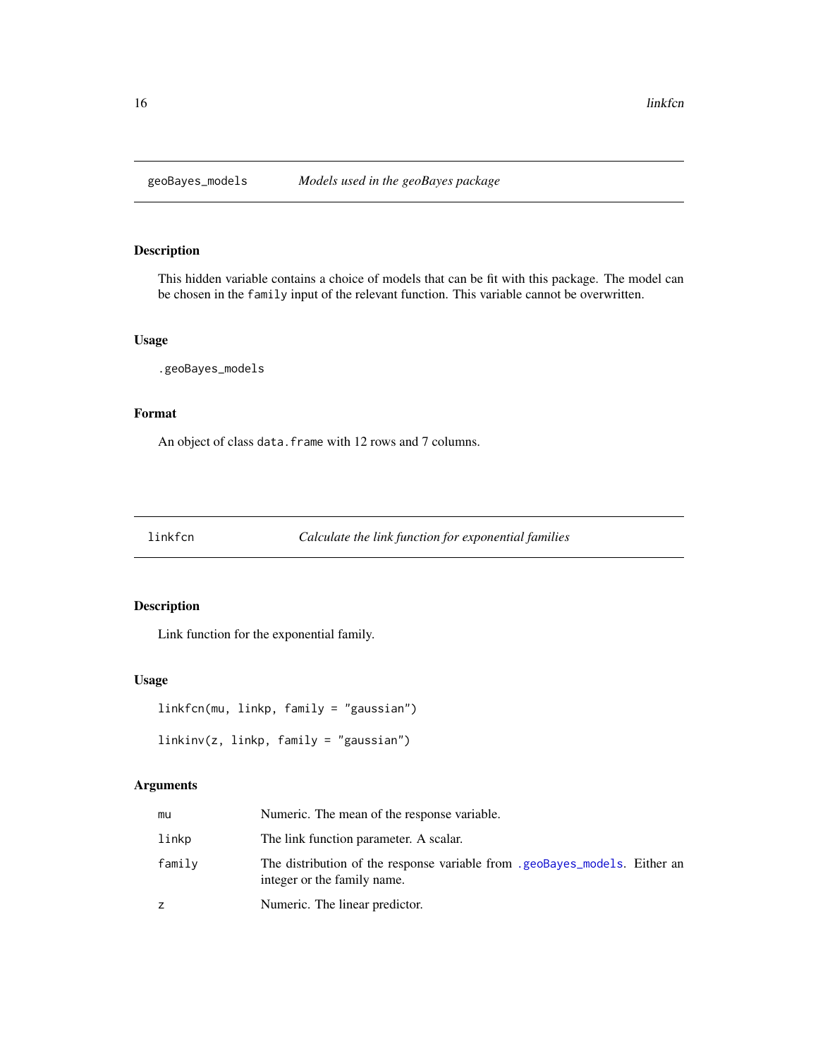## geoBayes_models *Models used in the geoBayes package*

### Description

This hidden variable contains a choice of models that can be fit with this package. The model can be chosen in the `family` input of the relevant function. This variable cannot be overwritten.

### Usage

```
.geoBayes_models
```

### Format

An object of class `data.frame` with 12 rows and 7 columns.

## linkfcn *Calculate the link function for exponential families*

### Description

Link function for the exponential family.

### Usage

```
linkfcn(mu, linkp, family = "gaussian")

linkinv(z, linkp, family = "gaussian")
```

### Arguments

| | |
|---|---|
| `mu` | Numeric. The mean of the response variable. |
| `linkp` | The link function parameter. A scalar. |
| `family` | The distribution of the response variable from `.geoBayes_models`. Either an integer or the family name. |
| `z` | Numeric. The linear predictor. |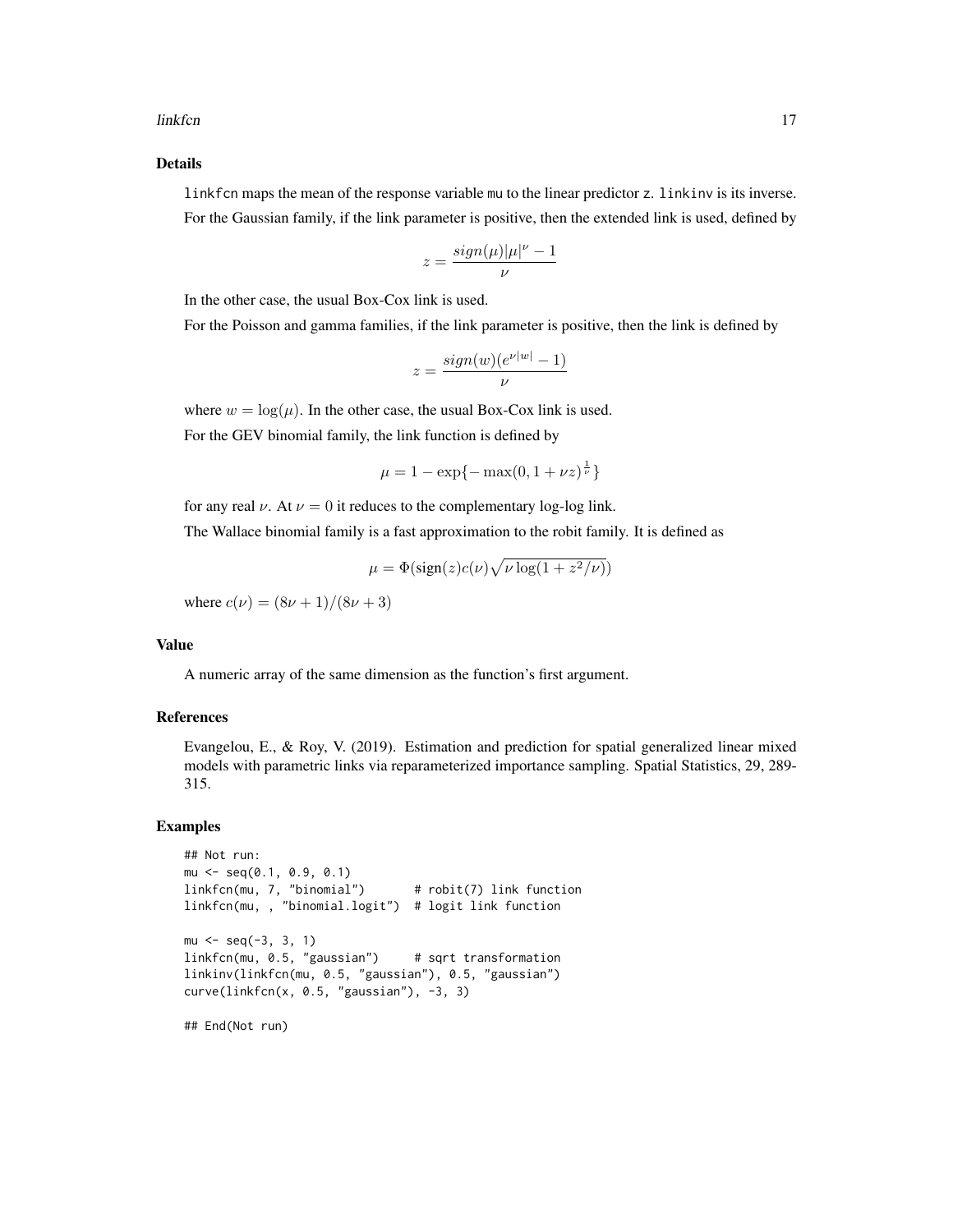## Details

linkfcn maps the mean of the response variable mu to the linear predictor z. linkinv is its inverse.

For the Gaussian family, if the link parameter is positive, then the extended link is used, defined by

$$z = \frac{sign(\mu)|\mu|^\nu - 1}{\nu}$$

In the other case, the usual Box-Cox link is used.

For the Poisson and gamma families, if the link parameter is positive, then the link is defined by

$$z = \frac{sign(w)(e^{\nu|w|} - 1)}{\nu}$$

where $w = \log(\mu)$. In the other case, the usual Box-Cox link is used.

For the GEV binomial family, the link function is defined by

$$\mu = 1 - \exp\{-\max(0, 1 + \nu z)^{\frac{1}{\nu}}\}$$

for any real $\nu$. At $\nu = 0$ it reduces to the complementary log-log link.

The Wallace binomial family is a fast approximation to the robit family. It is defined as

$$\mu = \Phi(\text{sign}(z)c(\nu)\sqrt{\nu \log(1 + z^2/\nu)})$$

where $c(\nu) = (8\nu + 1)/(8\nu + 3)$

## Value

A numeric array of the same dimension as the function's first argument.

## References

Evangelou, E., & Roy, V. (2019). Estimation and prediction for spatial generalized linear mixed models with parametric links via reparameterized importance sampling. Spatial Statistics, 29, 289-315.

## Examples

```
## Not run:
mu <- seq(0.1, 0.9, 0.1)
linkfcn(mu, 7, "binomial")       # robit(7) link function
linkfcn(mu, , "binomial.logit")  # logit link function

mu <- seq(-3, 3, 1)
linkfcn(mu, 0.5, "gaussian")     # sqrt transformation
linkinv(linkfcn(mu, 0.5, "gaussian"), 0.5, "gaussian")
curve(linkfcn(x, 0.5, "gaussian"), -3, 3)

## End(Not run)
```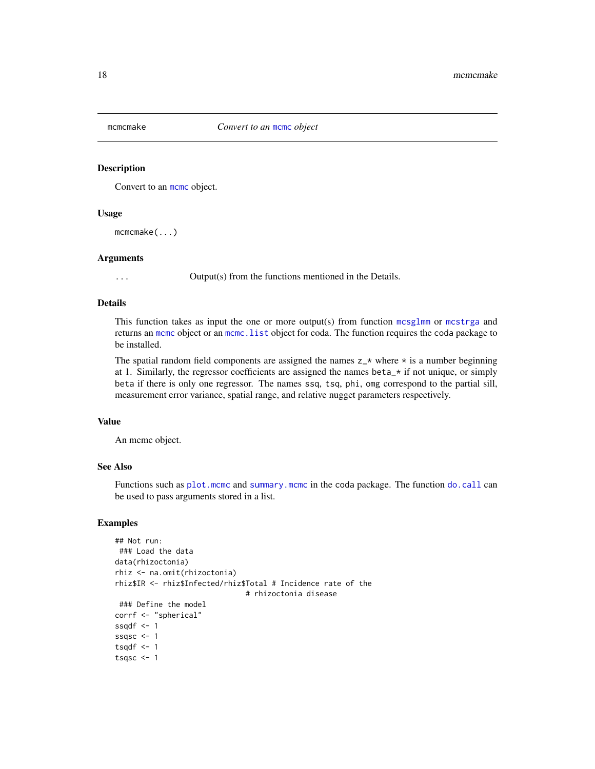## mcmcmake — *Convert to an* `mcmc` *object*

### Description

Convert to an mcmc object.

### Usage

```
mcmcmake(...)
```

### Arguments

`...` Output(s) from the functions mentioned in the Details.

### Details

This function takes as input the one or more output(s) from function `mcsglmm` or `mcstrga` and returns an `mcmc` object or an `mcmc.list` object for coda. The function requires the coda package to be installed.

The spatial random field components are assigned the names `z_*` where `*` is a number beginning at 1. Similarly, the regressor coefficients are assigned the names `beta_*` if not unique, or simply `beta` if there is only one regressor. The names `ssq`, `tsq`, `phi`, `omg` correspond to the partial sill, measurement error variance, spatial range, and relative nugget parameters respectively.

### Value

An mcmc object.

### See Also

Functions such as `plot.mcmc` and `summary.mcmc` in the coda package. The function `do.call` can be used to pass arguments stored in a list.

### Examples

```
## Not run:
 ### Load the data
data(rhizoctonia)
rhiz <- na.omit(rhizoctonia)
rhiz$IR <- rhiz$Infected/rhiz$Total # Incidence rate of the
                                    # rhizoctonia disease
 ### Define the model
corrf <- "spherical"
ssqdf <- 1
ssqsc <- 1
tsqdf <- 1
tsqsc <- 1
```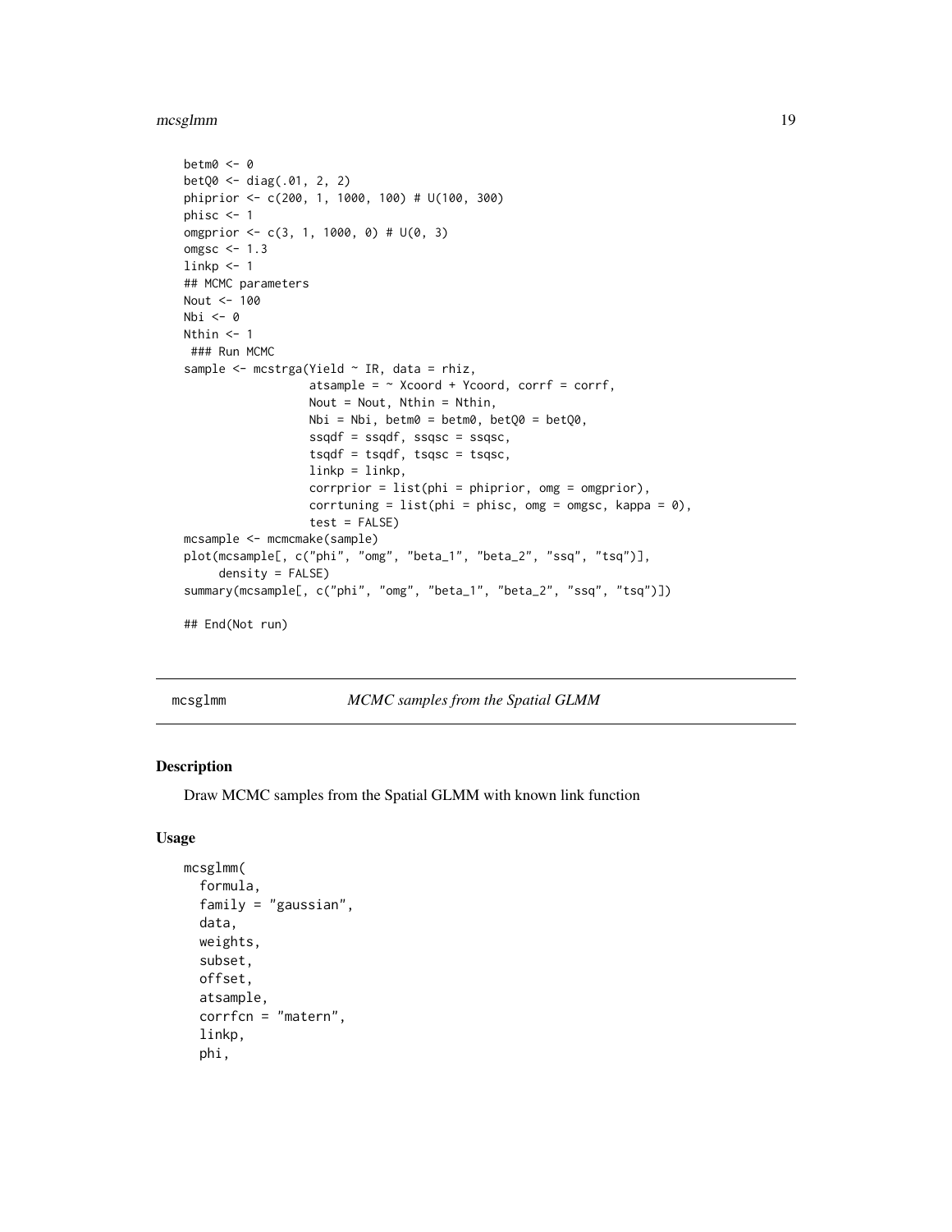```
betm0 <- 0
betQ0 <- diag(.01, 2, 2)
phiprior <- c(200, 1, 1000, 100) # U(100, 300)
phisc <- 1
omgprior <- c(3, 1, 1000, 0) # U(0, 3)
omgsc <- 1.3
linkp <- 1
## MCMC parameters
Nout <- 100
Nbi <- 0
Nthin <- 1
 ### Run MCMC
sample <- mcstrga(Yield ~ IR, data = rhiz,
                  atsample = ~ Xcoord + Ycoord, corrf = corrf,
                  Nout = Nout, Nthin = Nthin,
                  Nbi = Nbi, betm0 = betm0, betQ0 = betQ0,
                  ssqdf = ssqdf, ssqsc = ssqsc,
                  tsqdf = tsqdf, tsqsc = tsqsc,
                  linkp = linkp,
                  corrprior = list(phi = phiprior, omg = omgprior),
                  corrtuning = list(phi = phisc, omg = omgsc, kappa = 0),
                  test = FALSE)
mcsample <- mcmcmake(sample)
plot(mcsample[, c("phi", "omg", "beta_1", "beta_2", "ssq", "tsq")],
     density = FALSE)
summary(mcsample[, c("phi", "omg", "beta_1", "beta_2", "ssq", "tsq")])

## End(Not run)
```

## mcsglmm *MCMC samples from the Spatial GLMM*

### Description

Draw MCMC samples from the Spatial GLMM with known link function

### Usage

```
mcsglmm(
  formula,
  family = "gaussian",
  data,
  weights,
  subset,
  offset,
  atsample,
  corrfcn = "matern",
  linkp,
  phi,
```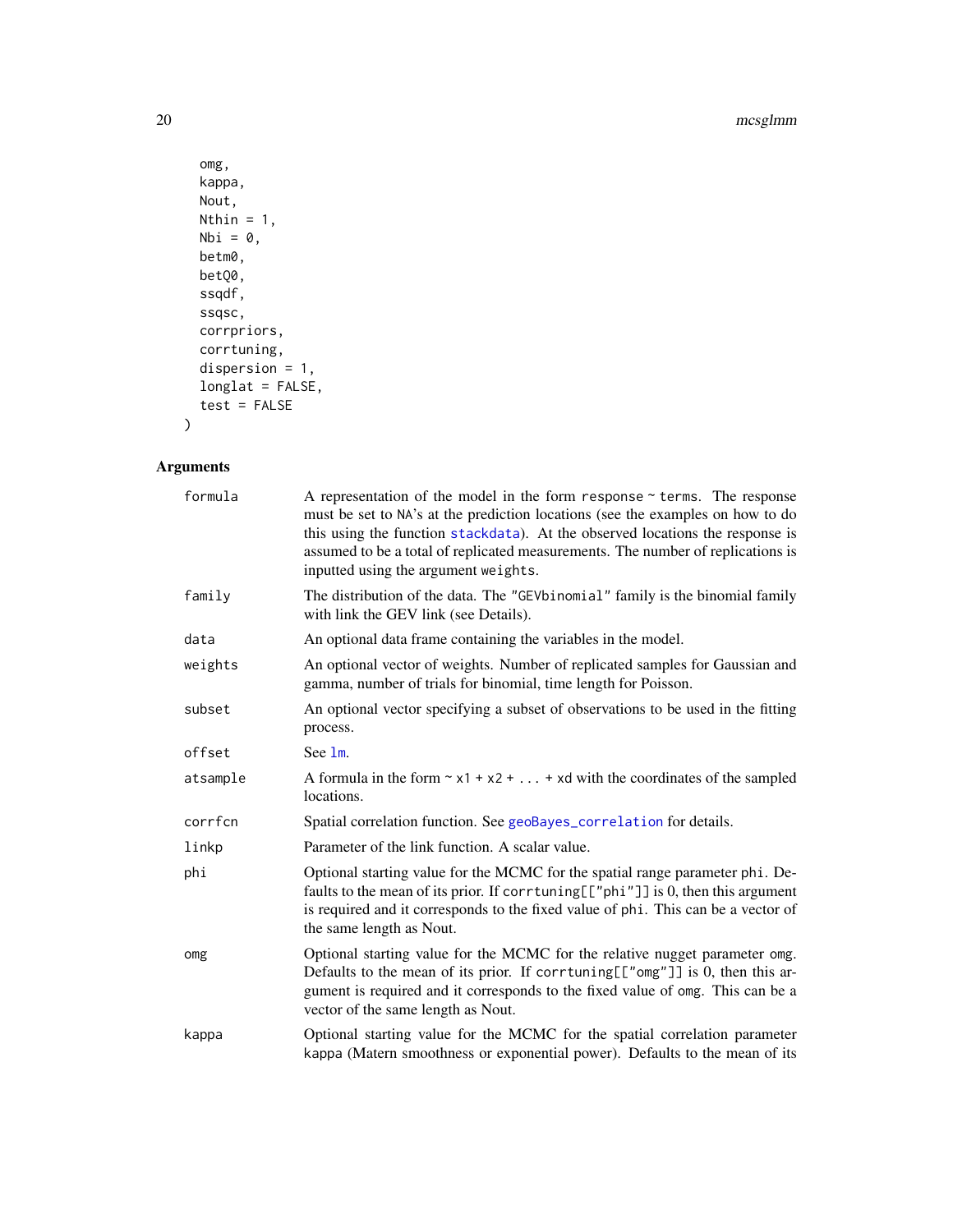```
  omg,
  kappa,
  Nout,
  Nthin = 1,
  Nbi = 0,
  betm0,
  betQ0,
  ssqdf,
  ssqsc,
  corrpriors,
  corrtuning,
  dispersion = 1,
  longlat = FALSE,
  test = FALSE
)
```

## Arguments

| | |
|---|---|
| formula | A representation of the model in the form `response ~ terms`. The response must be set to NA's at the prediction locations (see the examples on how to do this using the function `stackdata`). At the observed locations the response is assumed to be a total of replicated measurements. The number of replications is inputted using the argument `weights`. |
| family | The distribution of the data. The `"GEVbinomial"` family is the binomial family with link the GEV link (see Details). |
| data | An optional data frame containing the variables in the model. |
| weights | An optional vector of weights. Number of replicated samples for Gaussian and gamma, number of trials for binomial, time length for Poisson. |
| subset | An optional vector specifying a subset of observations to be used in the fitting process. |
| offset | See `lm`. |
| atsample | A formula in the form `~ x1 + x2 + ... + xd` with the coordinates of the sampled locations. |
| corrfcn | Spatial correlation function. See `geoBayes_correlation` for details. |
| linkp | Parameter of the link function. A scalar value. |
| phi | Optional starting value for the MCMC for the spatial range parameter `phi`. Defaults to the mean of its prior. If `corrtuning[["phi"]]` is 0, then this argument is required and it corresponds to the fixed value of `phi`. This can be a vector of the same length as Nout. |
| omg | Optional starting value for the MCMC for the relative nugget parameter `omg`. Defaults to the mean of its prior. If `corrtuning[["omg"]]` is 0, then this argument is required and it corresponds to the fixed value of `omg`. This can be a vector of the same length as Nout. |
| kappa | Optional starting value for the MCMC for the spatial correlation parameter `kappa` (Matern smoothness or exponential power). Defaults to the mean of its |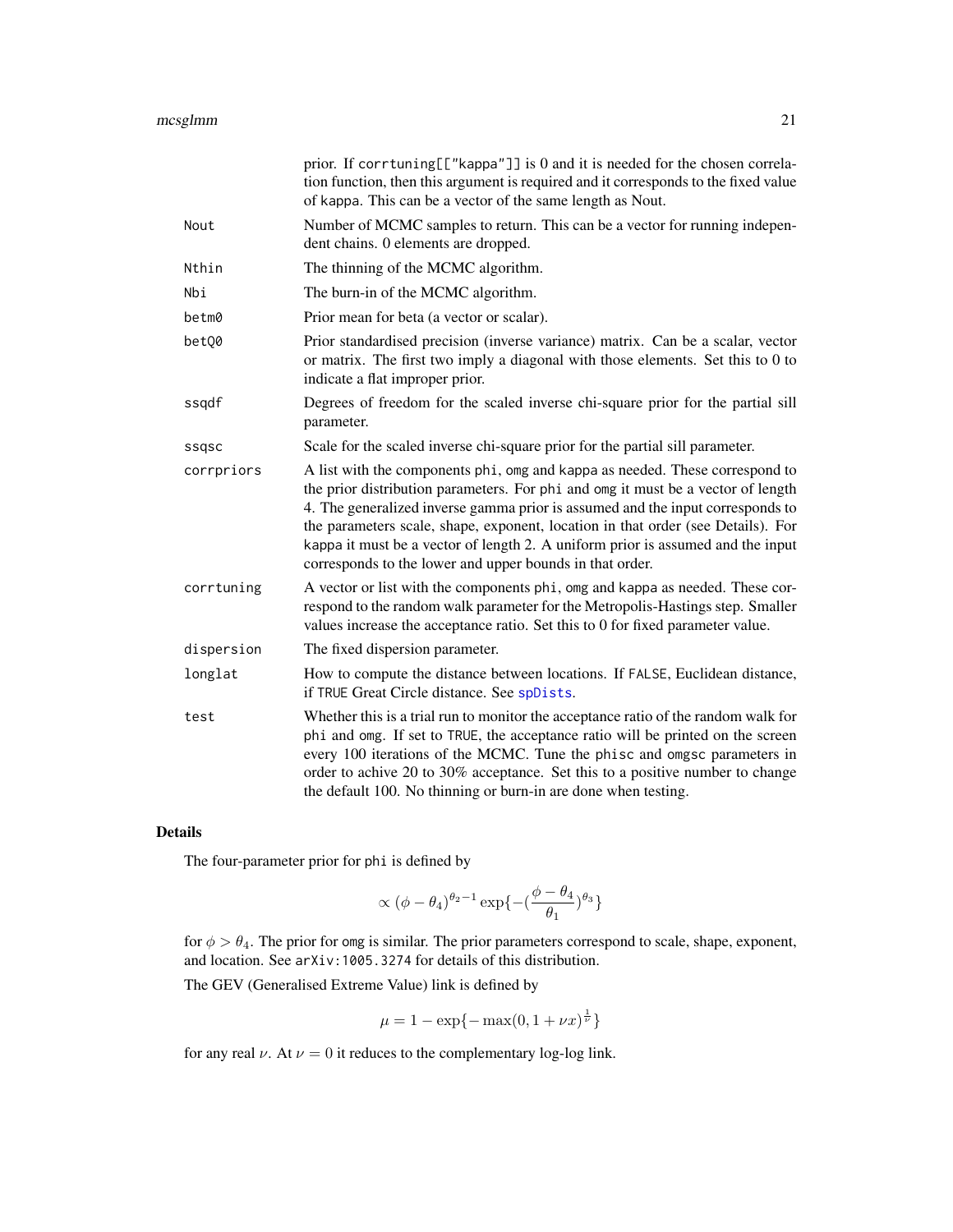prior. If `corrtuning[["kappa"]]` is 0 and it is needed for the chosen correlation function, then this argument is required and it corresponds to the fixed value of `kappa`. This can be a vector of the same length as Nout.

| | |
|---|---|
| `Nout` | Number of MCMC samples to return. This can be a vector for running independent chains. 0 elements are dropped. |
| `Nthin` | The thinning of the MCMC algorithm. |
| `Nbi` | The burn-in of the MCMC algorithm. |
| `betm0` | Prior mean for beta (a vector or scalar). |
| `betQ0` | Prior standardised precision (inverse variance) matrix. Can be a scalar, vector or matrix. The first two imply a diagonal with those elements. Set this to 0 to indicate a flat improper prior. |
| `ssqdf` | Degrees of freedom for the scaled inverse chi-square prior for the partial sill parameter. |
| `ssqsc` | Scale for the scaled inverse chi-square prior for the partial sill parameter. |
| `corrpriors` | A list with the components `phi`, `omg` and `kappa` as needed. These correspond to the prior distribution parameters. For `phi` and `omg` it must be a vector of length 4. The generalized inverse gamma prior is assumed and the input corresponds to the parameters scale, shape, exponent, location in that order (see Details). For `kappa` it must be a vector of length 2. A uniform prior is assumed and the input corresponds to the lower and upper bounds in that order. |
| `corrtuning` | A vector or list with the components `phi`, `omg` and `kappa` as needed. These correspond to the random walk parameter for the Metropolis-Hastings step. Smaller values increase the acceptance ratio. Set this to 0 for fixed parameter value. |
| `dispersion` | The fixed dispersion parameter. |
| `longlat` | How to compute the distance between locations. If `FALSE`, Euclidean distance, if `TRUE` Great Circle distance. See `spDists`. |
| `test` | Whether this is a trial run to monitor the acceptance ratio of the random walk for `phi` and `omg`. If set to `TRUE`, the acceptance ratio will be printed on the screen every 100 iterations of the MCMC. Tune the `phisc` and `omgsc` parameters in order to achive 20 to 30% acceptance. Set this to a positive number to change the default 100. No thinning or burn-in are done when testing. |

## Details

The four-parameter prior for `phi` is defined by

$$\propto (\phi - \theta_4)^{\theta_2 - 1} \exp\{-(\frac{\phi - \theta_4}{\theta_1})^{\theta_3}\}$$

for $\phi > \theta_4$. The prior for `omg` is similar. The prior parameters correspond to scale, shape, exponent, and location. See `arXiv:1005.3274` for details of this distribution.

The GEV (Generalised Extreme Value) link is defined by

$$\mu = 1 - \exp\{-\max(0, 1 + \nu x)^{\frac{1}{\nu}}\}$$

for any real $\nu$. At $\nu = 0$ it reduces to the complementary log-log link.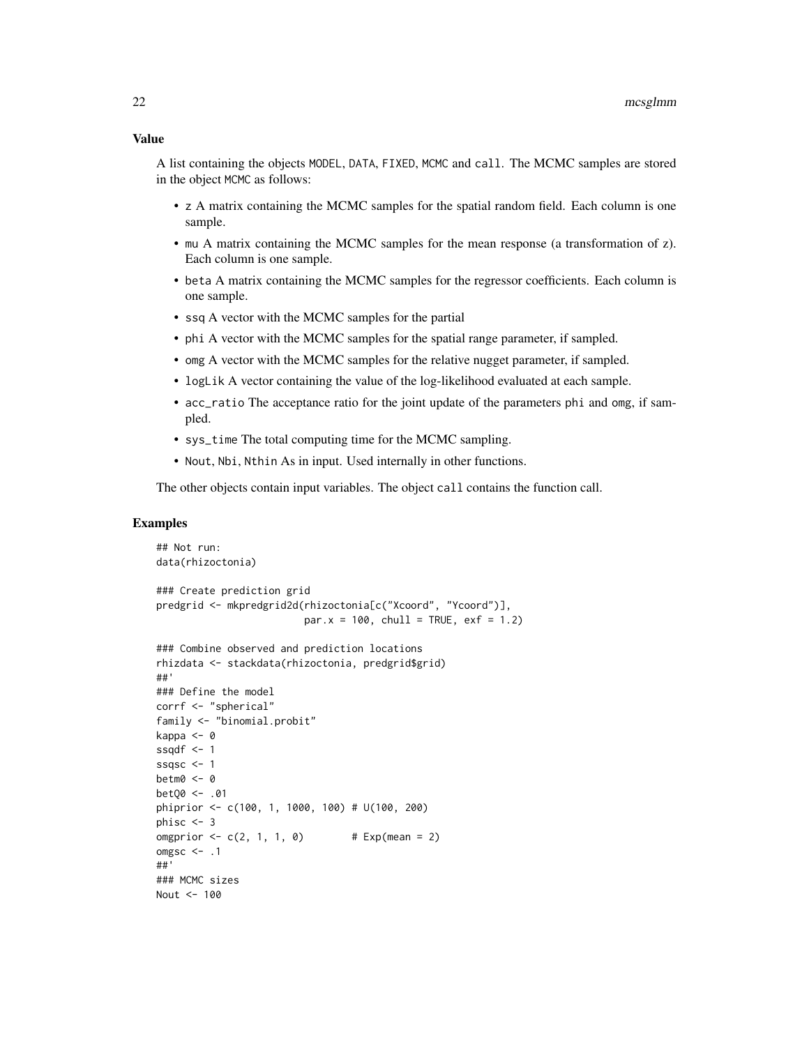## Value

A list containing the objects MODEL, DATA, FIXED, MCMC and call. The MCMC samples are stored in the object MCMC as follows:

- z A matrix containing the MCMC samples for the spatial random field. Each column is one sample.
- mu A matrix containing the MCMC samples for the mean response (a transformation of z). Each column is one sample.
- beta A matrix containing the MCMC samples for the regressor coefficients. Each column is one sample.
- ssq A vector with the MCMC samples for the partial
- phi A vector with the MCMC samples for the spatial range parameter, if sampled.
- omg A vector with the MCMC samples for the relative nugget parameter, if sampled.
- logLik A vector containing the value of the log-likelihood evaluated at each sample.
- acc_ratio The acceptance ratio for the joint update of the parameters phi and omg, if sampled.
- sys_time The total computing time for the MCMC sampling.
- Nout, Nbi, Nthin As in input. Used internally in other functions.

The other objects contain input variables. The object call contains the function call.

## Examples

```
## Not run:
data(rhizoctonia)

### Create prediction grid
predgrid <- mkpredgrid2d(rhizoctonia[c("Xcoord", "Ycoord")],
                         par.x = 100, chull = TRUE, exf = 1.2)

### Combine observed and prediction locations
rhizdata <- stackdata(rhizoctonia, predgrid$grid)
##'
### Define the model
corrf <- "spherical"
family <- "binomial.probit"
kappa <- 0
ssqdf <- 1
ssqsc <- 1
betm0 <- 0
betQ0 <- .01
phiprior <- c(100, 1, 1000, 100) # U(100, 200)
phisc <- 3
omgprior <- c(2, 1, 1, 0)        # Exp(mean = 2)
omgsc <- .1
##'
### MCMC sizes
Nout <- 100
```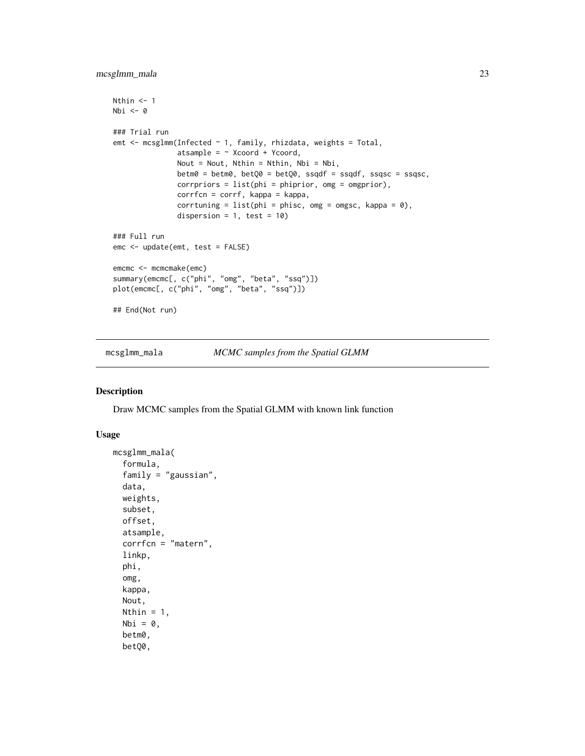```
Nthin <- 1
Nbi <- 0

### Trial run
emt <- mcsglmm(Infected ~ 1, family, rhizdata, weights = Total,
               atsample = ~ Xcoord + Ycoord,
               Nout = Nout, Nthin = Nthin, Nbi = Nbi,
               betm0 = betm0, betQ0 = betQ0, ssqdf = ssqdf, ssqsc = ssqsc,
               corrpriors = list(phi = phiprior, omg = omgprior),
               corrfcn = corrf, kappa = kappa,
               corrtuning = list(phi = phisc, omg = omgsc, kappa = 0),
               dispersion = 1, test = 10)

### Full run
emc <- update(emt, test = FALSE)

emcmc <- mcmcmake(emc)
summary(emcmc[, c("phi", "omg", "beta", "ssq")])
plot(emcmc[, c("phi", "omg", "beta", "ssq")])

## End(Not run)
```

---

## mcsglmm_mala — *MCMC samples from the Spatial GLMM*

### Description

Draw MCMC samples from the Spatial GLMM with known link function

### Usage

```
mcsglmm_mala(
  formula,
  family = "gaussian",
  data,
  weights,
  subset,
  offset,
  atsample,
  corrfcn = "matern",
  linkp,
  phi,
  omg,
  kappa,
  Nout,
  Nthin = 1,
  Nbi = 0,
  betm0,
  betQ0,
```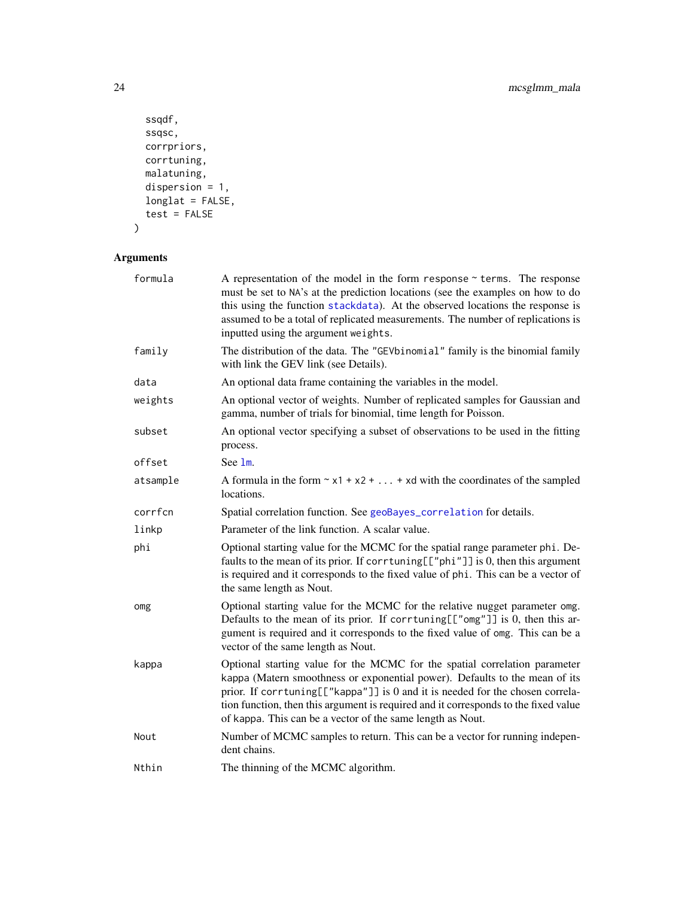```
  ssqdf,
  ssqsc,
  corrpriors,
  corrtuning,
  malatuning,
  dispersion = 1,
  longlat = FALSE,
  test = FALSE
)
```

## Arguments

| | |
|---|---|
| formula | A representation of the model in the form response ~ terms. The response must be set to NA's at the prediction locations (see the examples on how to do this using the function stackdata). At the observed locations the response is assumed to be a total of replicated measurements. The number of replications is inputted using the argument weights. |
| family | The distribution of the data. The "GEVbinomial" family is the binomial family with link the GEV link (see Details). |
| data | An optional data frame containing the variables in the model. |
| weights | An optional vector of weights. Number of replicated samples for Gaussian and gamma, number of trials for binomial, time length for Poisson. |
| subset | An optional vector specifying a subset of observations to be used in the fitting process. |
| offset | See lm. |
| atsample | A formula in the form ~ x1 + x2 + ... + xd with the coordinates of the sampled locations. |
| corrfcn | Spatial correlation function. See geoBayes_correlation for details. |
| linkp | Parameter of the link function. A scalar value. |
| phi | Optional starting value for the MCMC for the spatial range parameter phi. Defaults to the mean of its prior. If corrtuning[["phi"]] is 0, then this argument is required and it corresponds to the fixed value of phi. This can be a vector of the same length as Nout. |
| omg | Optional starting value for the MCMC for the relative nugget parameter omg. Defaults to the mean of its prior. If corrtuning[["omg"]] is 0, then this argument is required and it corresponds to the fixed value of omg. This can be a vector of the same length as Nout. |
| kappa | Optional starting value for the MCMC for the spatial correlation parameter kappa (Matern smoothness or exponential power). Defaults to the mean of its prior. If corrtuning[["kappa"]] is 0 and it is needed for the chosen correlation function, then this argument is required and it corresponds to the fixed value of kappa. This can be a vector of the same length as Nout. |
| Nout | Number of MCMC samples to return. This can be a vector for running independent chains. |
| Nthin | The thinning of the MCMC algorithm. |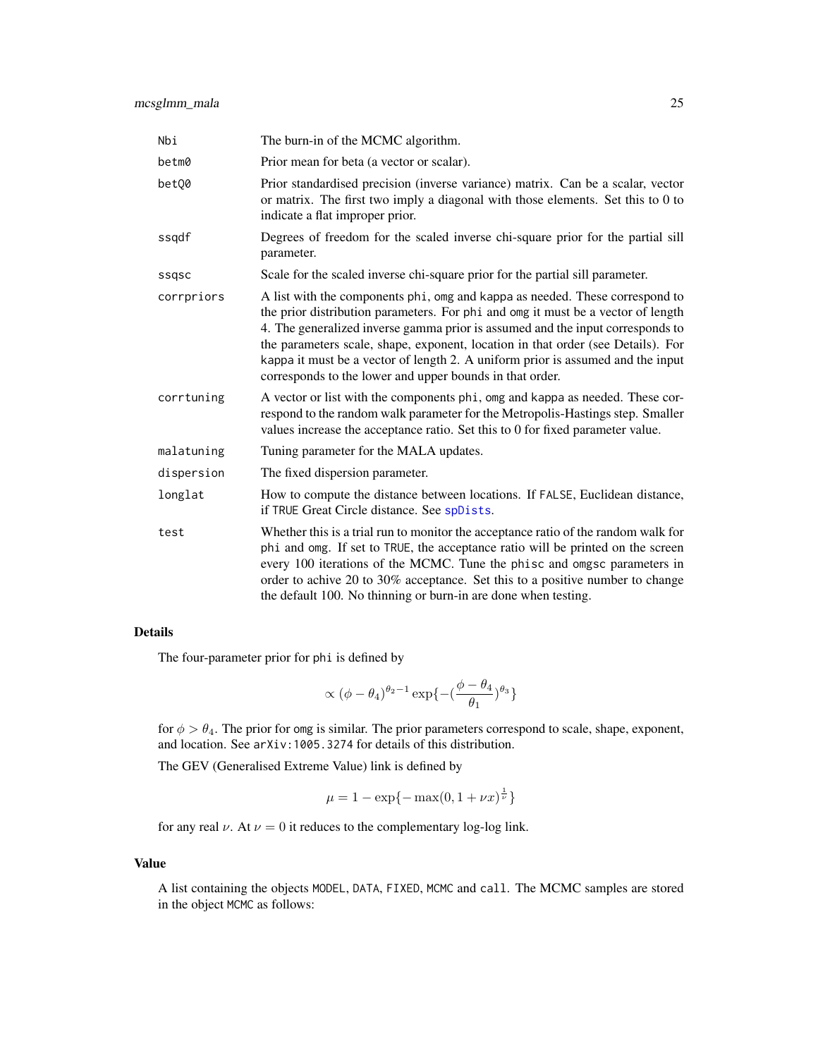| | |
|---|---|
| Nbi | The burn-in of the MCMC algorithm. |
| betm0 | Prior mean for beta (a vector or scalar). |
| betQ0 | Prior standardised precision (inverse variance) matrix. Can be a scalar, vector or matrix. The first two imply a diagonal with those elements. Set this to 0 to indicate a flat improper prior. |
| ssqdf | Degrees of freedom for the scaled inverse chi-square prior for the partial sill parameter. |
| ssqsc | Scale for the scaled inverse chi-square prior for the partial sill parameter. |
| corrpriors | A list with the components phi, omg and kappa as needed. These correspond to the prior distribution parameters. For phi and omg it must be a vector of length 4. The generalized inverse gamma prior is assumed and the input corresponds to the parameters scale, shape, exponent, location in that order (see Details). For kappa it must be a vector of length 2. A uniform prior is assumed and the input corresponds to the lower and upper bounds in that order. |
| corrtuning | A vector or list with the components phi, omg and kappa as needed. These correspond to the random walk parameter for the Metropolis-Hastings step. Smaller values increase the acceptance ratio. Set this to 0 for fixed parameter value. |
| malatuning | Tuning parameter for the MALA updates. |
| dispersion | The fixed dispersion parameter. |
| longlat | How to compute the distance between locations. If FALSE, Euclidean distance, if TRUE Great Circle distance. See spDists. |
| test | Whether this is a trial run to monitor the acceptance ratio of the random walk for phi and omg. If set to TRUE, the acceptance ratio will be printed on the screen every 100 iterations of the MCMC. Tune the phisc and omgsc parameters in order to achive 20 to 30% acceptance. Set this to a positive number to change the default 100. No thinning or burn-in are done when testing. |

## Details

The four-parameter prior for phi is defined by

$$\propto (\phi - \theta_4)^{\theta_2 - 1} \exp\{-(\frac{\phi - \theta_4}{\theta_1})^{\theta_3}\}$$

for $\phi > \theta_4$. The prior for omg is similar. The prior parameters correspond to scale, shape, exponent, and location. See arXiv:1005.3274 for details of this distribution.

The GEV (Generalised Extreme Value) link is defined by

$$\mu = 1 - \exp\{-\max(0, 1 + \nu x)^{\frac{1}{\nu}}\}$$

for any real $\nu$. At $\nu = 0$ it reduces to the complementary log-log link.

## Value

A list containing the objects MODEL, DATA, FIXED, MCMC and call. The MCMC samples are stored in the object MCMC as follows: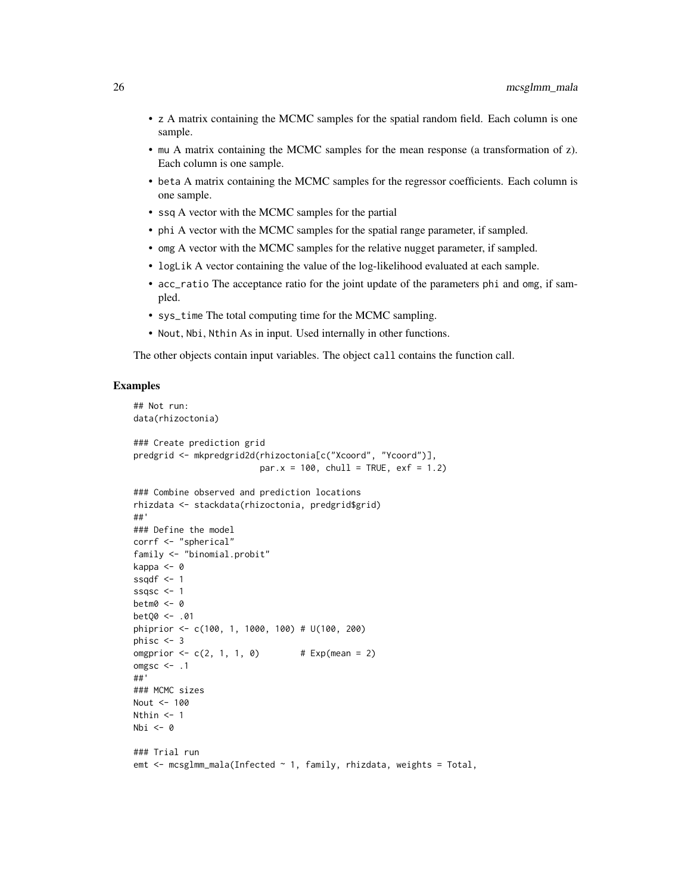- `z` A matrix containing the MCMC samples for the spatial random field. Each column is one sample.
- `mu` A matrix containing the MCMC samples for the mean response (a transformation of z). Each column is one sample.
- `beta` A matrix containing the MCMC samples for the regressor coefficients. Each column is one sample.
- `ssq` A vector with the MCMC samples for the partial
- `phi` A vector with the MCMC samples for the spatial range parameter, if sampled.
- `omg` A vector with the MCMC samples for the relative nugget parameter, if sampled.
- `logLik` A vector containing the value of the log-likelihood evaluated at each sample.
- `acc_ratio` The acceptance ratio for the joint update of the parameters `phi` and `omg`, if sampled.
- `sys_time` The total computing time for the MCMC sampling.
- `Nout`, `Nbi`, `Nthin` As in input. Used internally in other functions.

The other objects contain input variables. The object `call` contains the function call.

## Examples

```
## Not run:
data(rhizoctonia)

### Create prediction grid
predgrid <- mkpredgrid2d(rhizoctonia[c("Xcoord", "Ycoord")],
                         par.x = 100, chull = TRUE, exf = 1.2)

### Combine observed and prediction locations
rhizdata <- stackdata(rhizoctonia, predgrid$grid)
##'
### Define the model
corrf <- "spherical"
family <- "binomial.probit"
kappa <- 0
ssqdf <- 1
ssqsc <- 1
betm0 <- 0
betQ0 <- .01
phiprior <- c(100, 1, 1000, 100) # U(100, 200)
phisc <- 3
omgprior <- c(2, 1, 1, 0)        # Exp(mean = 2)
omgsc <- .1
##'
### MCMC sizes
Nout <- 100
Nthin <- 1
Nbi <- 0

### Trial run
emt <- mcsglmm_mala(Infected ~ 1, family, rhizdata, weights = Total,
```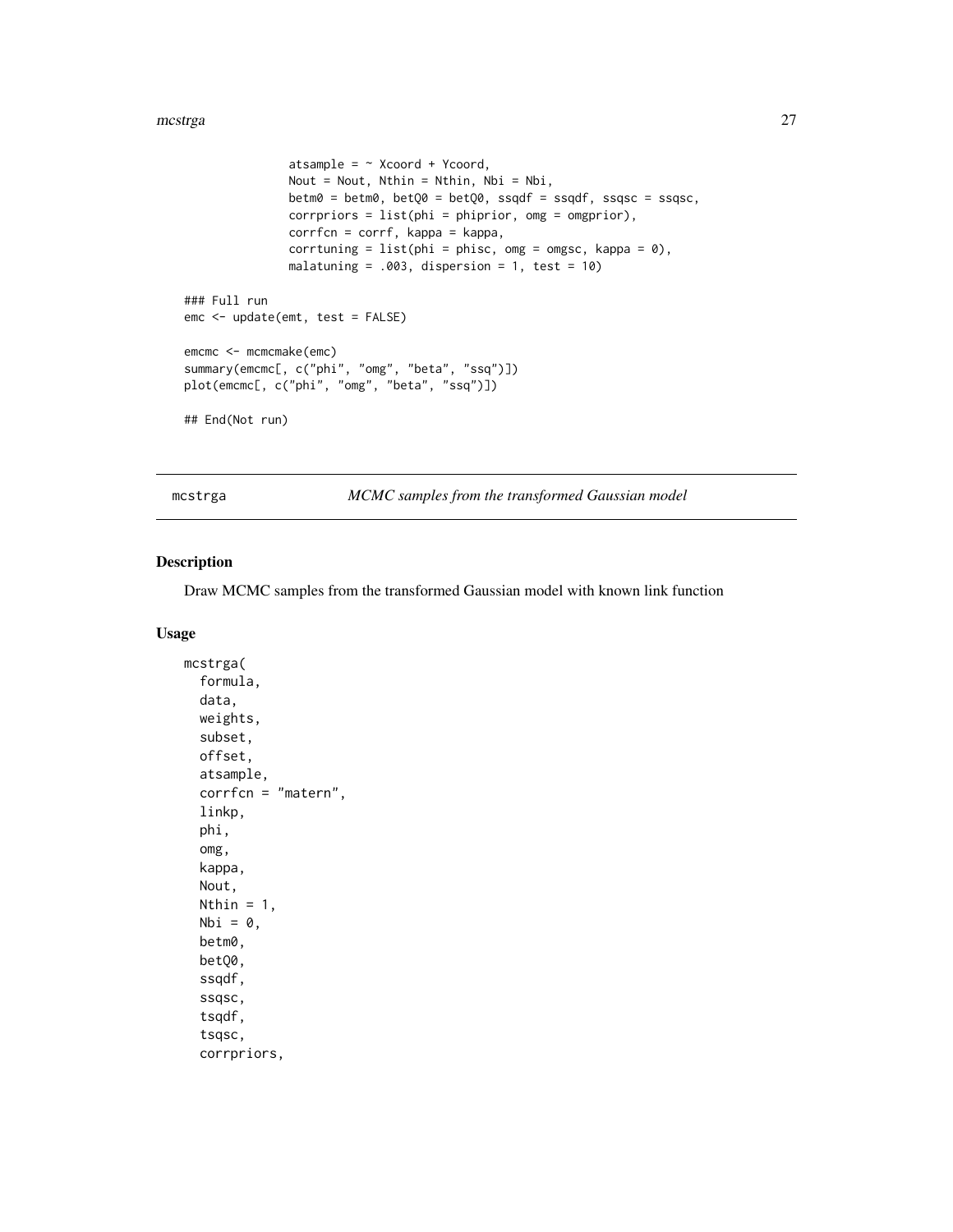```
                atsample = ~ Xcoord + Ycoord,
                Nout = Nout, Nthin = Nthin, Nbi = Nbi,
                betm0 = betm0, betQ0 = betQ0, ssqdf = ssqdf, ssqsc = ssqsc,
                corrpriors = list(phi = phiprior, omg = omgprior),
                corrfcn = corrf, kappa = kappa,
                corrtuning = list(phi = phisc, omg = omgsc, kappa = 0),
                malatuning = .003, dispersion = 1, test = 10)

### Full run
emc <- update(emt, test = FALSE)

emcmc <- mcmcmake(emc)
summary(emcmc[, c("phi", "omg", "beta", "ssq")])
plot(emcmc[, c("phi", "omg", "beta", "ssq")])

## End(Not run)
```

## mcstrga — *MCMC samples from the transformed Gaussian model*

### Description

Draw MCMC samples from the transformed Gaussian model with known link function

### Usage

```
mcstrga(
  formula,
  data,
  weights,
  subset,
  offset,
  atsample,
  corrfcn = "matern",
  linkp,
  phi,
  omg,
  kappa,
  Nout,
  Nthin = 1,
  Nbi = 0,
  betm0,
  betQ0,
  ssqdf,
  ssqsc,
  tsqdf,
  tsqsc,
  corrpriors,
```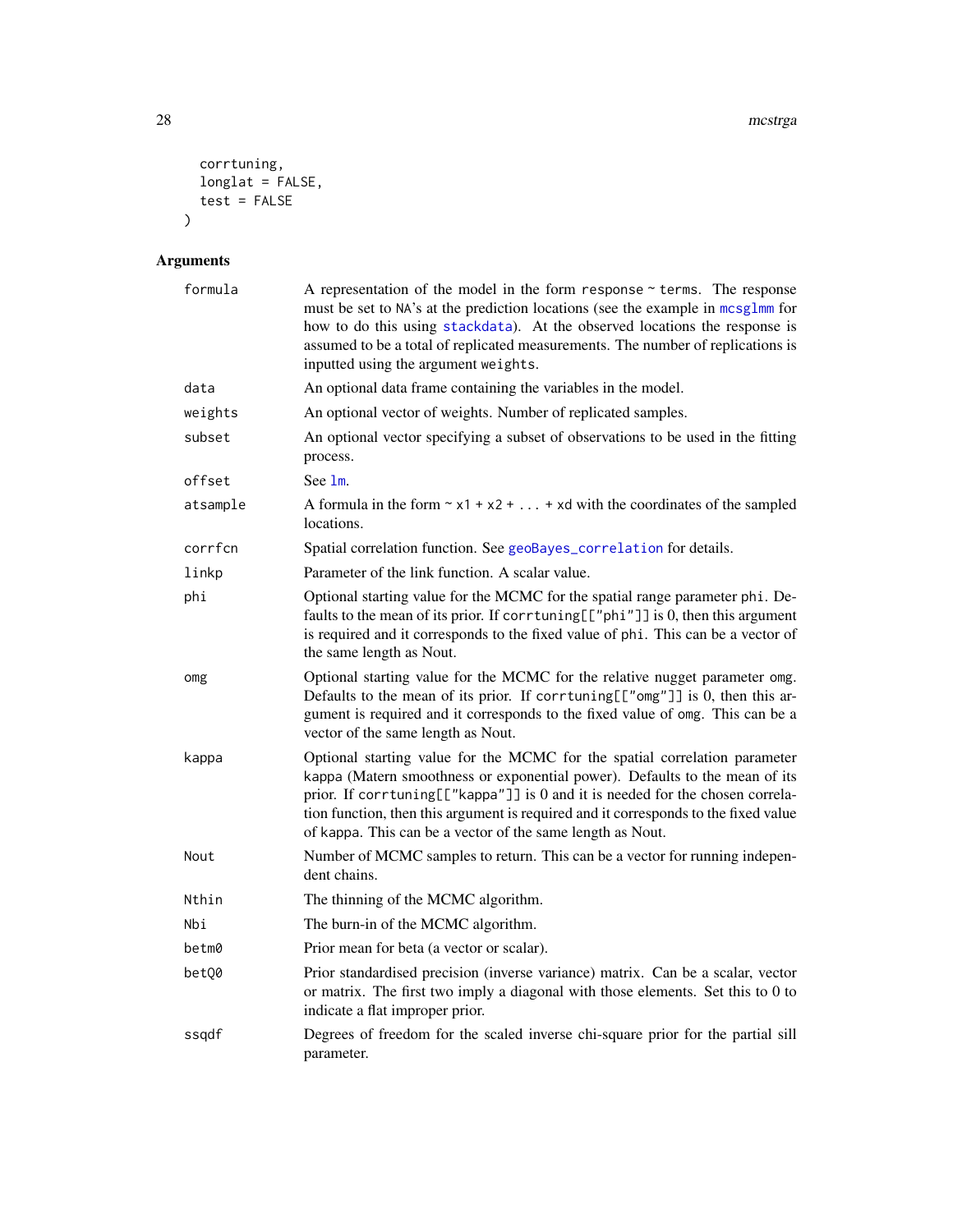```
  corrtuning,
  longlat = FALSE,
  test = FALSE
)
```

## Arguments

| | |
|---|---|
| formula | A representation of the model in the form response ~ terms. The response must be set to NA's at the prediction locations (see the example in mcsglmm for how to do this using stackdata). At the observed locations the response is assumed to be a total of replicated measurements. The number of replications is inputted using the argument weights. |
| data | An optional data frame containing the variables in the model. |
| weights | An optional vector of weights. Number of replicated samples. |
| subset | An optional vector specifying a subset of observations to be used in the fitting process. |
| offset | See lm. |
| atsample | A formula in the form ~ x1 + x2 + ... + xd with the coordinates of the sampled locations. |
| corrfcn | Spatial correlation function. See geoBayes_correlation for details. |
| linkp | Parameter of the link function. A scalar value. |
| phi | Optional starting value for the MCMC for the spatial range parameter phi. Defaults to the mean of its prior. If corrtuning[["phi"]] is 0, then this argument is required and it corresponds to the fixed value of phi. This can be a vector of the same length as Nout. |
| omg | Optional starting value for the MCMC for the relative nugget parameter omg. Defaults to the mean of its prior. If corrtuning[["omg"]] is 0, then this argument is required and it corresponds to the fixed value of omg. This can be a vector of the same length as Nout. |
| kappa | Optional starting value for the MCMC for the spatial correlation parameter kappa (Matern smoothness or exponential power). Defaults to the mean of its prior. If corrtuning[["kappa"]] is 0 and it is needed for the chosen correlation function, then this argument is required and it corresponds to the fixed value of kappa. This can be a vector of the same length as Nout. |
| Nout | Number of MCMC samples to return. This can be a vector for running independent chains. |
| Nthin | The thinning of the MCMC algorithm. |
| Nbi | The burn-in of the MCMC algorithm. |
| betm0 | Prior mean for beta (a vector or scalar). |
| betQ0 | Prior standardised precision (inverse variance) matrix. Can be a scalar, vector or matrix. The first two imply a diagonal with those elements. Set this to 0 to indicate a flat improper prior. |
| ssqdf | Degrees of freedom for the scaled inverse chi-square prior for the partial sill parameter. |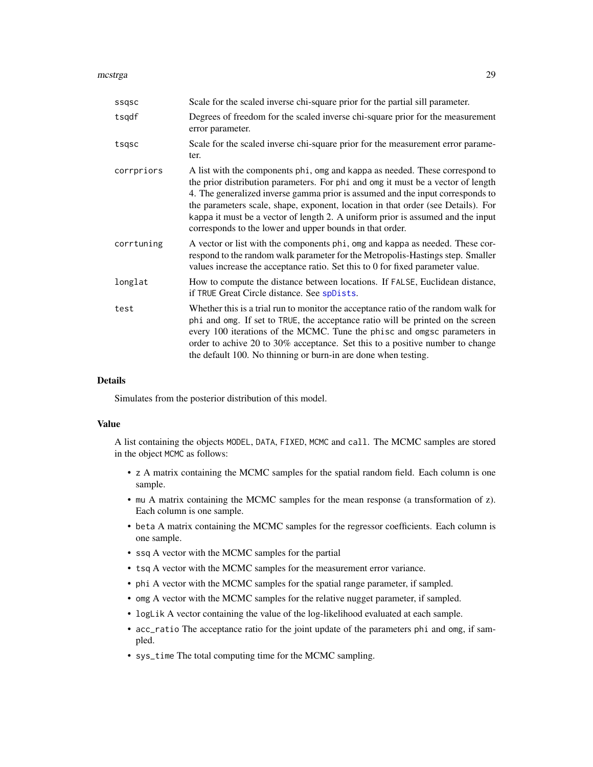| | |
|---|---|
| `ssqsc` | Scale for the scaled inverse chi-square prior for the partial sill parameter. |
| `tsqdf` | Degrees of freedom for the scaled inverse chi-square prior for the measurement error parameter. |
| `tsqsc` | Scale for the scaled inverse chi-square prior for the measurement error parameter. |
| `corrpriors` | A list with the components `phi`, `omg` and `kappa` as needed. These correspond to the prior distribution parameters. For `phi` and `omg` it must be a vector of length 4. The generalized inverse gamma prior is assumed and the input corresponds to the parameters scale, shape, exponent, location in that order (see Details). For `kappa` it must be a vector of length 2. A uniform prior is assumed and the input corresponds to the lower and upper bounds in that order. |
| `corrtuning` | A vector or list with the components `phi`, `omg` and `kappa` as needed. These correspond to the random walk parameter for the Metropolis-Hastings step. Smaller values increase the acceptance ratio. Set this to 0 for fixed parameter value. |
| `longlat` | How to compute the distance between locations. If `FALSE`, Euclidean distance, if `TRUE` Great Circle distance. See `spDists`. |
| `test` | Whether this is a trial run to monitor the acceptance ratio of the random walk for `phi` and `omg`. If set to `TRUE`, the acceptance ratio will be printed on the screen every 100 iterations of the MCMC. Tune the `phisc` and `omgsc` parameters in order to achive 20 to 30% acceptance. Set this to a positive number to change the default 100. No thinning or burn-in are done when testing. |

## Details

Simulates from the posterior distribution of this model.

## Value

A list containing the objects `MODEL`, `DATA`, `FIXED`, `MCMC` and `call`. The MCMC samples are stored in the object `MCMC` as follows:

- `z` A matrix containing the MCMC samples for the spatial random field. Each column is one sample.
- `mu` A matrix containing the MCMC samples for the mean response (a transformation of z). Each column is one sample.
- `beta` A matrix containing the MCMC samples for the regressor coefficients. Each column is one sample.
- `ssq` A vector with the MCMC samples for the partial
- `tsq` A vector with the MCMC samples for the measurement error variance.
- `phi` A vector with the MCMC samples for the spatial range parameter, if sampled.
- `omg` A vector with the MCMC samples for the relative nugget parameter, if sampled.
- `logLik` A vector containing the value of the log-likelihood evaluated at each sample.
- `acc_ratio` The acceptance ratio for the joint update of the parameters `phi` and `omg`, if sampled.
- `sys_time` The total computing time for the MCMC sampling.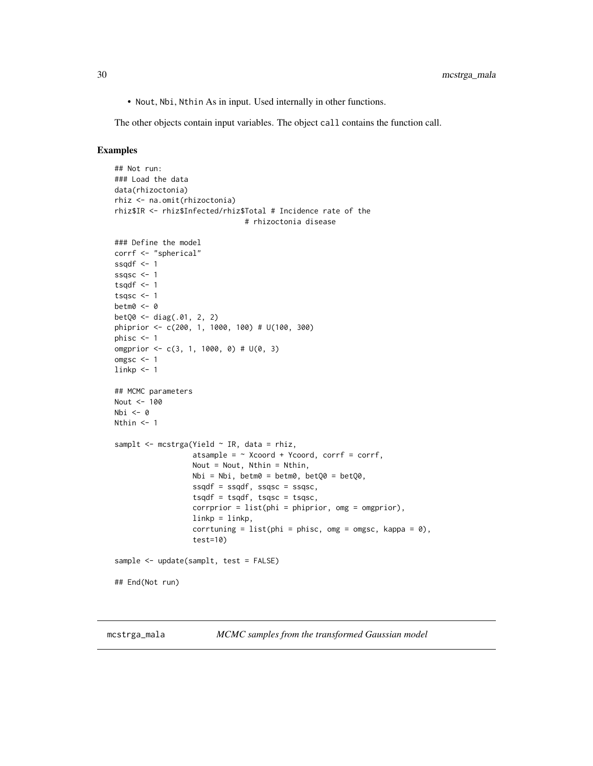- Nout, Nbi, Nthin As in input. Used internally in other functions.

The other objects contain input variables. The object call contains the function call.

### Examples

```
## Not run:
### Load the data
data(rhizoctonia)
rhiz <- na.omit(rhizoctonia)
rhiz$IR <- rhiz$Infected/rhiz$Total # Incidence rate of the
                              # rhizoctonia disease

### Define the model
corrf <- "spherical"
ssqdf <- 1
ssqsc <- 1
tsqdf <- 1
tsqsc <- 1
betm0 <- 0
betQ0 <- diag(.01, 2, 2)
phiprior <- c(200, 1, 1000, 100) # U(100, 300)
phisc <- 1
omgprior <- c(3, 1, 1000, 0) # U(0, 3)
omgsc <- 1
linkp <- 1

## MCMC parameters
Nout <- 100
Nbi <- 0
Nthin <- 1

samplt <- mcstrga(Yield ~ IR, data = rhiz,
                  atsample = ~ Xcoord + Ycoord, corrf = corrf,
                  Nout = Nout, Nthin = Nthin,
                  Nbi = Nbi, betm0 = betm0, betQ0 = betQ0,
                  ssqdf = ssqdf, ssqsc = ssqsc,
                  tsqdf = tsqdf, tsqsc = tsqsc,
                  corrprior = list(phi = phiprior, omg = omgprior),
                  linkp = linkp,
                  corrtuning = list(phi = phisc, omg = omgsc, kappa = 0),
                  test=10)

sample <- update(samplt, test = FALSE)

## End(Not run)
```

---

## mcstrga_mala *MCMC samples from the transformed Gaussian model*

---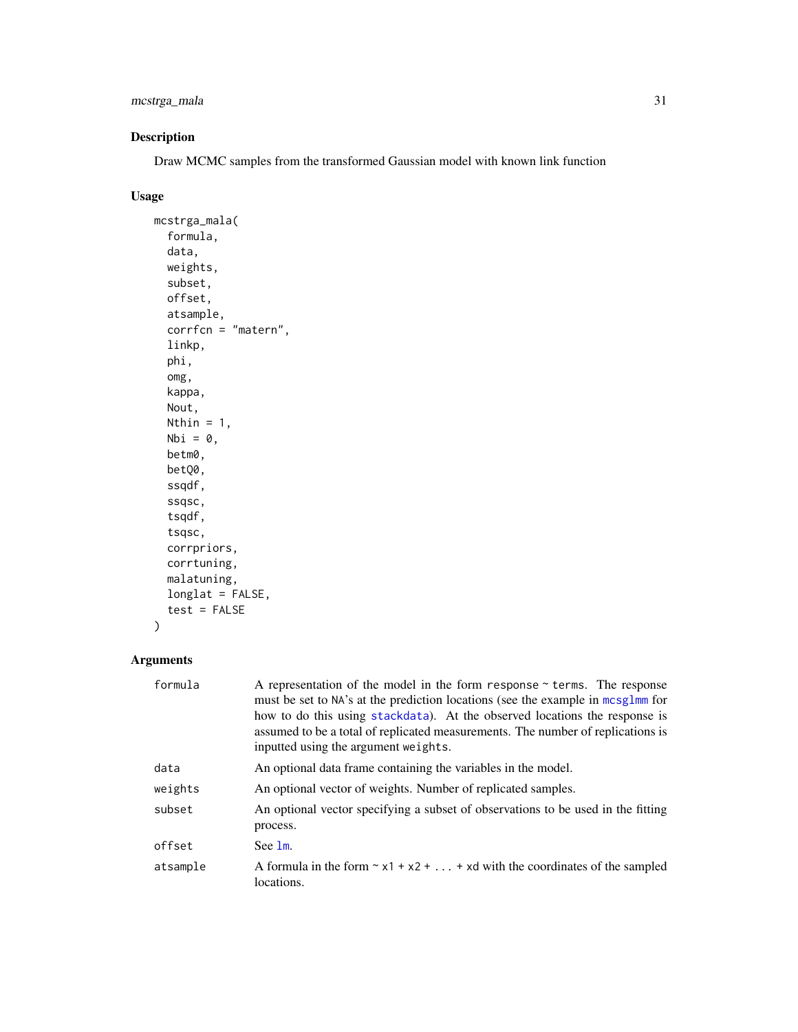## Description

Draw MCMC samples from the transformed Gaussian model with known link function

## Usage

```
mcstrga_mala(
  formula,
  data,
  weights,
  subset,
  offset,
  atsample,
  corrfcn = "matern",
  linkp,
  phi,
  omg,
  kappa,
  Nout,
  Nthin = 1,
  Nbi = 0,
  betm0,
  betQ0,
  ssqdf,
  ssqsc,
  tsqdf,
  tsqsc,
  corrpriors,
  corrtuning,
  malatuning,
  longlat = FALSE,
  test = FALSE
)
```

## Arguments

| | |
|---|---|
| formula | A representation of the model in the form `response ~ terms`. The response must be set to NA's at the prediction locations (see the example in mcsglmm for how to do this using stackdata). At the observed locations the response is assumed to be a total of replicated measurements. The number of replications is inputted using the argument weights. |
| data | An optional data frame containing the variables in the model. |
| weights | An optional vector of weights. Number of replicated samples. |
| subset | An optional vector specifying a subset of observations to be used in the fitting process. |
| offset | See lm. |
| atsample | A formula in the form `~ x1 + x2 + ... + xd` with the coordinates of the sampled locations. |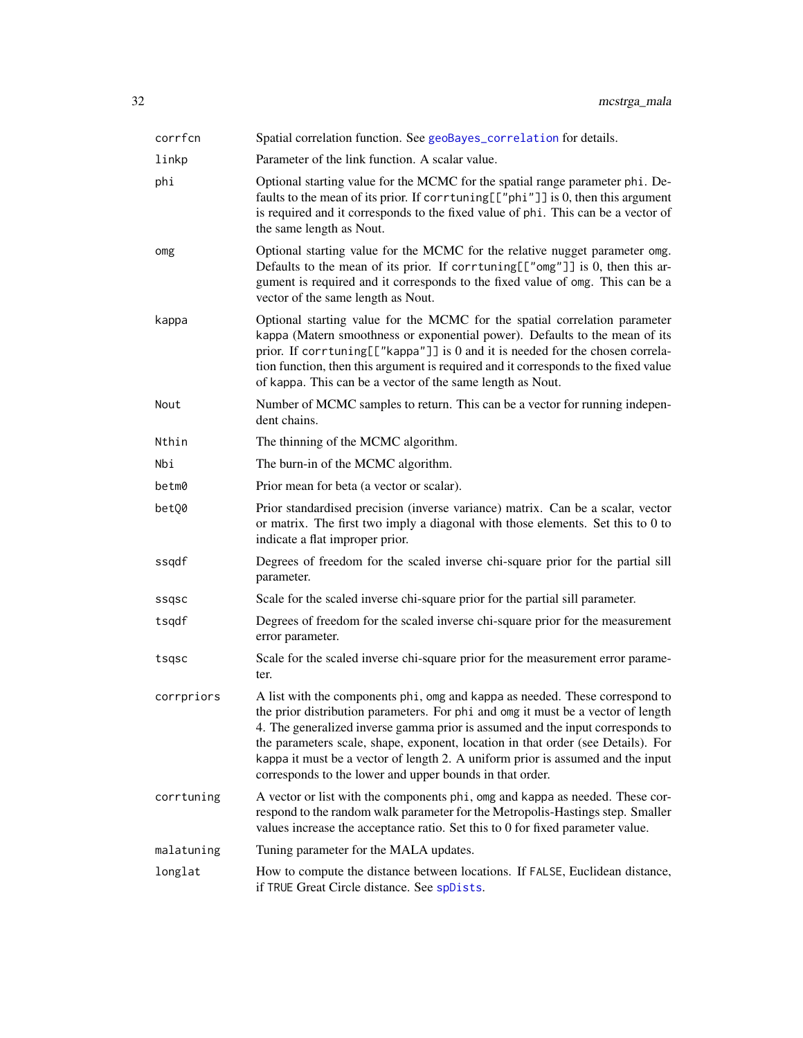| | |
|---|---|
| corrfcn | Spatial correlation function. See geoBayes_correlation for details. |
| linkp | Parameter of the link function. A scalar value. |
| phi | Optional starting value for the MCMC for the spatial range parameter phi. Defaults to the mean of its prior. If corrtuning[["phi"]] is 0, then this argument is required and it corresponds to the fixed value of phi. This can be a vector of the same length as Nout. |
| omg | Optional starting value for the MCMC for the relative nugget parameter omg. Defaults to the mean of its prior. If corrtuning[["omg"]] is 0, then this argument is required and it corresponds to the fixed value of omg. This can be a vector of the same length as Nout. |
| kappa | Optional starting value for the MCMC for the spatial correlation parameter kappa (Matern smoothness or exponential power). Defaults to the mean of its prior. If corrtuning[["kappa"]] is 0 and it is needed for the chosen correlation function, then this argument is required and it corresponds to the fixed value of kappa. This can be a vector of the same length as Nout. |
| Nout | Number of MCMC samples to return. This can be a vector for running independent chains. |
| Nthin | The thinning of the MCMC algorithm. |
| Nbi | The burn-in of the MCMC algorithm. |
| betm0 | Prior mean for beta (a vector or scalar). |
| betQ0 | Prior standardised precision (inverse variance) matrix. Can be a scalar, vector or matrix. The first two imply a diagonal with those elements. Set this to 0 to indicate a flat improper prior. |
| ssqdf | Degrees of freedom for the scaled inverse chi-square prior for the partial sill parameter. |
| ssqsc | Scale for the scaled inverse chi-square prior for the partial sill parameter. |
| tsqdf | Degrees of freedom for the scaled inverse chi-square prior for the measurement error parameter. |
| tsqsc | Scale for the scaled inverse chi-square prior for the measurement error parameter. |
| corrpriors | A list with the components phi, omg and kappa as needed. These correspond to the prior distribution parameters. For phi and omg it must be a vector of length 4. The generalized inverse gamma prior is assumed and the input corresponds to the parameters scale, shape, exponent, location in that order (see Details). For kappa it must be a vector of length 2. A uniform prior is assumed and the input corresponds to the lower and upper bounds in that order. |
| corrtuning | A vector or list with the components phi, omg and kappa as needed. These correspond to the random walk parameter for the Metropolis-Hastings step. Smaller values increase the acceptance ratio. Set this to 0 for fixed parameter value. |
| malatuning | Tuning parameter for the MALA updates. |
| longlat | How to compute the distance between locations. If FALSE, Euclidean distance, if TRUE Great Circle distance. See spDists. |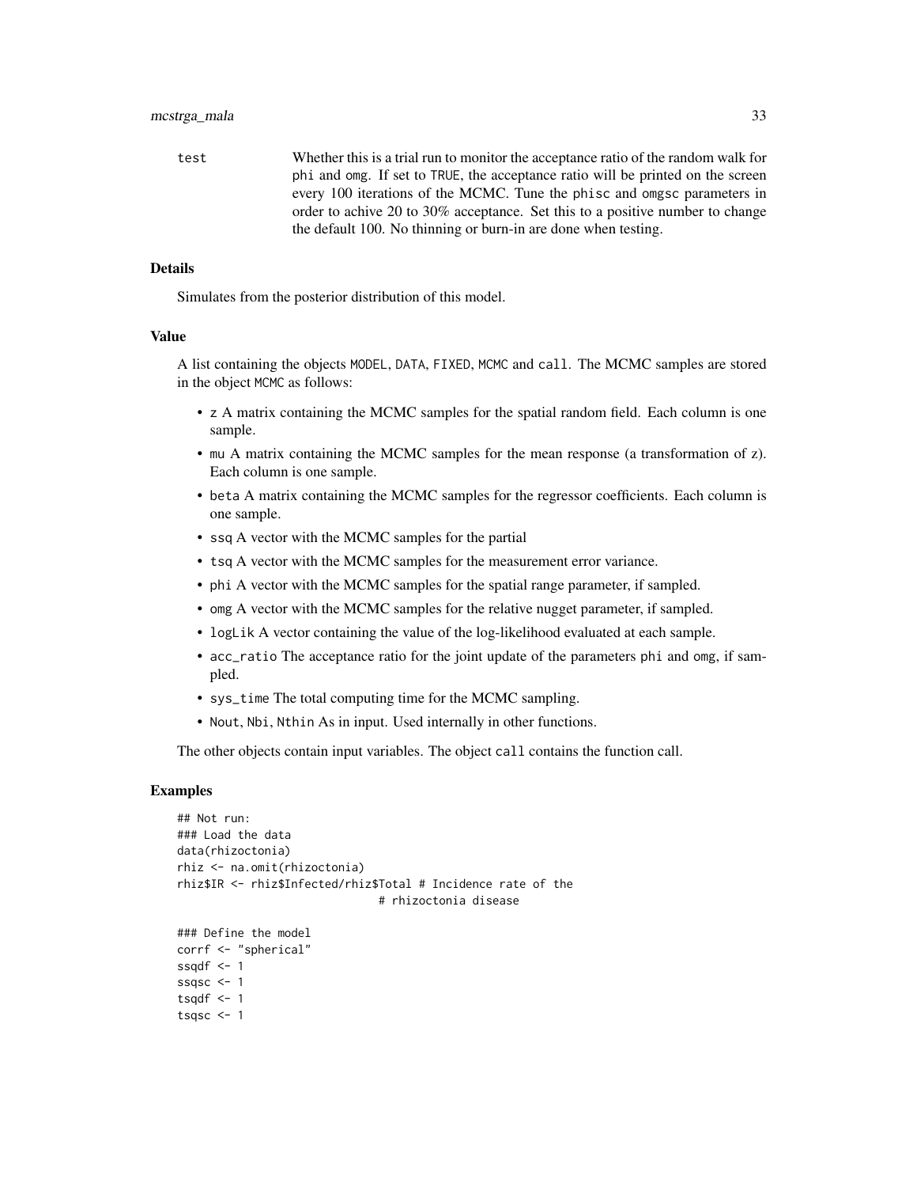test Whether this is a trial run to monitor the acceptance ratio of the random walk for phi and omg. If set to TRUE, the acceptance ratio will be printed on the screen every 100 iterations of the MCMC. Tune the phisc and omgsc parameters in order to achive 20 to 30% acceptance. Set this to a positive number to change the default 100. No thinning or burn-in are done when testing.

### Details

Simulates from the posterior distribution of this model.

### Value

A list containing the objects MODEL, DATA, FIXED, MCMC and call. The MCMC samples are stored in the object MCMC as follows:

- z A matrix containing the MCMC samples for the spatial random field. Each column is one sample.
- mu A matrix containing the MCMC samples for the mean response (a transformation of z). Each column is one sample.
- beta A matrix containing the MCMC samples for the regressor coefficients. Each column is one sample.
- ssq A vector with the MCMC samples for the partial
- tsq A vector with the MCMC samples for the measurement error variance.
- phi A vector with the MCMC samples for the spatial range parameter, if sampled.
- omg A vector with the MCMC samples for the relative nugget parameter, if sampled.
- logLik A vector containing the value of the log-likelihood evaluated at each sample.
- acc_ratio The acceptance ratio for the joint update of the parameters phi and omg, if sampled.
- sys_time The total computing time for the MCMC sampling.
- Nout, Nbi, Nthin As in input. Used internally in other functions.

The other objects contain input variables. The object call contains the function call.

### Examples

```
## Not run:
### Load the data
data(rhizoctonia)
rhiz <- na.omit(rhizoctonia)
rhiz$IR <- rhiz$Infected/rhiz$Total # Incidence rate of the
                              # rhizoctonia disease

### Define the model
corrf <- "spherical"
ssqdf <- 1
ssqsc <- 1
tsqdf <- 1
tsqsc <- 1
```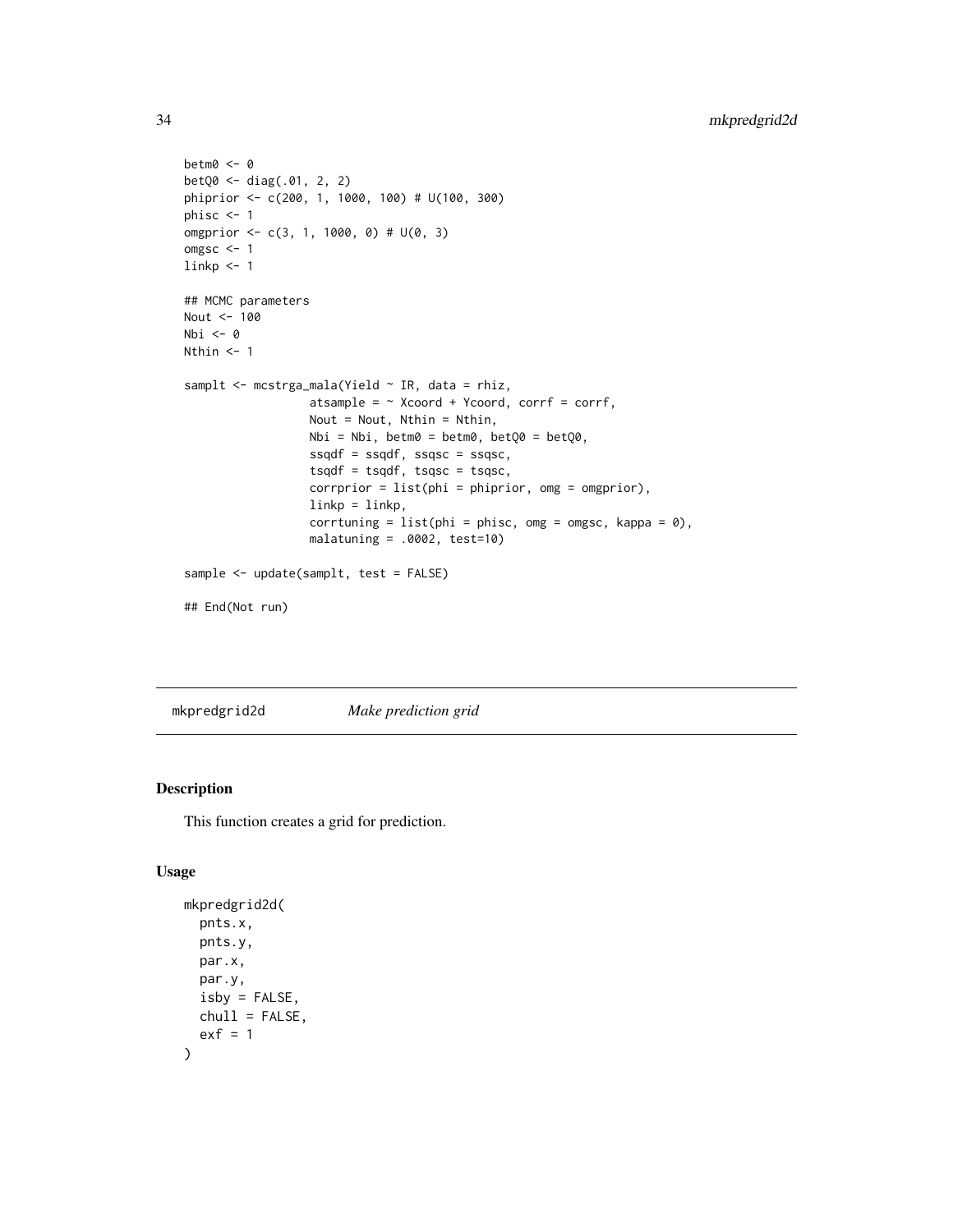```
betm0 <- 0
betQ0 <- diag(.01, 2, 2)
phiprior <- c(200, 1, 1000, 100) # U(100, 300)
phisc <- 1
omgprior <- c(3, 1, 1000, 0) # U(0, 3)
omgsc <- 1
linkp <- 1

## MCMC parameters
Nout <- 100
Nbi <- 0
Nthin <- 1

samplt <- mcstrga_mala(Yield ~ IR, data = rhiz,
                  atsample = ~ Xcoord + Ycoord, corrf = corrf,
                  Nout = Nout, Nthin = Nthin,
                  Nbi = Nbi, betm0 = betm0, betQ0 = betQ0,
                  ssqdf = ssqdf, ssqsc = ssqsc,
                  tsqdf = tsqdf, tsqsc = tsqsc,
                  corrprior = list(phi = phiprior, omg = omgprior),
                  linkp = linkp,
                  corrtuning = list(phi = phisc, omg = omgsc, kappa = 0),
                  malatuning = .0002, test=10)

sample <- update(samplt, test = FALSE)

## End(Not run)
```

---

## mkpredgrid2d *Make prediction grid*

### Description

This function creates a grid for prediction.

### Usage

```
mkpredgrid2d(
  pnts.x,
  pnts.y,
  par.x,
  par.y,
  isby = FALSE,
  chull = FALSE,
  exf = 1
)
```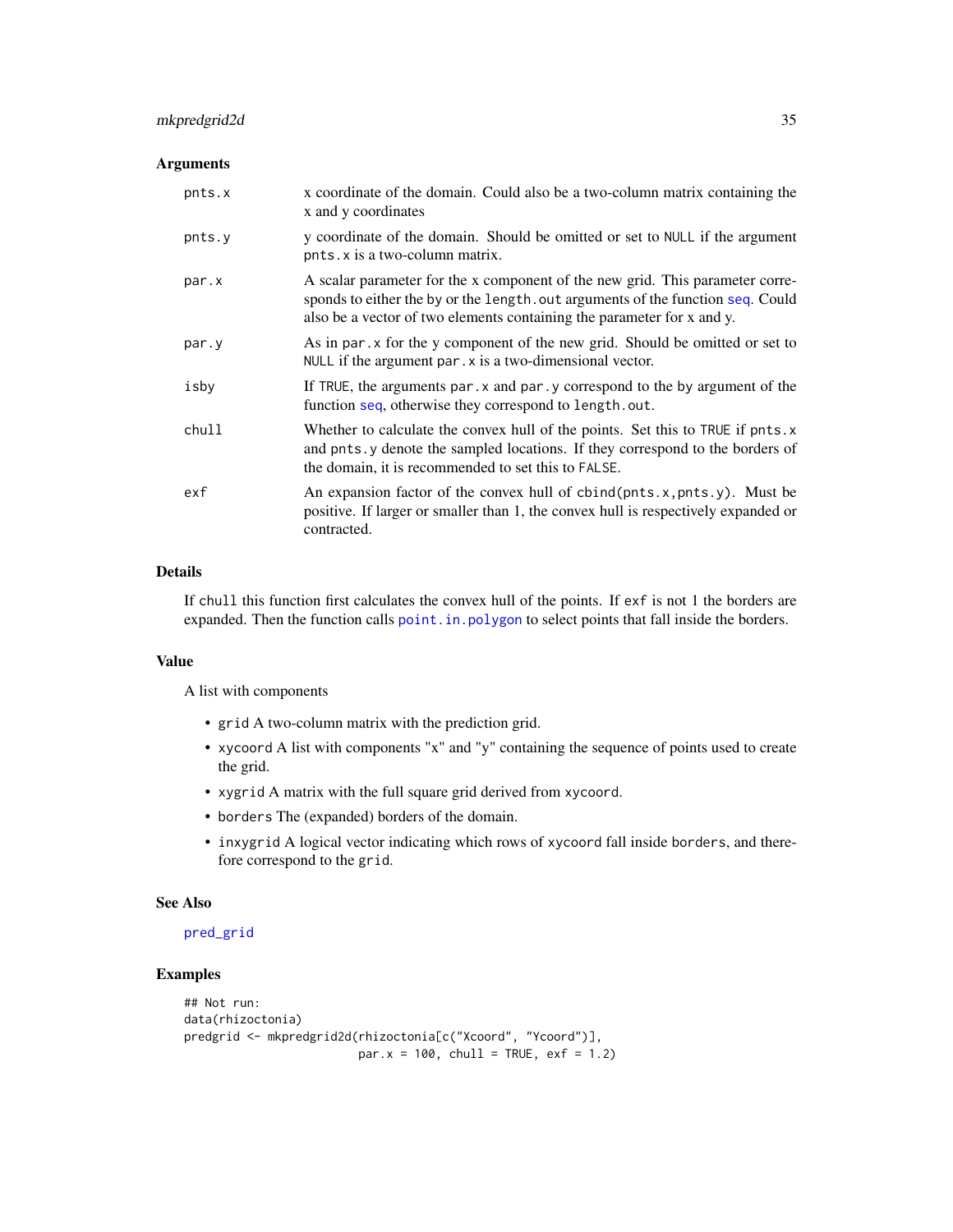### Arguments

| | |
|---|---|
| `pnts.x` | x coordinate of the domain. Could also be a two-column matrix containing the x and y coordinates |
| `pnts.y` | y coordinate of the domain. Should be omitted or set to `NULL` if the argument `pnts.x` is a two-column matrix. |
| `par.x` | A scalar parameter for the x component of the new grid. This parameter corresponds to either the `by` or the `length.out` arguments of the function `seq`. Could also be a vector of two elements containing the parameter for x and y. |
| `par.y` | As in `par.x` for the y component of the new grid. Should be omitted or set to `NULL` if the argument `par.x` is a two-dimensional vector. |
| `isby` | If `TRUE`, the arguments `par.x` and `par.y` correspond to the `by` argument of the function `seq`, otherwise they correspond to `length.out`. |
| `chull` | Whether to calculate the convex hull of the points. Set this to `TRUE` if `pnts.x` and `pnts.y` denote the sampled locations. If they correspond to the borders of the domain, it is recommended to set this to `FALSE`. |
| `exf` | An expansion factor of the convex hull of `cbind(pnts.x,pnts.y)`. Must be positive. If larger or smaller than 1, the convex hull is respectively expanded or contracted. |

### Details

If `chull` this function first calculates the convex hull of the points. If `exf` is not 1 the borders are expanded. Then the function calls `point.in.polygon` to select points that fall inside the borders.

### Value

A list with components

- `grid` A two-column matrix with the prediction grid.
- `xycoord` A list with components "x" and "y" containing the sequence of points used to create the grid.
- `xygrid` A matrix with the full square grid derived from `xycoord`.
- `borders` The (expanded) borders of the domain.
- `inxygrid` A logical vector indicating which rows of `xycoord` fall inside `borders`, and therefore correspond to the `grid`.

### See Also

`pred_grid`

### Examples

```
## Not run:
data(rhizoctonia)
predgrid <- mkpredgrid2d(rhizoctonia[c("Xcoord", "Ycoord")],
                         par.x = 100, chull = TRUE, exf = 1.2)
```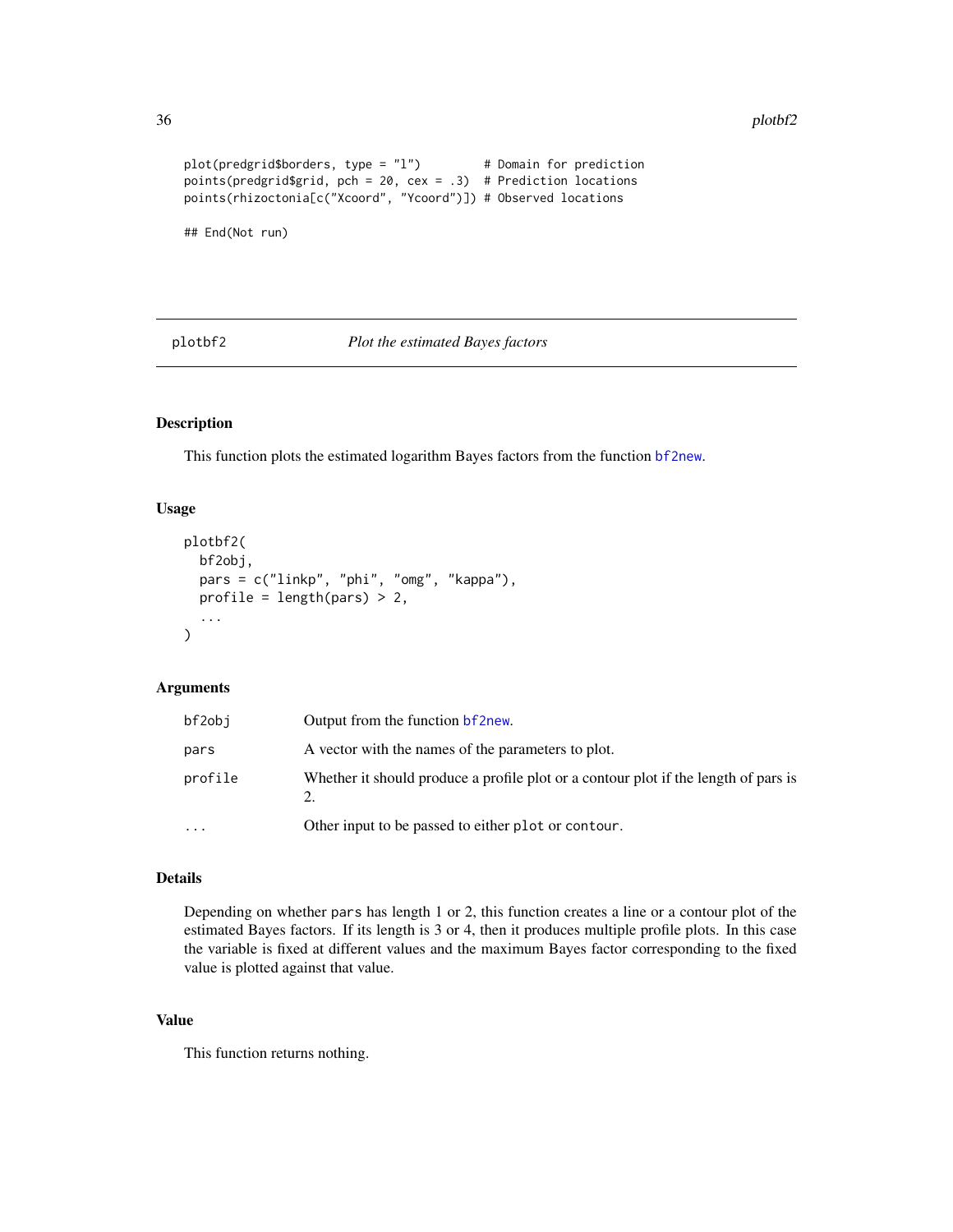```
plot(predgrid$borders, type = "l")         # Domain for prediction
points(predgrid$grid, pch = 20, cex = .3)  # Prediction locations
points(rhizoctonia[c("Xcoord", "Ycoord")]) # Observed locations

## End(Not run)
```

## plotbf2 — *Plot the estimated Bayes factors*

### Description

This function plots the estimated logarithm Bayes factors from the function bf2new.

### Usage

```
plotbf2(
  bf2obj,
  pars = c("linkp", "phi", "omg", "kappa"),
  profile = length(pars) > 2,
  ...
)
```

### Arguments

| | |
|---|---|
| bf2obj | Output from the function bf2new. |
| pars | A vector with the names of the parameters to plot. |
| profile | Whether it should produce a profile plot or a contour plot if the length of pars is 2. |
| ... | Other input to be passed to either plot or contour. |

### Details

Depending on whether pars has length 1 or 2, this function creates a line or a contour plot of the estimated Bayes factors. If its length is 3 or 4, then it produces multiple profile plots. In this case the variable is fixed at different values and the maximum Bayes factor corresponding to the fixed value is plotted against that value.

### Value

This function returns nothing.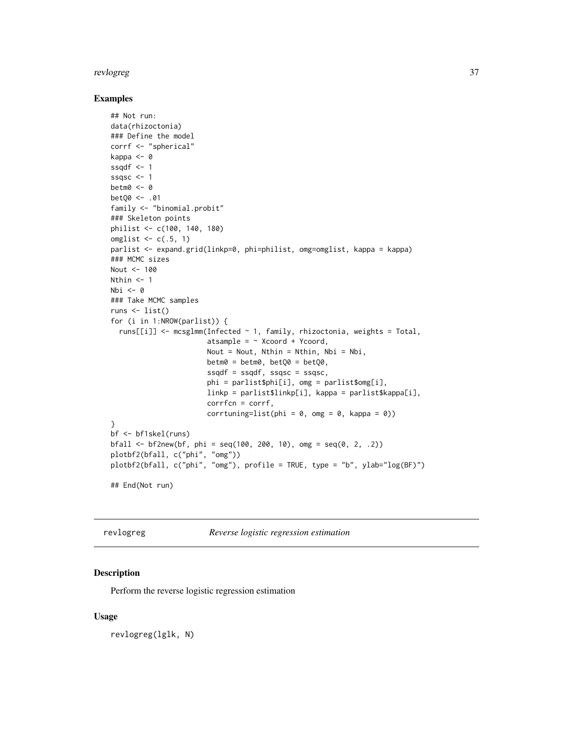### Examples

```
## Not run:
data(rhizoctonia)
### Define the model
corrf <- "spherical"
kappa <- 0
ssqdf <- 1
ssqsc <- 1
betm0 <- 0
betQ0 <- .01
family <- "binomial.probit"
### Skeleton points
philist <- c(100, 140, 180)
omglist <- c(.5, 1)
parlist <- expand.grid(linkp=0, phi=philist, omg=omglist, kappa = kappa)
### MCMC sizes
Nout <- 100
Nthin <- 1
Nbi <- 0
### Take MCMC samples
runs <- list()
for (i in 1:NROW(parlist)) {
  runs[[i]] <- mcsglmm(Infected ~ 1, family, rhizoctonia, weights = Total,
                       atsample = ~ Xcoord + Ycoord,
                       Nout = Nout, Nthin = Nthin, Nbi = Nbi,
                       betm0 = betm0, betQ0 = betQ0,
                       ssqdf = ssqdf, ssqsc = ssqsc,
                       phi = parlist$phi[i], omg = parlist$omg[i],
                       linkp = parlist$linkp[i], kappa = parlist$kappa[i],
                       corrfcn = corrf,
                       corrtuning=list(phi = 0, omg = 0, kappa = 0))
}
bf <- bf1skel(runs)
bfall <- bf2new(bf, phi = seq(100, 200, 10), omg = seq(0, 2, .2))
plotbf2(bfall, c("phi", "omg"))
plotbf2(bfall, c("phi", "omg"), profile = TRUE, type = "b", ylab="log(BF)")

## End(Not run)
```

---

## revlogreg *Reverse logistic regression estimation*

### Description

Perform the reverse logistic regression estimation

### Usage

```
revlogreg(lglk, N)
```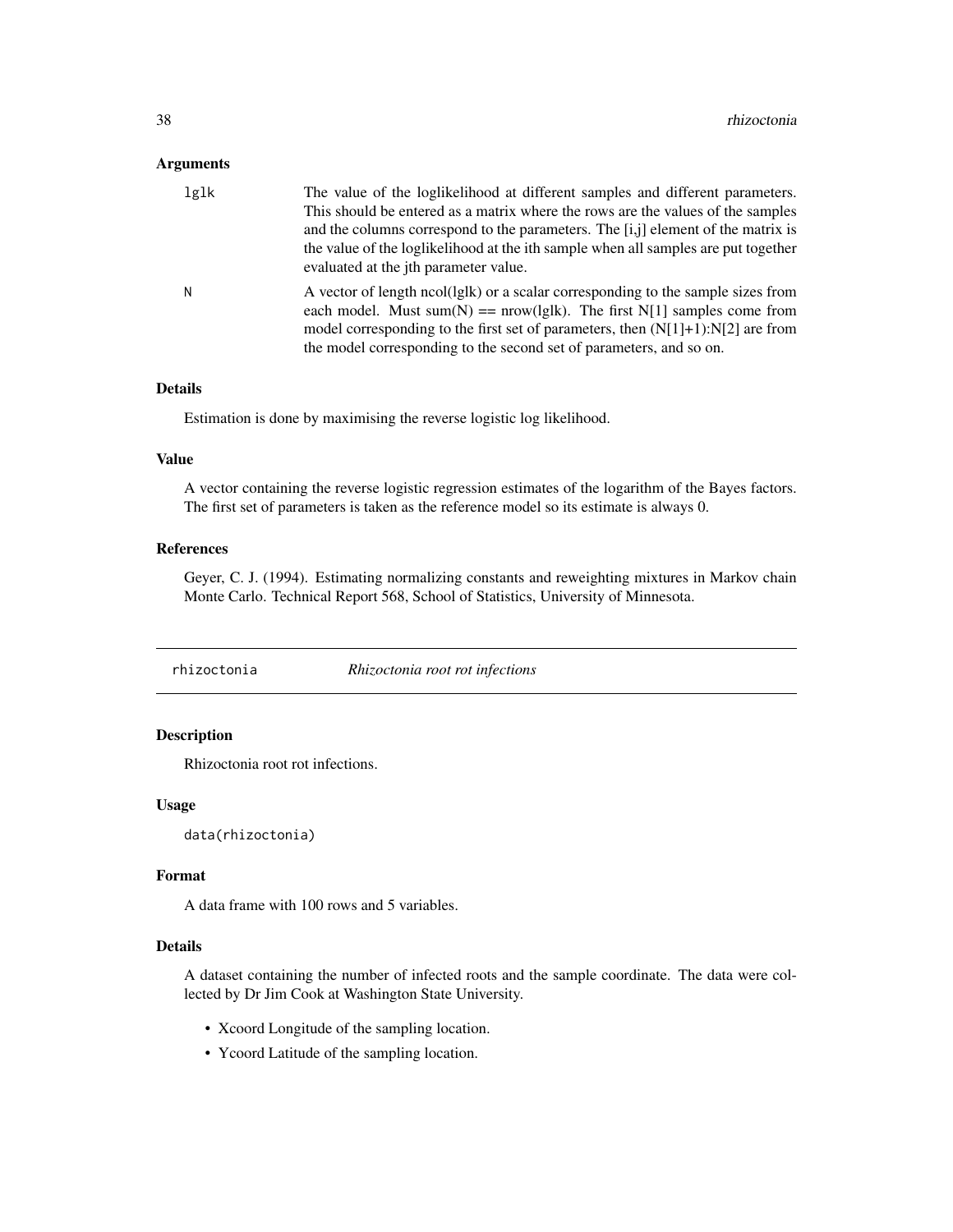### Arguments

| | |
|---|---|
| lglk | The value of the loglikelihood at different samples and different parameters. This should be entered as a matrix where the rows are the values of the samples and the columns correspond to the parameters. The [i,j] element of the matrix is the value of the loglikelihood at the ith sample when all samples are put together evaluated at the jth parameter value. |
| N | A vector of length ncol(lglk) or a scalar corresponding to the sample sizes from each model. Must sum(N) == nrow(lglk). The first N[1] samples come from model corresponding to the first set of parameters, then (N[1]+1):N[2] are from the model corresponding to the second set of parameters, and so on. |

### Details

Estimation is done by maximising the reverse logistic log likelihood.

### Value

A vector containing the reverse logistic regression estimates of the logarithm of the Bayes factors. The first set of parameters is taken as the reference model so its estimate is always 0.

### References

Geyer, C. J. (1994). Estimating normalizing constants and reweighting mixtures in Markov chain Monte Carlo. Technical Report 568, School of Statistics, University of Minnesota.

---

## rhizoctonia — *Rhizoctonia root rot infections*

### Description

Rhizoctonia root rot infections.

### Usage

```
data(rhizoctonia)
```

### Format

A data frame with 100 rows and 5 variables.

### Details

A dataset containing the number of infected roots and the sample coordinate. The data were collected by Dr Jim Cook at Washington State University.

- Xcoord Longitude of the sampling location.
- Ycoord Latitude of the sampling location.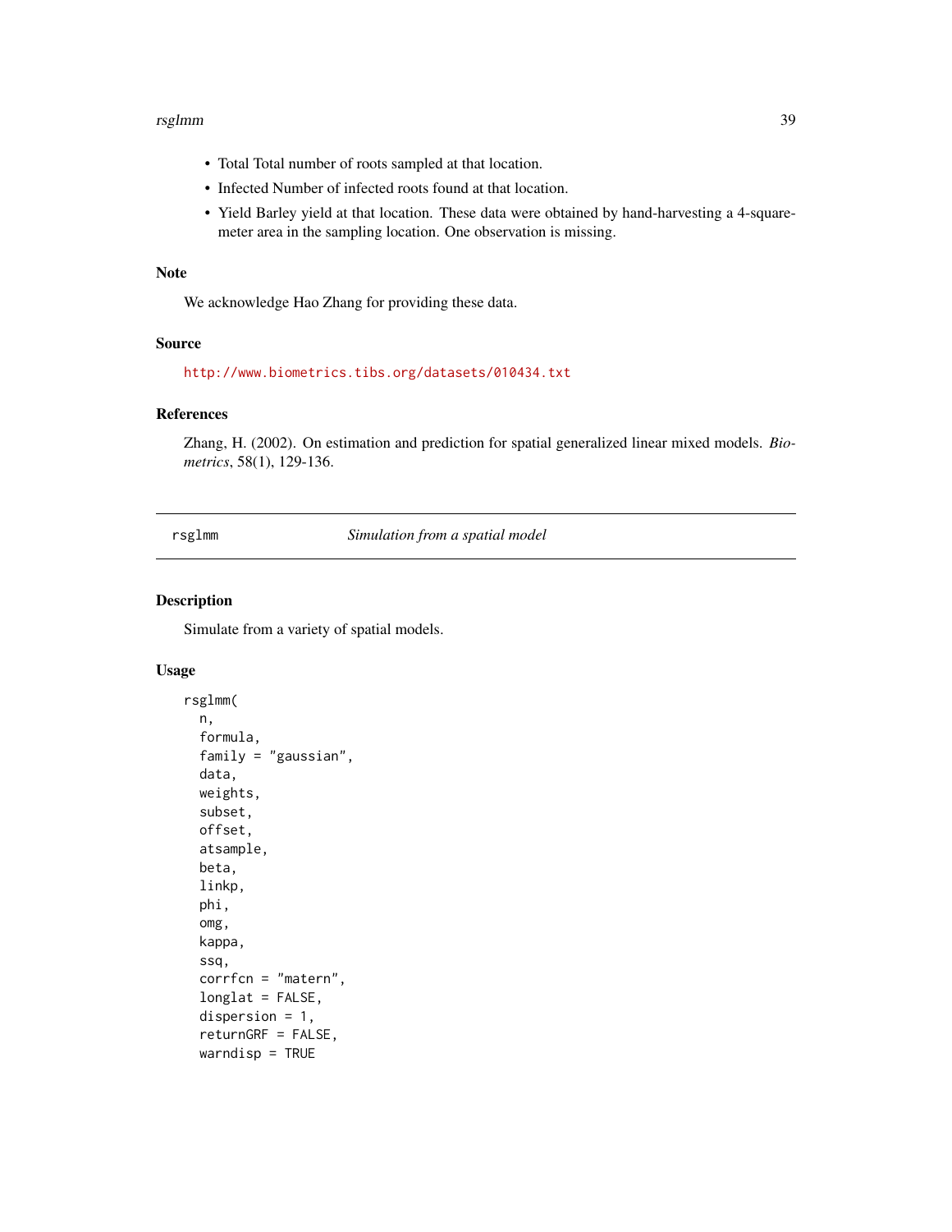- Total Total number of roots sampled at that location.
- Infected Number of infected roots found at that location.
- Yield Barley yield at that location. These data were obtained by hand-harvesting a 4-square-meter area in the sampling location. One observation is missing.

## Note

We acknowledge Hao Zhang for providing these data.

## Source

http://www.biometrics.tibs.org/datasets/010434.txt

## References

Zhang, H. (2002). On estimation and prediction for spatial generalized linear mixed models. *Biometrics*, 58(1), 129-136.

---

# rsglmm — *Simulation from a spatial model*

---

## Description

Simulate from a variety of spatial models.

## Usage

```
rsglmm(
  n,
  formula,
  family = "gaussian",
  data,
  weights,
  subset,
  offset,
  atsample,
  beta,
  linkp,
  phi,
  omg,
  kappa,
  ssq,
  corrfcn = "matern",
  longlat = FALSE,
  dispersion = 1,
  returnGRF = FALSE,
  warndisp = TRUE
```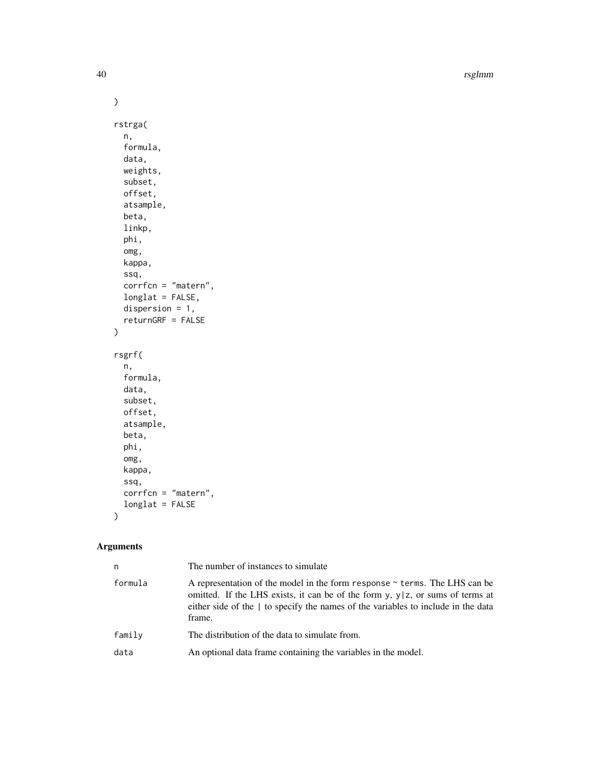```
)

rstrga(
  n,
  formula,
  data,
  weights,
  subset,
  offset,
  atsample,
  beta,
  linkp,
  phi,
  omg,
  kappa,
  ssq,
  corrfcn = "matern",
  longlat = FALSE,
  dispersion = 1,
  returnGRF = FALSE
)

rsgrf(
  n,
  formula,
  data,
  subset,
  offset,
  atsample,
  beta,
  phi,
  omg,
  kappa,
  ssq,
  corrfcn = "matern",
  longlat = FALSE
)
```

## Arguments

| | |
|---|---|
| `n` | The number of instances to simulate |
| `formula` | A representation of the model in the form `response ~ terms`. The LHS can be omitted. If the LHS exists, it can be of the form `y`, `y|z`, or sums of terms at either side of the `|` to specify the names of the variables to include in the data frame. |
| `family` | The distribution of the data to simulate from. |
| `data` | An optional data frame containing the variables in the model. |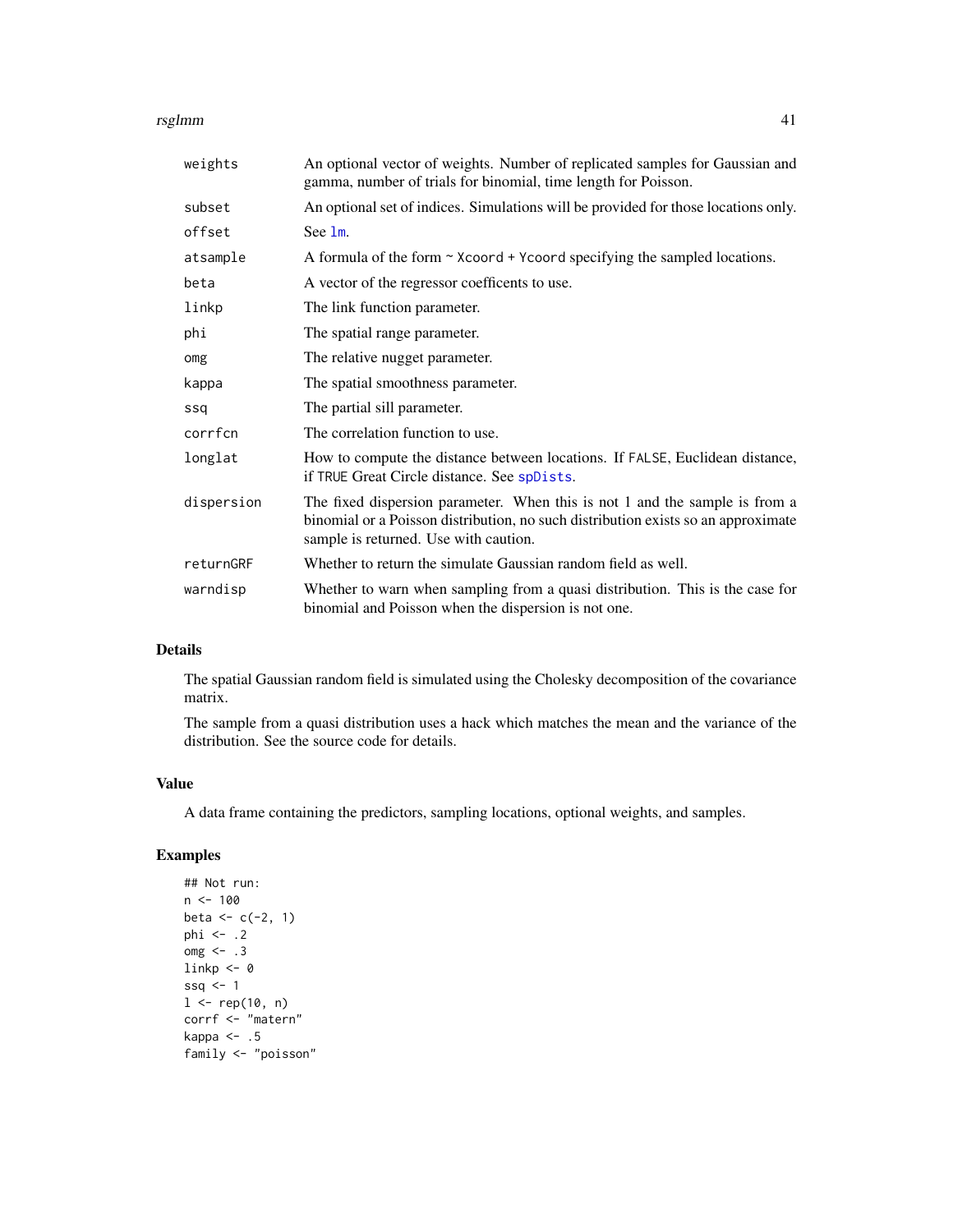| | |
|---|---|
| `weights` | An optional vector of weights. Number of replicated samples for Gaussian and gamma, number of trials for binomial, time length for Poisson. |
| `subset` | An optional set of indices. Simulations will be provided for those locations only. |
| `offset` | See `lm`. |
| `atsample` | A formula of the form `~ Xcoord + Ycoord` specifying the sampled locations. |
| `beta` | A vector of the regressor coefficents to use. |
| `linkp` | The link function parameter. |
| `phi` | The spatial range parameter. |
| `omg` | The relative nugget parameter. |
| `kappa` | The spatial smoothness parameter. |
| `ssq` | The partial sill parameter. |
| `corrfcn` | The correlation function to use. |
| `longlat` | How to compute the distance between locations. If `FALSE`, Euclidean distance, if `TRUE` Great Circle distance. See `spDists`. |
| `dispersion` | The fixed dispersion parameter. When this is not 1 and the sample is from a binomial or a Poisson distribution, no such distribution exists so an approximate sample is returned. Use with caution. |
| `returnGRF` | Whether to return the simulate Gaussian random field as well. |
| `warndisp` | Whether to warn when sampling from a quasi distribution. This is the case for binomial and Poisson when the dispersion is not one. |

## Details

The spatial Gaussian random field is simulated using the Cholesky decomposition of the covariance matrix.

The sample from a quasi distribution uses a hack which matches the mean and the variance of the distribution. See the source code for details.

## Value

A data frame containing the predictors, sampling locations, optional weights, and samples.

## Examples

```
## Not run:
n <- 100
beta <- c(-2, 1)
phi <- .2
omg <- .3
linkp <- 0
ssq <- 1
l <- rep(10, n)
corrf <- "matern"
kappa <- .5
family <- "poisson"
```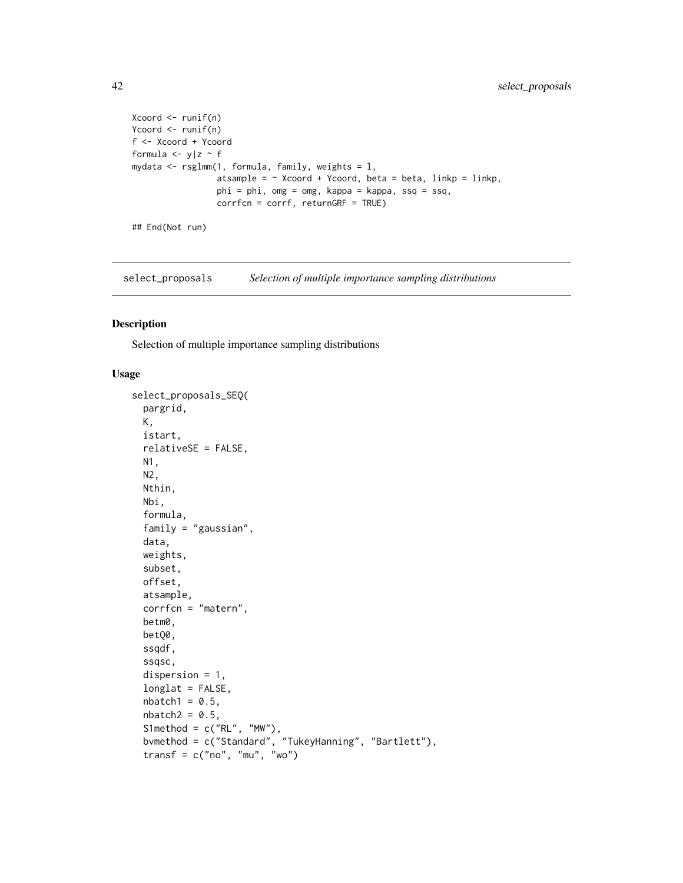```
Xcoord <- runif(n)
Ycoord <- runif(n)
f <- Xcoord + Ycoord
formula <- y|z ~ f
mydata <- rsglmm(1, formula, family, weights = l,
                 atsample = ~ Xcoord + Ycoord, beta = beta, linkp = linkp,
                 phi = phi, omg = omg, kappa = kappa, ssq = ssq,
                 corrfcn = corrf, returnGRF = TRUE)

## End(Not run)
```

---

select_proposals    *Selection of multiple importance sampling distributions*

---

### Description

Selection of multiple importance sampling distributions

### Usage

```
select_proposals_SEQ(
  pargrid,
  K,
  istart,
  relativeSE = FALSE,
  N1,
  N2,
  Nthin,
  Nbi,
  formula,
  family = "gaussian",
  data,
  weights,
  subset,
  offset,
  atsample,
  corrfcn = "matern",
  betm0,
  betQ0,
  ssqdf,
  ssqsc,
  dispersion = 1,
  longlat = FALSE,
  nbatch1 = 0.5,
  nbatch2 = 0.5,
  S1method = c("RL", "MW"),
  bvmethod = c("Standard", "TukeyHanning", "Bartlett"),
  transf = c("no", "mu", "wo")
```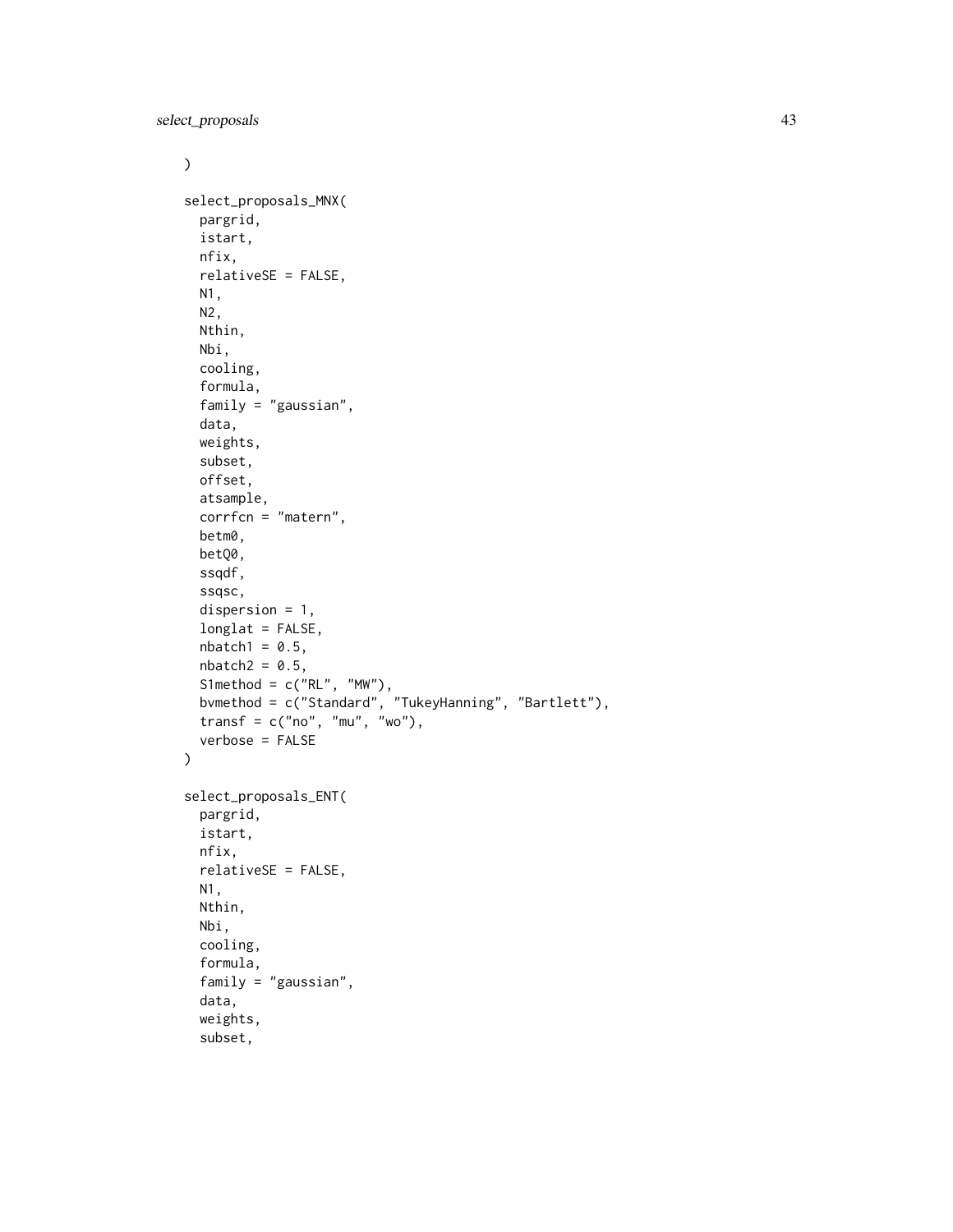```
)

select_proposals_MNX(
  pargrid,
  istart,
  nfix,
  relativeSE = FALSE,
  N1,
  N2,
  Nthin,
  Nbi,
  cooling,
  formula,
  family = "gaussian",
  data,
  weights,
  subset,
  offset,
  atsample,
  corrfcn = "matern",
  betm0,
  betQ0,
  ssqdf,
  ssqsc,
  dispersion = 1,
  longlat = FALSE,
  nbatch1 = 0.5,
  nbatch2 = 0.5,
  S1method = c("RL", "MW"),
  bvmethod = c("Standard", "TukeyHanning", "Bartlett"),
  transf = c("no", "mu", "wo"),
  verbose = FALSE
)

select_proposals_ENT(
  pargrid,
  istart,
  nfix,
  relativeSE = FALSE,
  N1,
  Nthin,
  Nbi,
  cooling,
  formula,
  family = "gaussian",
  data,
  weights,
  subset,
```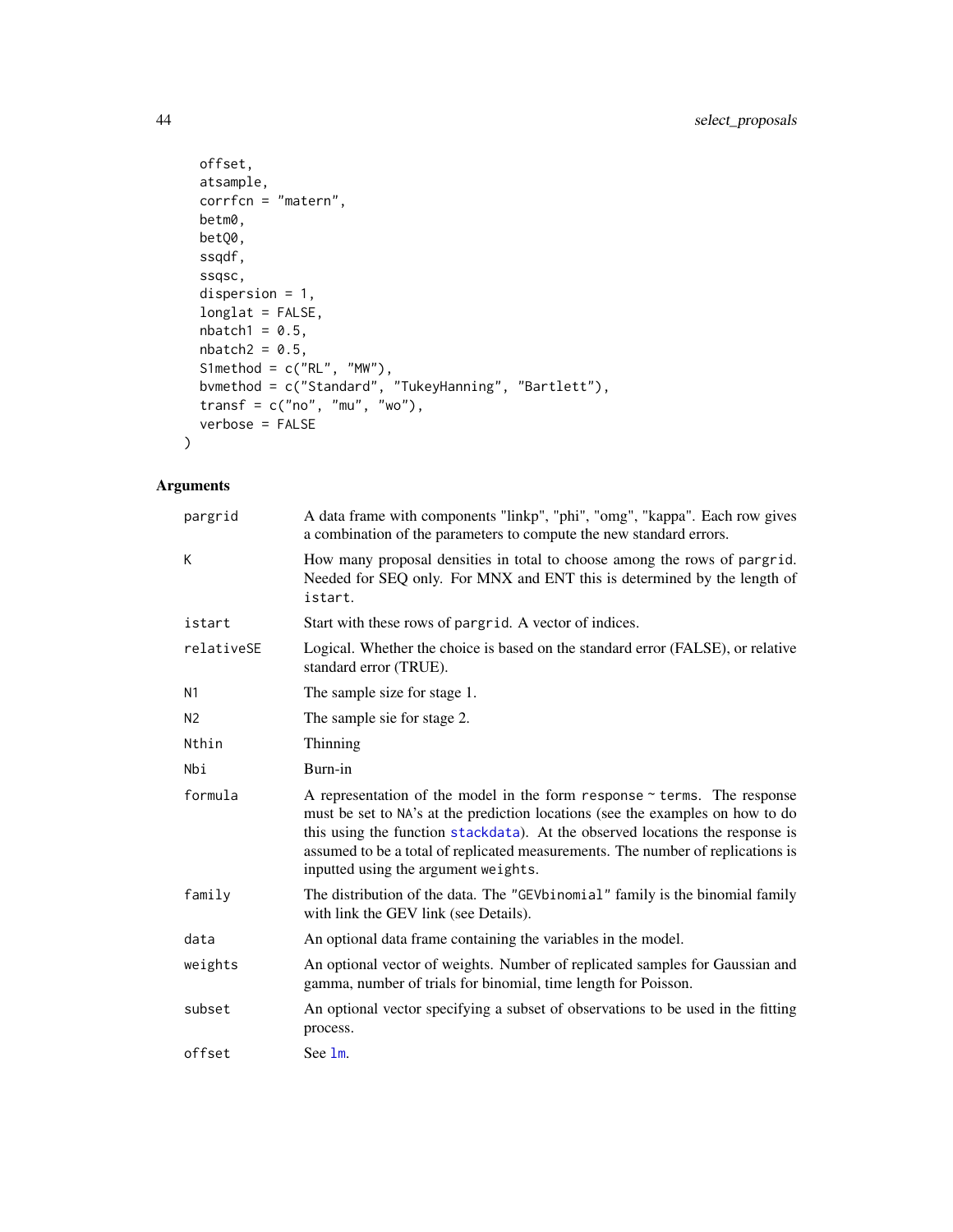```
  offset,
  atsample,
  corrfcn = "matern",
  betm0,
  betQ0,
  ssqdf,
  ssqsc,
  dispersion = 1,
  longlat = FALSE,
  nbatch1 = 0.5,
  nbatch2 = 0.5,
  S1method = c("RL", "MW"),
  bvmethod = c("Standard", "TukeyHanning", "Bartlett"),
  transf = c("no", "mu", "wo"),
  verbose = FALSE
)
```

## Arguments

| | |
|---|---|
| `pargrid` | A data frame with components "linkp", "phi", "omg", "kappa". Each row gives a combination of the parameters to compute the new standard errors. |
| `K` | How many proposal densities in total to choose among the rows of `pargrid`. Needed for SEQ only. For MNX and ENT this is determined by the length of `istart`. |
| `istart` | Start with these rows of `pargrid`. A vector of indices. |
| `relativeSE` | Logical. Whether the choice is based on the standard error (FALSE), or relative standard error (TRUE). |
| `N1` | The sample size for stage 1. |
| `N2` | The sample sie for stage 2. |
| `Nthin` | Thinning |
| `Nbi` | Burn-in |
| `formula` | A representation of the model in the form `response ~ terms`. The response must be set to `NA`'s at the prediction locations (see the examples on how to do this using the function `stackdata`). At the observed locations the response is assumed to be a total of replicated measurements. The number of replications is inputted using the argument `weights`. |
| `family` | The distribution of the data. The `"GEVbinomial"` family is the binomial family with link the GEV link (see Details). |
| `data` | An optional data frame containing the variables in the model. |
| `weights` | An optional vector of weights. Number of replicated samples for Gaussian and gamma, number of trials for binomial, time length for Poisson. |
| `subset` | An optional vector specifying a subset of observations to be used in the fitting process. |
| `offset` | See `lm`. |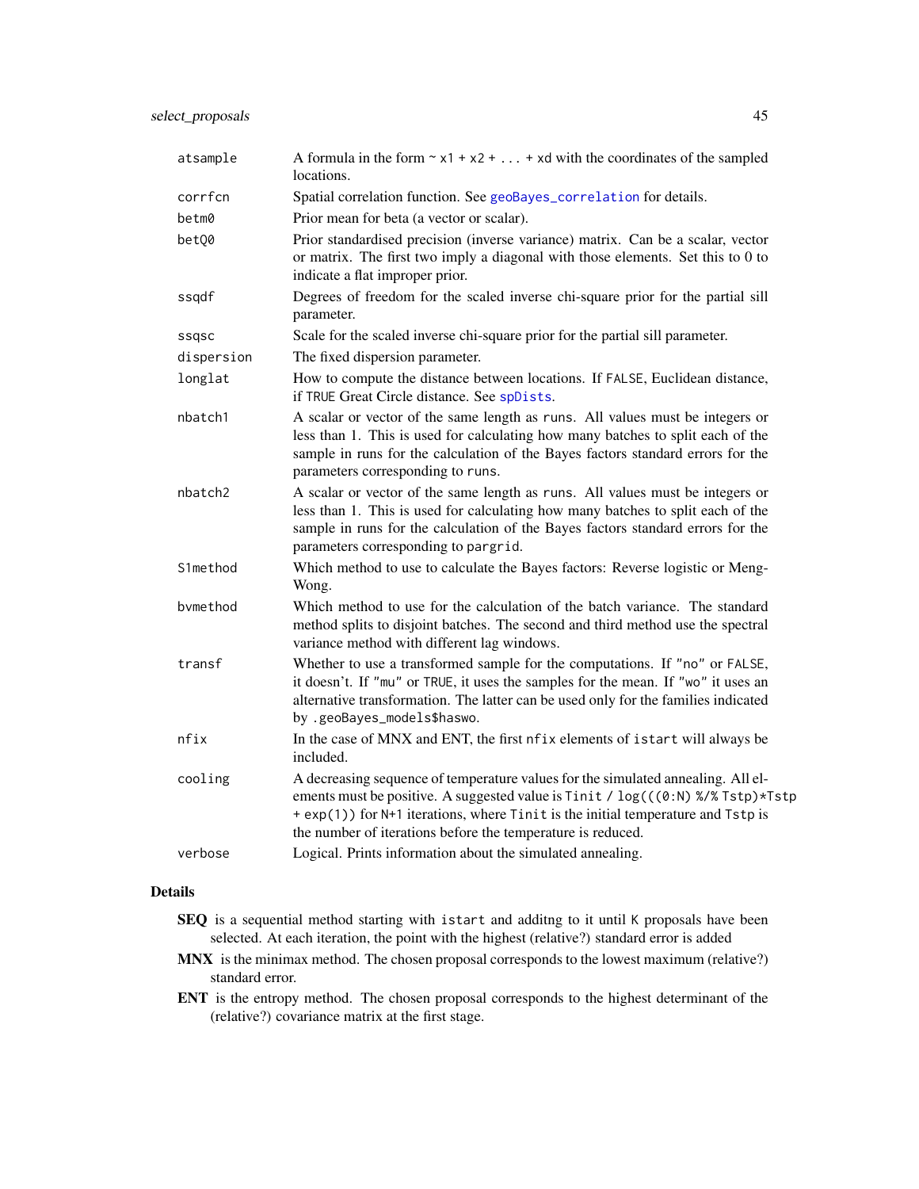| | |
|---|---|
| `atsample` | A formula in the form `~ x1 + x2 + ... + xd` with the coordinates of the sampled locations. |
| `corrfcn` | Spatial correlation function. See `geoBayes_correlation` for details. |
| `betm0` | Prior mean for beta (a vector or scalar). |
| `betQ0` | Prior standardised precision (inverse variance) matrix. Can be a scalar, vector or matrix. The first two imply a diagonal with those elements. Set this to 0 to indicate a flat improper prior. |
| `ssqdf` | Degrees of freedom for the scaled inverse chi-square prior for the partial sill parameter. |
| `ssqsc` | Scale for the scaled inverse chi-square prior for the partial sill parameter. |
| `dispersion` | The fixed dispersion parameter. |
| `longlat` | How to compute the distance between locations. If `FALSE`, Euclidean distance, if `TRUE` Great Circle distance. See `spDists`. |
| `nbatch1` | A scalar or vector of the same length as `runs`. All values must be integers or less than 1. This is used for calculating how many batches to split each of the sample in runs for the calculation of the Bayes factors standard errors for the parameters corresponding to `runs`. |
| `nbatch2` | A scalar or vector of the same length as `runs`. All values must be integers or less than 1. This is used for calculating how many batches to split each of the sample in runs for the calculation of the Bayes factors standard errors for the parameters corresponding to `pargrid`. |
| `S1method` | Which method to use to calculate the Bayes factors: Reverse logistic or Meng-Wong. |
| `bvmethod` | Which method to use for the calculation of the batch variance. The standard method splits to disjoint batches. The second and third method use the spectral variance method with different lag windows. |
| `transf` | Whether to use a transformed sample for the computations. If `"no"` or `FALSE`, it doesn't. If `"mu"` or `TRUE`, it uses the samples for the mean. If `"wo"` it uses an alternative transformation. The latter can be used only for the families indicated by `.geoBayes_models$haswo`. |
| `nfix` | In the case of MNX and ENT, the first `nfix` elements of `istart` will always be included. |
| `cooling` | A decreasing sequence of temperature values for the simulated annealing. All elements must be positive. A suggested value is `Tinit / log(((0:N) %/% Tstp)*Tstp + exp(1))` for `N+1` iterations, where `Tinit` is the initial temperature and `Tstp` is the number of iterations before the temperature is reduced. |
| `verbose` | Logical. Prints information about the simulated annealing. |

## Details

**SEQ** is a sequential method starting with `istart` and additng to it until `K` proposals have been selected. At each iteration, the point with the highest (relative?) standard error is added

**MNX** is the minimax method. The chosen proposal corresponds to the lowest maximum (relative?) standard error.

**ENT** is the entropy method. The chosen proposal corresponds to the highest determinant of the (relative?) covariance matrix at the first stage.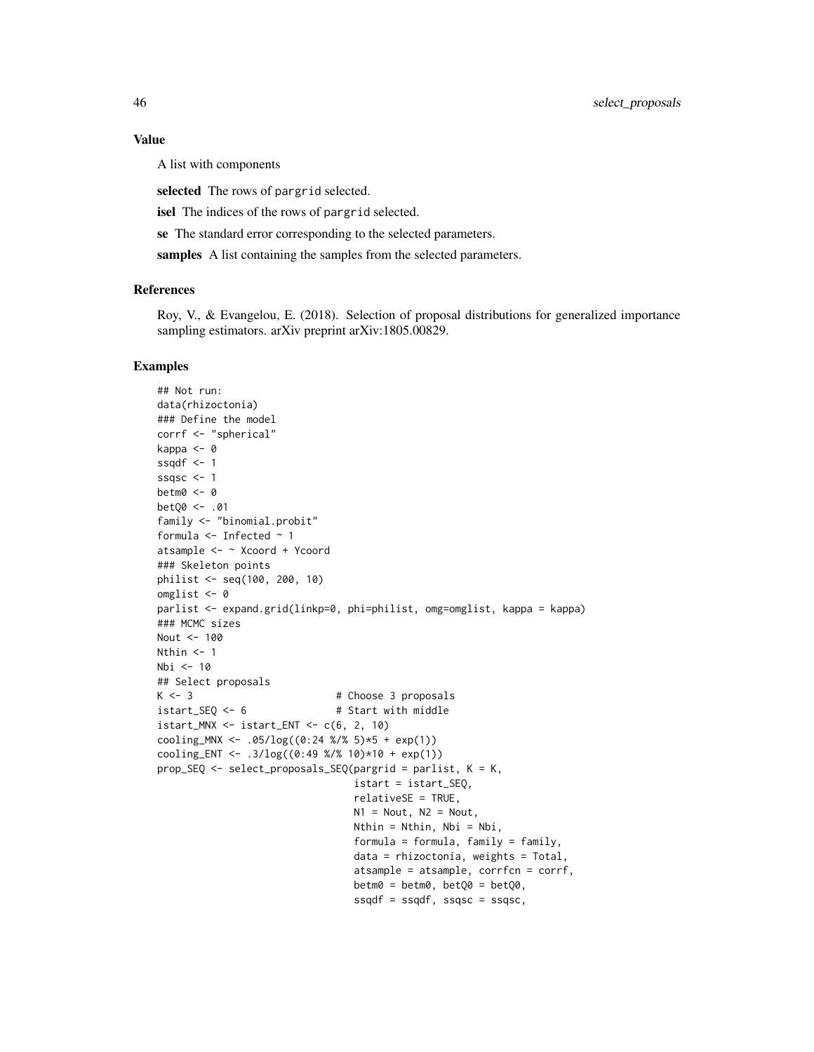### Value

A list with components

**selected** The rows of `pargrid` selected.

**isel** The indices of the rows of `pargrid` selected.

**se** The standard error corresponding to the selected parameters.

**samples** A list containing the samples from the selected parameters.

### References

Roy, V., & Evangelou, E. (2018). Selection of proposal distributions for generalized importance sampling estimators. arXiv preprint arXiv:1805.00829.

### Examples

```
## Not run:
data(rhizoctonia)
### Define the model
corrf <- "spherical"
kappa <- 0
ssqdf <- 1
ssqsc <- 1
betm0 <- 0
betQ0 <- .01
family <- "binomial.probit"
formula <- Infected ~ 1
atsample <- ~ Xcoord + Ycoord
### Skeleton points
philist <- seq(100, 200, 10)
omglist <- 0
parlist <- expand.grid(linkp=0, phi=philist, omg=omglist, kappa = kappa)
### MCMC sizes
Nout <- 100
Nthin <- 1
Nbi <- 10
## Select proposals
K <- 3                        # Choose 3 proposals
istart_SEQ <- 6               # Start with middle
istart_MNX <- istart_ENT <- c(6, 2, 10)
cooling_MNX <- .05/log((0:24 %/% 5)*5 + exp(1))
cooling_ENT <- .3/log((0:49 %/% 10)*10 + exp(1))
prop_SEQ <- select_proposals_SEQ(pargrid = parlist, K = K,
                                 istart = istart_SEQ,
                                 relativeSE = TRUE,
                                 N1 = Nout, N2 = Nout,
                                 Nthin = Nthin, Nbi = Nbi,
                                 formula = formula, family = family,
                                 data = rhizoctonia, weights = Total,
                                 atsample = atsample, corrfcn = corrf,
                                 betm0 = betm0, betQ0 = betQ0,
                                 ssqdf = ssqdf, ssqsc = ssqsc,
```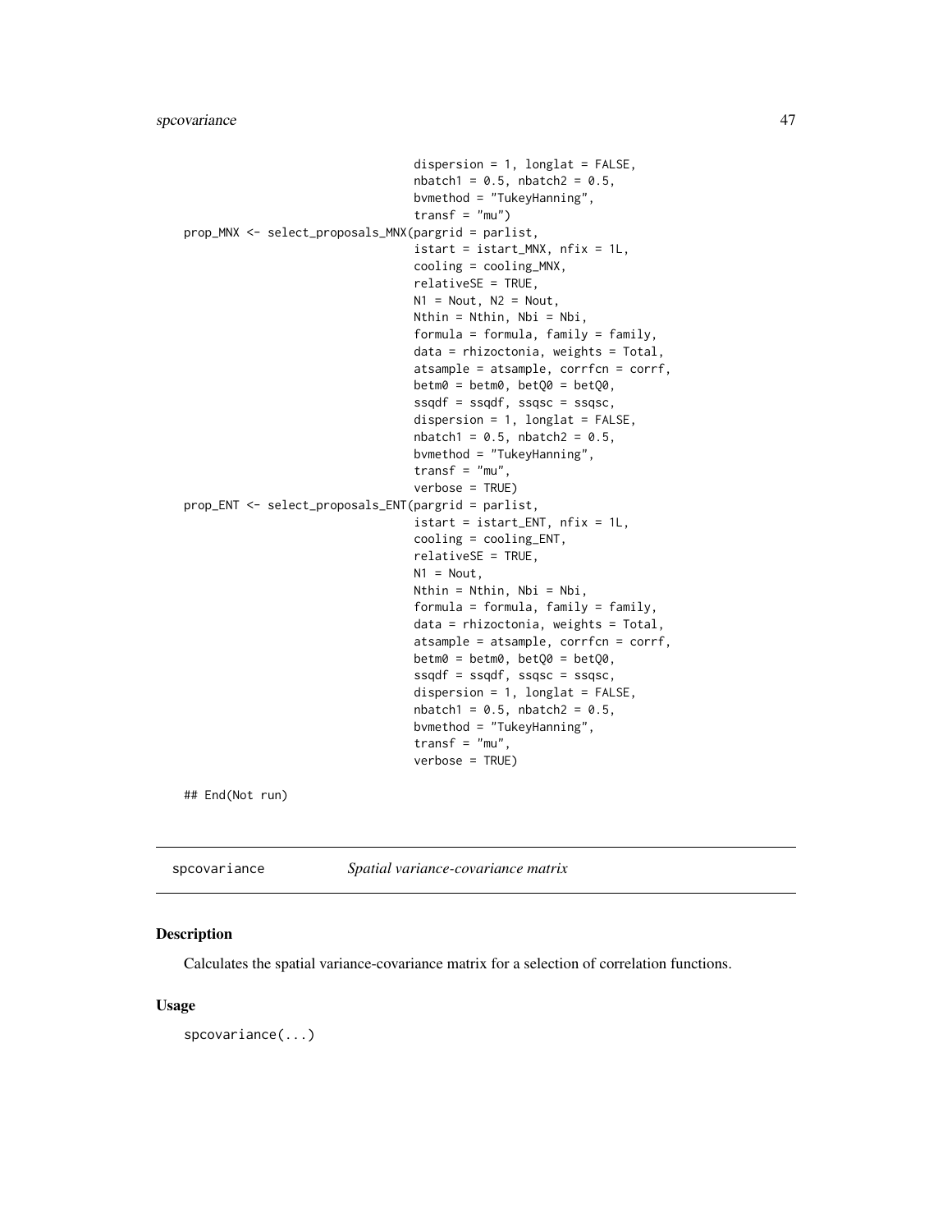```
                                dispersion = 1, longlat = FALSE,
                                nbatch1 = 0.5, nbatch2 = 0.5,
                                bvmethod = "TukeyHanning",
                                transf = "mu")
prop_MNX <- select_proposals_MNX(pargrid = parlist,
                                istart = istart_MNX, nfix = 1L,
                                cooling = cooling_MNX,
                                relativeSE = TRUE,
                                N1 = Nout, N2 = Nout,
                                Nthin = Nthin, Nbi = Nbi,
                                formula = formula, family = family,
                                data = rhizoctonia, weights = Total,
                                atsample = atsample, corrfcn = corrf,
                                betm0 = betm0, betQ0 = betQ0,
                                ssqdf = ssqdf, ssqsc = ssqsc,
                                dispersion = 1, longlat = FALSE,
                                nbatch1 = 0.5, nbatch2 = 0.5,
                                bvmethod = "TukeyHanning",
                                transf = "mu",
                                verbose = TRUE)
prop_ENT <- select_proposals_ENT(pargrid = parlist,
                                istart = istart_ENT, nfix = 1L,
                                cooling = cooling_ENT,
                                relativeSE = TRUE,
                                N1 = Nout,
                                Nthin = Nthin, Nbi = Nbi,
                                formula = formula, family = family,
                                data = rhizoctonia, weights = Total,
                                atsample = atsample, corrfcn = corrf,
                                betm0 = betm0, betQ0 = betQ0,
                                ssqdf = ssqdf, ssqsc = ssqsc,
                                dispersion = 1, longlat = FALSE,
                                nbatch1 = 0.5, nbatch2 = 0.5,
                                bvmethod = "TukeyHanning",
                                transf = "mu",
                                verbose = TRUE)

## End(Not run)
```

## spcovariance — *Spatial variance-covariance matrix*

### Description

Calculates the spatial variance-covariance matrix for a selection of correlation functions.

### Usage

```
spcovariance(...)
```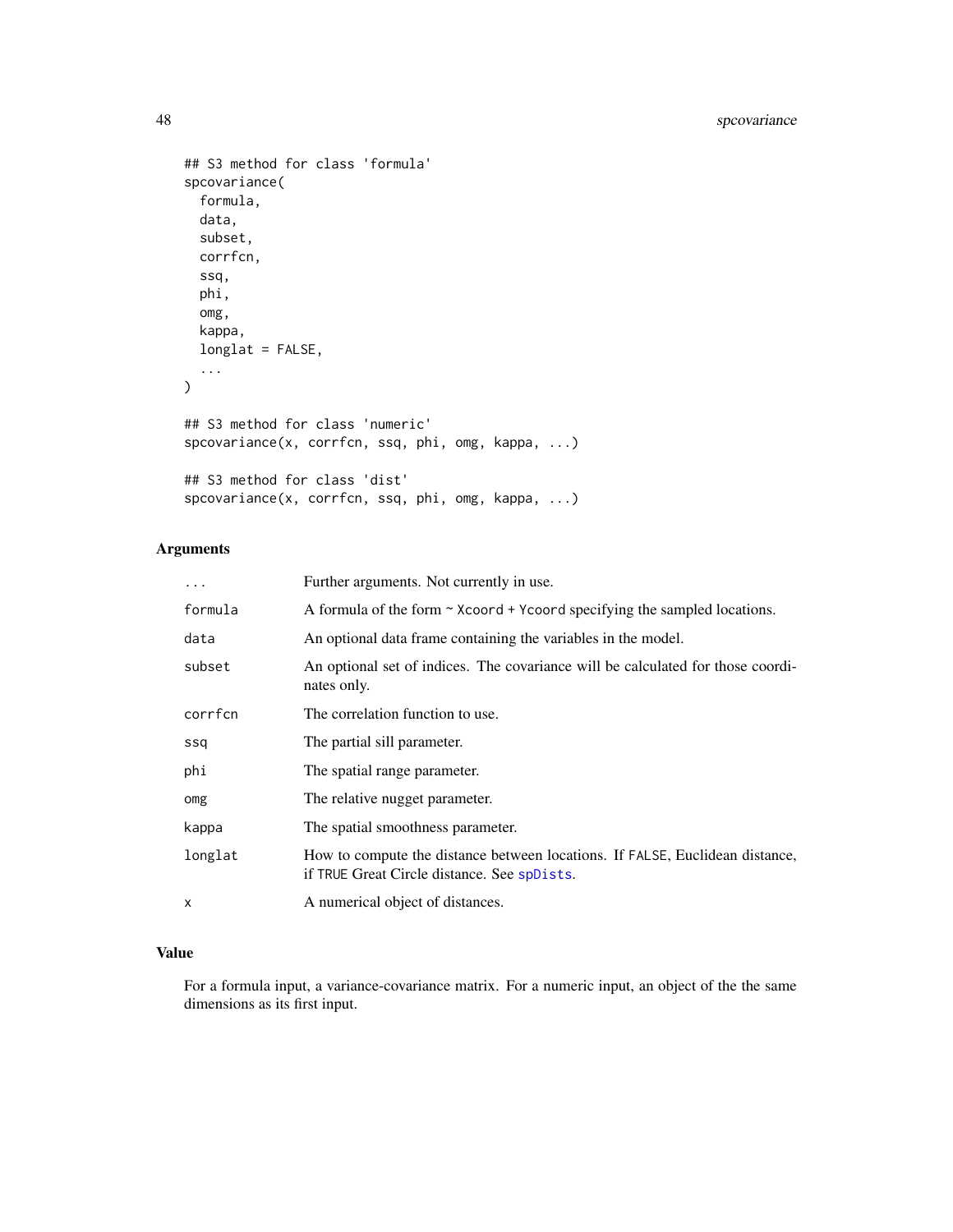```
## S3 method for class 'formula'
spcovariance(
  formula,
  data,
  subset,
  corrfcn,
  ssq,
  phi,
  omg,
  kappa,
  longlat = FALSE,
  ...
)

## S3 method for class 'numeric'
spcovariance(x, corrfcn, ssq, phi, omg, kappa, ...)

## S3 method for class 'dist'
spcovariance(x, corrfcn, ssq, phi, omg, kappa, ...)
```

## Arguments

| | |
|---|---|
| `...` | Further arguments. Not currently in use. |
| `formula` | A formula of the form `~ Xcoord + Ycoord` specifying the sampled locations. |
| `data` | An optional data frame containing the variables in the model. |
| `subset` | An optional set of indices. The covariance will be calculated for those coordinates only. |
| `corrfcn` | The correlation function to use. |
| `ssq` | The partial sill parameter. |
| `phi` | The spatial range parameter. |
| `omg` | The relative nugget parameter. |
| `kappa` | The spatial smoothness parameter. |
| `longlat` | How to compute the distance between locations. If `FALSE`, Euclidean distance, if `TRUE` Great Circle distance. See `spDists`. |
| `x` | A numerical object of distances. |

## Value

For a formula input, a variance-covariance matrix. For a numeric input, an object of the the same dimensions as its first input.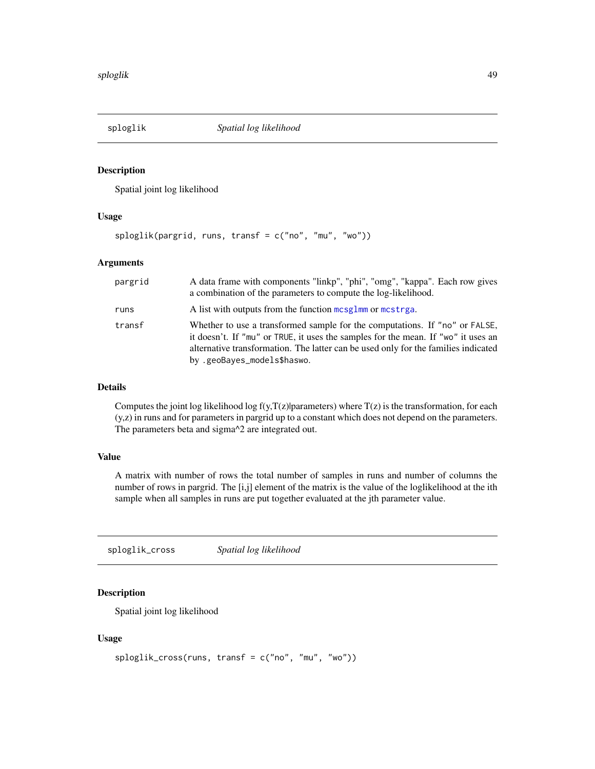## sploglik — *Spatial log likelihood*

### Description

Spatial joint log likelihood

### Usage

```
sploglik(pargrid, runs, transf = c("no", "mu", "wo"))
```

### Arguments

| | |
|---|---|
| pargrid | A data frame with components "linkp", "phi", "omg", "kappa". Each row gives a combination of the parameters to compute the log-likelihood. |
| runs | A list with outputs from the function mcsglmm or mcstrga. |
| transf | Whether to use a transformed sample for the computations. If "no" or FALSE, it doesn't. If "mu" or TRUE, it uses the samples for the mean. If "wo" it uses an alternative transformation. The latter can be used only for the families indicated by .geoBayes_models$haswo. |

### Details

Computes the joint log likelihood log f(y,T(z)|parameters) where T(z) is the transformation, for each (y,z) in runs and for parameters in pargrid up to a constant which does not depend on the parameters. The parameters beta and sigma^2 are integrated out.

### Value

A matrix with number of rows the total number of samples in runs and number of columns the number of rows in pargrid. The [i,j] element of the matrix is the value of the loglikelihood at the ith sample when all samples in runs are put together evaluated at the jth parameter value.

## sploglik_cross — *Spatial log likelihood*

### Description

Spatial joint log likelihood

### Usage

```
sploglik_cross(runs, transf = c("no", "mu", "wo"))
```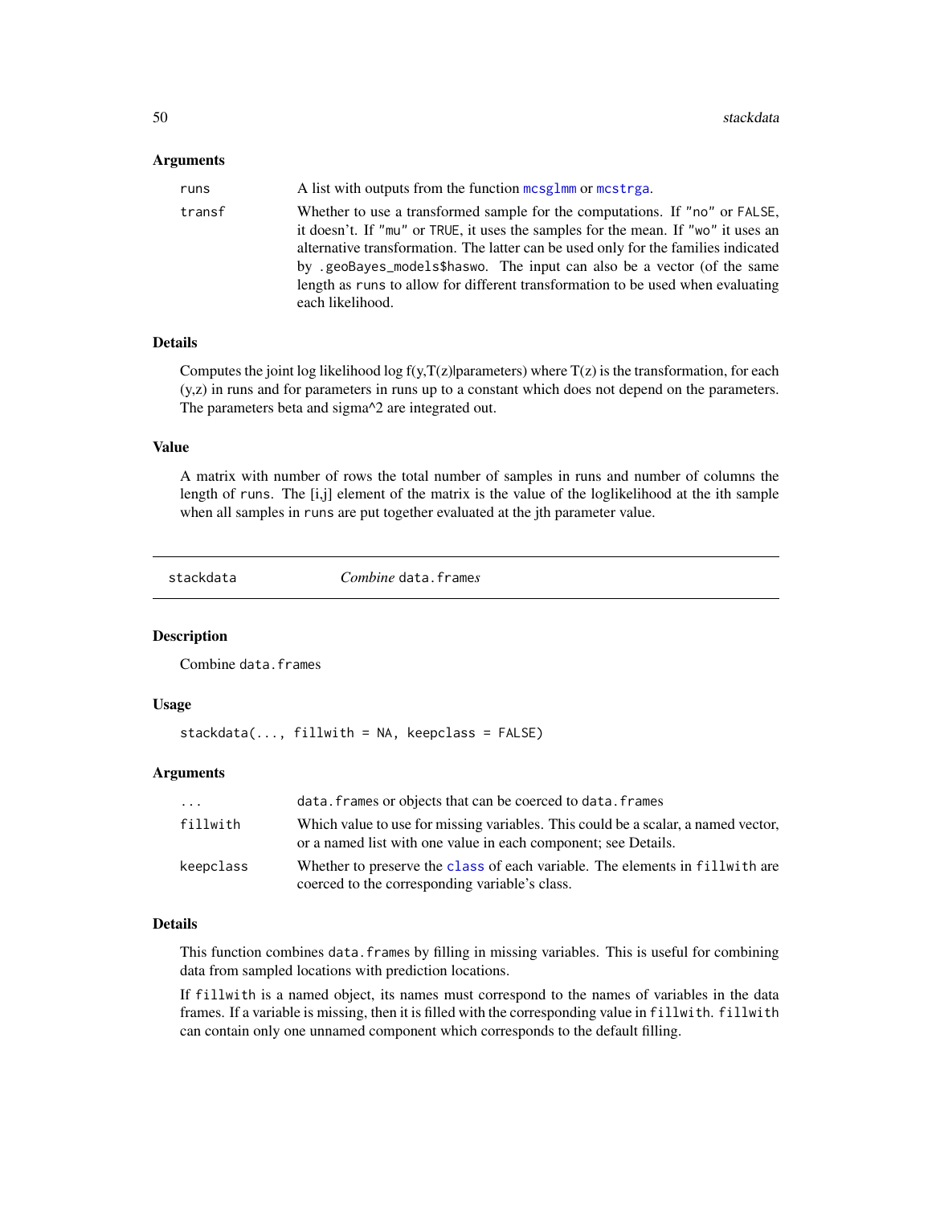### Arguments

| | |
|---|---|
| runs | A list with outputs from the function mcsglmm or mcstrga. |
| transf | Whether to use a transformed sample for the computations. If "no" or FALSE, it doesn't. If "mu" or TRUE, it uses the samples for the mean. If "wo" it uses an alternative transformation. The latter can be used only for the families indicated by .geoBayes_models$haswo. The input can also be a vector (of the same length as runs to allow for different transformation to be used when evaluating each likelihood. |

### Details

Computes the joint log likelihood log f(y,T(z)|parameters) where T(z) is the transformation, for each (y,z) in runs and for parameters in runs up to a constant which does not depend on the parameters. The parameters beta and sigma^2 are integrated out.

### Value

A matrix with number of rows the total number of samples in runs and number of columns the length of runs. The [i,j] element of the matrix is the value of the loglikelihood at the ith sample when all samples in runs are put together evaluated at the jth parameter value.

---

## stackdata — *Combine* data.frames

### Description

Combine data.frames

### Usage

```
stackdata(..., fillwith = NA, keepclass = FALSE)
```

### Arguments

| | |
|---|---|
| ... | data.frames or objects that can be coerced to data.frames |
| fillwith | Which value to use for missing variables. This could be a scalar, a named vector, or a named list with one value in each component; see Details. |
| keepclass | Whether to preserve the class of each variable. The elements in fillwith are coerced to the corresponding variable's class. |

### Details

This function combines data.frames by filling in missing variables. This is useful for combining data from sampled locations with prediction locations.

If fillwith is a named object, its names must correspond to the names of variables in the data frames. If a variable is missing, then it is filled with the corresponding value in fillwith. fillwith can contain only one unnamed component which corresponds to the default filling.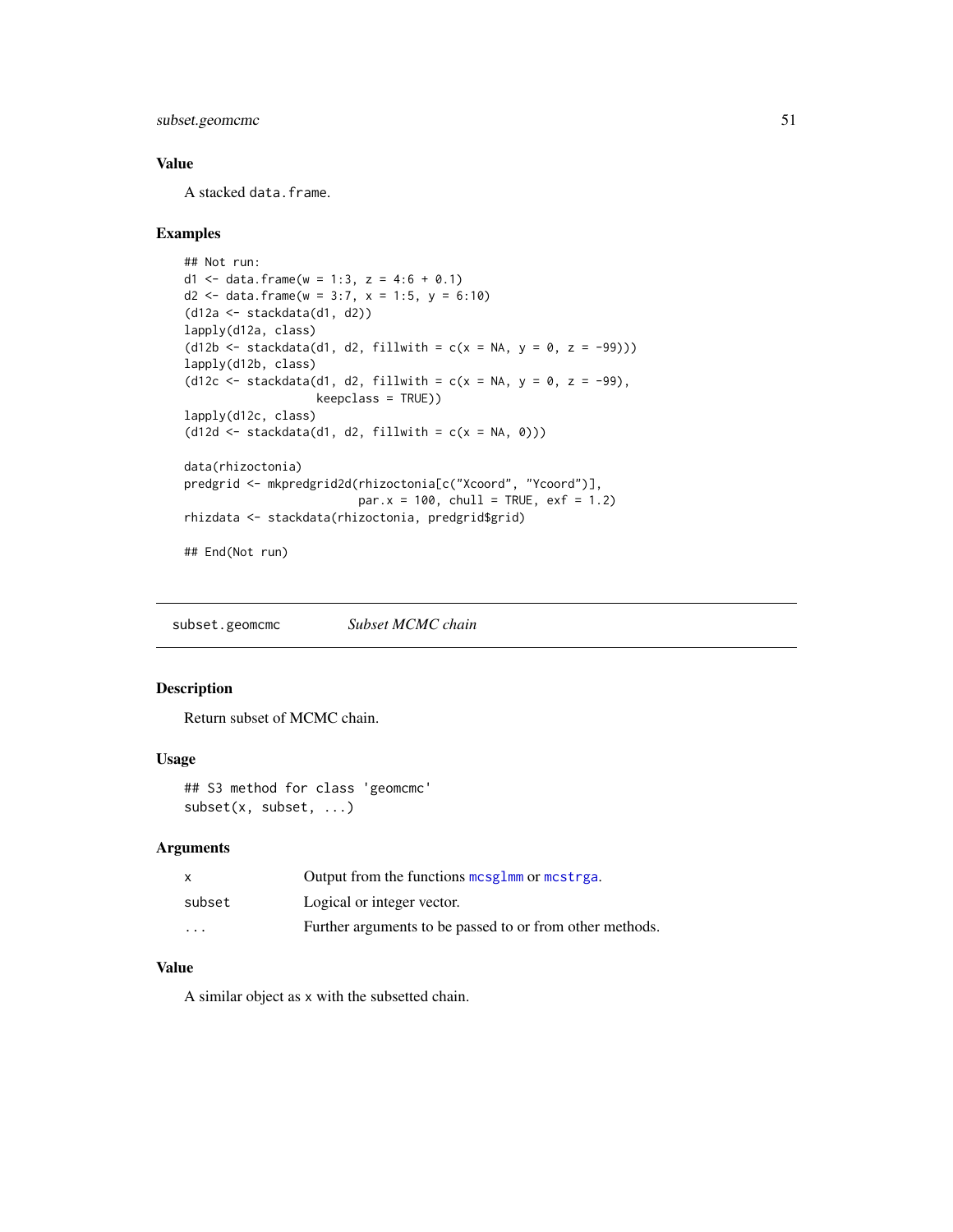## Value

A stacked `data.frame`.

## Examples

```
## Not run:
d1 <- data.frame(w = 1:3, z = 4:6 + 0.1)
d2 <- data.frame(w = 3:7, x = 1:5, y = 6:10)
(d12a <- stackdata(d1, d2))
lapply(d12a, class)
(d12b <- stackdata(d1, d2, fillwith = c(x = NA, y = 0, z = -99)))
lapply(d12b, class)
(d12c <- stackdata(d1, d2, fillwith = c(x = NA, y = 0, z = -99),
                   keepclass = TRUE))
lapply(d12c, class)
(d12d <- stackdata(d1, d2, fillwith = c(x = NA, 0)))

data(rhizoctonia)
predgrid <- mkpredgrid2d(rhizoctonia[c("Xcoord", "Ycoord")],
                         par.x = 100, chull = TRUE, exf = 1.2)
rhizdata <- stackdata(rhizoctonia, predgrid$grid)

## End(Not run)
```

---

# subset.geomcmc    *Subset MCMC chain*

## Description

Return subset of MCMC chain.

## Usage

```
## S3 method for class 'geomcmc'
subset(x, subset, ...)
```

## Arguments

| | |
|---|---|
| `x` | Output from the functions `mcsglmm` or `mcstrga`. |
| `subset` | Logical or integer vector. |
| `...` | Further arguments to be passed to or from other methods. |

## Value

A similar object as `x` with the subsetted chain.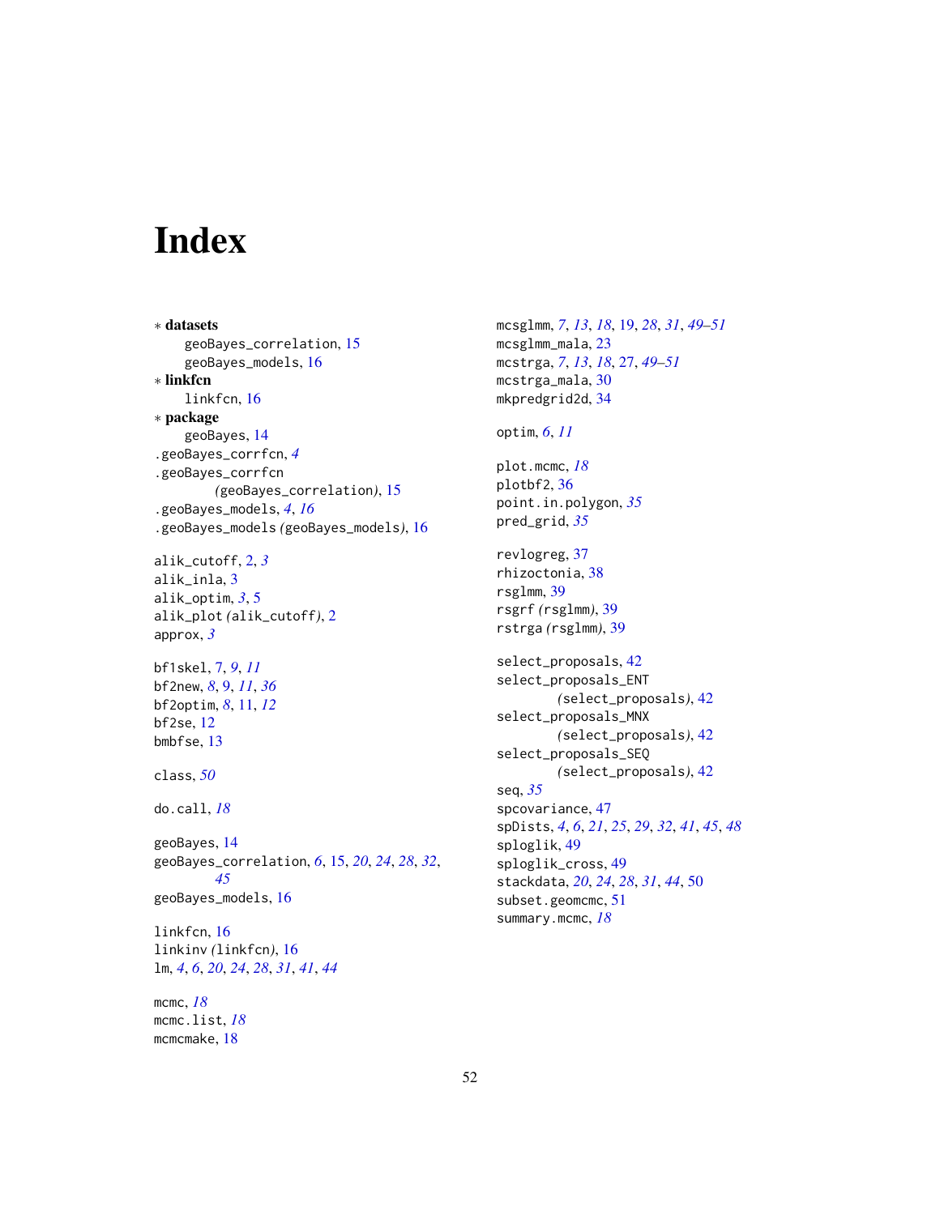# Index

∗ **datasets**
  geoBayes_correlation, 15
  geoBayes_models, 16
∗ **linkfcn**
  linkfcn, 16
∗ **package**
  geoBayes, 14
.geoBayes_corrfcn, *4*
.geoBayes_corrfcn
  *(*geoBayes_correlation*)*, 15
.geoBayes_models, *4*, *16*
.geoBayes_models *(*geoBayes_models*)*, 16

alik_cutoff, 2, *3*
alik_inla, 3
alik_optim, *3*, 5
alik_plot *(*alik_cutoff*)*, 2
approx, *3*

bf1skel, 7, *9*, *11*
bf2new, *8*, 9, *11*, *36*
bf2optim, *8*, 11, *12*
bf2se, 12
bmbfse, 13

class, *50*

do.call, *18*

geoBayes, 14
geoBayes_correlation, *6*, 15, *20*, *24*, *28*, *32*, *45*
geoBayes_models, 16

linkfcn, 16
linkinv *(*linkfcn*)*, 16
lm, *4*, *6*, *20*, *24*, *28*, *31*, *41*, *44*

mcmc, *18*
mcmc.list, *18*
mcmcmake, 18
mcsglmm, *7*, *13*, *18*, 19, *28*, *31*, *49–51*
mcsglmm_mala, 23
mcstrga, *7*, *13*, *18*, 27, *49–51*
mcstrga_mala, 30
mkpredgrid2d, 34

optim, *6*, *11*

plot.mcmc, *18*
plotbf2, 36
point.in.polygon, *35*
pred_grid, *35*

revlogreg, 37
rhizoctonia, 38
rsglmm, 39
rsgrf *(*rsglmm*)*, 39
rstrga *(*rsglmm*)*, 39

select_proposals, 42
select_proposals_ENT
  *(*select_proposals*)*, 42
select_proposals_MNX
  *(*select_proposals*)*, 42
select_proposals_SEQ
  *(*select_proposals*)*, 42
seq, *35*
spcovariance, 47
spDists, *4*, *6*, *21*, *25*, *29*, *32*, *41*, *45*, *48*
sploglik, 49
sploglik_cross, 49
stackdata, *20*, *24*, *28*, *31*, *44*, 50
subset.geomcmc, 51
summary.mcmc, *18*